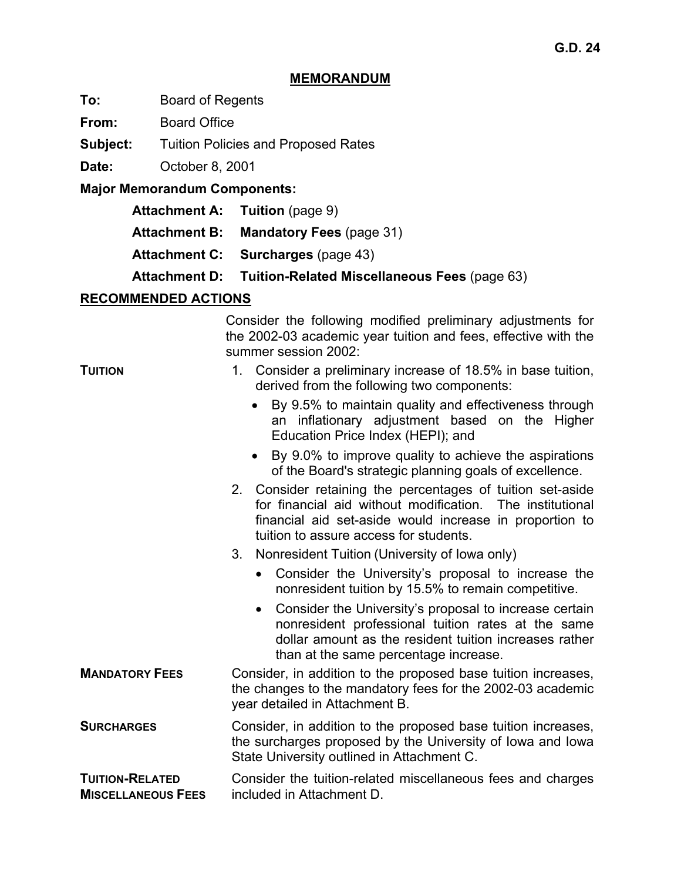G.D. 24

# MEMORANDUM

**To:** Board of Regents

**From:** Board Office

**Subject:** Tuition Policies and Proposed Rates

**Date:** October 8, 2001

**Major Memorandum Components:**

- **Attachment A: Tuition** (page 9)
- **Attachment B: Mandatory Fees** (page 31)
- **Attachment C: Surcharges** (page 43)
- **Attachment D: Tuition-Related Miscellaneous Fees** (page 63)

## RECOMMENDED ACTIONS

Consider the following modified preliminary adjustments for the 2002-03 academic year tuition and fees, effective with the summer session 2002:

**TUITION**

1. Consider a preliminary increase of 18.5% in base tuition, derived from the following two components:
   - By 9.5% to maintain quality and effectiveness through an inflationary adjustment based on the Higher Education Price Index (HEPI); and
   - By 9.0% to improve quality to achieve the aspirations of the Board's strategic planning goals of excellence.
2. Consider retaining the percentages of tuition set-aside for financial aid without modification. The institutional financial aid set-aside would increase in proportion to tuition to assure access for students.
3. Nonresident Tuition (University of Iowa only)
   - Consider the University's proposal to increase the nonresident tuition by 15.5% to remain competitive.
   - Consider the University's proposal to increase certain nonresident professional tuition rates at the same dollar amount as the resident tuition increases rather than at the same percentage increase.

**MANDATORY FEES**

Consider, in addition to the proposed base tuition increases, the changes to the mandatory fees for the 2002-03 academic year detailed in Attachment B.

**SURCHARGES**

Consider, in addition to the proposed base tuition increases, the surcharges proposed by the University of Iowa and Iowa State University outlined in Attachment C.

**TUITION-RELATED MISCELLANEOUS FEES**

Consider the tuition-related miscellaneous fees and charges included in Attachment D.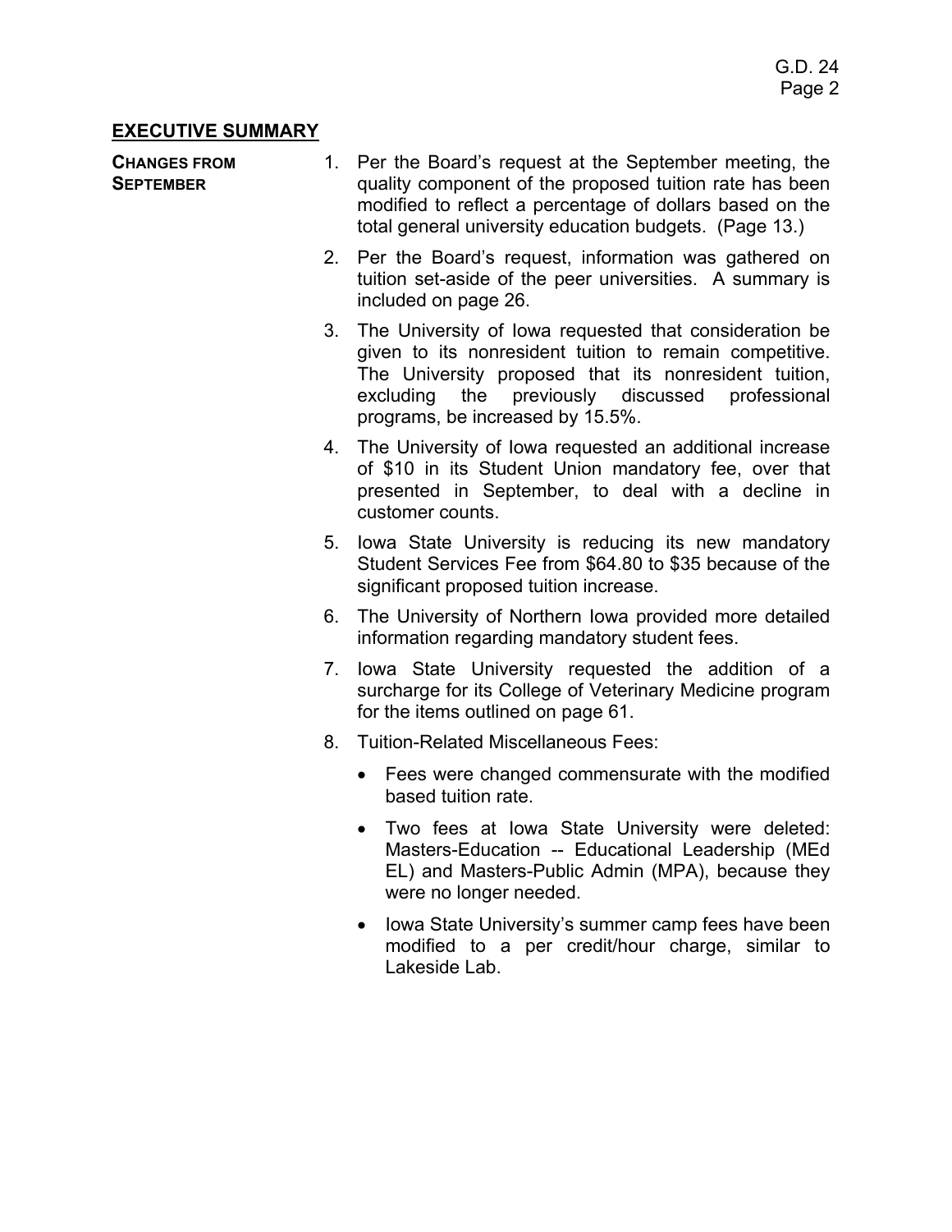## EXECUTIVE SUMMARY

**CHANGES FROM SEPTEMBER**

1. Per the Board's request at the September meeting, the quality component of the proposed tuition rate has been modified to reflect a percentage of dollars based on the total general university education budgets. (Page 13.)

2. Per the Board's request, information was gathered on tuition set-aside of the peer universities. A summary is included on page 26.

3. The University of Iowa requested that consideration be given to its nonresident tuition to remain competitive. The University proposed that its nonresident tuition, excluding the previously discussed professional programs, be increased by 15.5%.

4. The University of Iowa requested an additional increase of $10 in its Student Union mandatory fee, over that presented in September, to deal with a decline in customer counts.

5. Iowa State University is reducing its new mandatory Student Services Fee from $64.80 to $35 because of the significant proposed tuition increase.

6. The University of Northern Iowa provided more detailed information regarding mandatory student fees.

7. Iowa State University requested the addition of a surcharge for its College of Veterinary Medicine program for the items outlined on page 61.

8. Tuition-Related Miscellaneous Fees:

   - Fees were changed commensurate with the modified based tuition rate.
   - Two fees at Iowa State University were deleted: Masters-Education -- Educational Leadership (MEd EL) and Masters-Public Admin (MPA), because they were no longer needed.
   - Iowa State University's summer camp fees have been modified to a per credit/hour charge, similar to Lakeside Lab.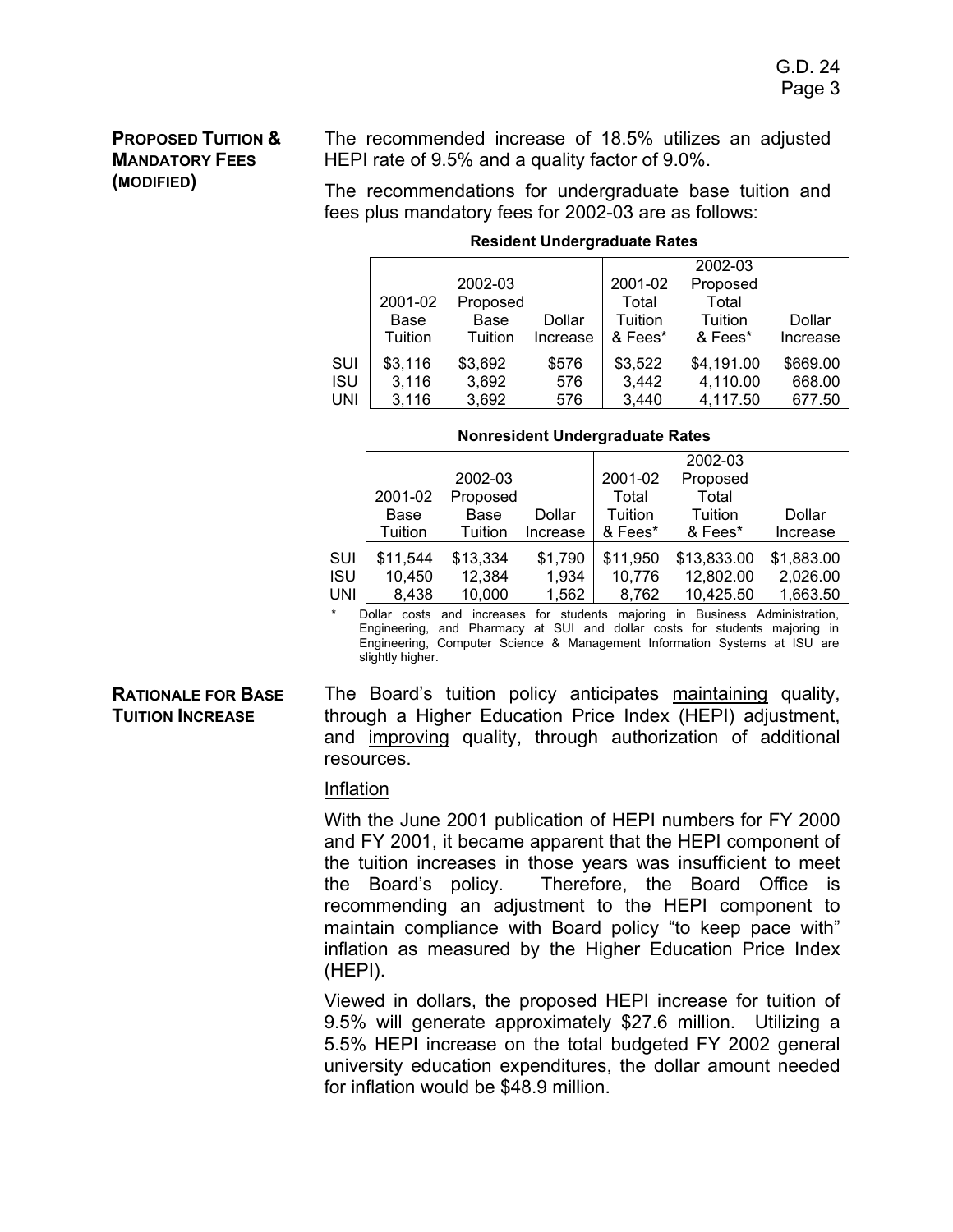**PROPOSED TUITION & MANDATORY FEES (MODIFIED)**

The recommended increase of 18.5% utilizes an adjusted HEPI rate of 9.5% and a quality factor of 9.0%.

The recommendations for undergraduate base tuition and fees plus mandatory fees for 2002-03 are as follows:

**Resident Undergraduate Rates**

| | 2001-02 Base Tuition | 2002-03 Proposed Base Tuition | Dollar Increase | 2001-02 Total Tuition & Fees* | 2002-03 Proposed Total Tuition & Fees* | Dollar Increase |
|---|---|---|---|---|---|---|
| SUI | $3,116 | $3,692 | $576 | $3,522 | $4,191.00 | $669.00 |
| ISU | 3,116 | 3,692 | 576 | 3,442 | 4,110.00 | 668.00 |
| UNI | 3,116 | 3,692 | 576 | 3,440 | 4,117.50 | 677.50 |

**Nonresident Undergraduate Rates**

| | 2001-02 Base Tuition | 2002-03 Proposed Base Tuition | Dollar Increase | 2001-02 Total Tuition & Fees* | 2002-03 Proposed Total Tuition & Fees* | Dollar Increase |
|---|---|---|---|---|---|---|
| SUI | $11,544 | $13,334 | $1,790 | $11,950 | $13,833.00 | $1,883.00 |
| ISU | 10,450 | 12,384 | 1,934 | 10,776 | 12,802.00 | 2,026.00 |
| UNI | 8,438 | 10,000 | 1,562 | 8,762 | 10,425.50 | 1,663.50 |

\* Dollar costs and increases for students majoring in Business Administration, Engineering, and Pharmacy at SUI and dollar costs for students majoring in Engineering, Computer Science & Management Information Systems at ISU are slightly higher.

**RATIONALE FOR BASE TUITION INCREASE**

The Board's tuition policy anticipates maintaining quality, through a Higher Education Price Index (HEPI) adjustment, and improving quality, through authorization of additional resources.

Inflation

With the June 2001 publication of HEPI numbers for FY 2000 and FY 2001, it became apparent that the HEPI component of the tuition increases in those years was insufficient to meet the Board's policy. Therefore, the Board Office is recommending an adjustment to the HEPI component to maintain compliance with Board policy "to keep pace with" inflation as measured by the Higher Education Price Index (HEPI).

Viewed in dollars, the proposed HEPI increase for tuition of 9.5% will generate approximately $27.6 million. Utilizing a 5.5% HEPI increase on the total budgeted FY 2002 general university education expenditures, the dollar amount needed for inflation would be $48.9 million.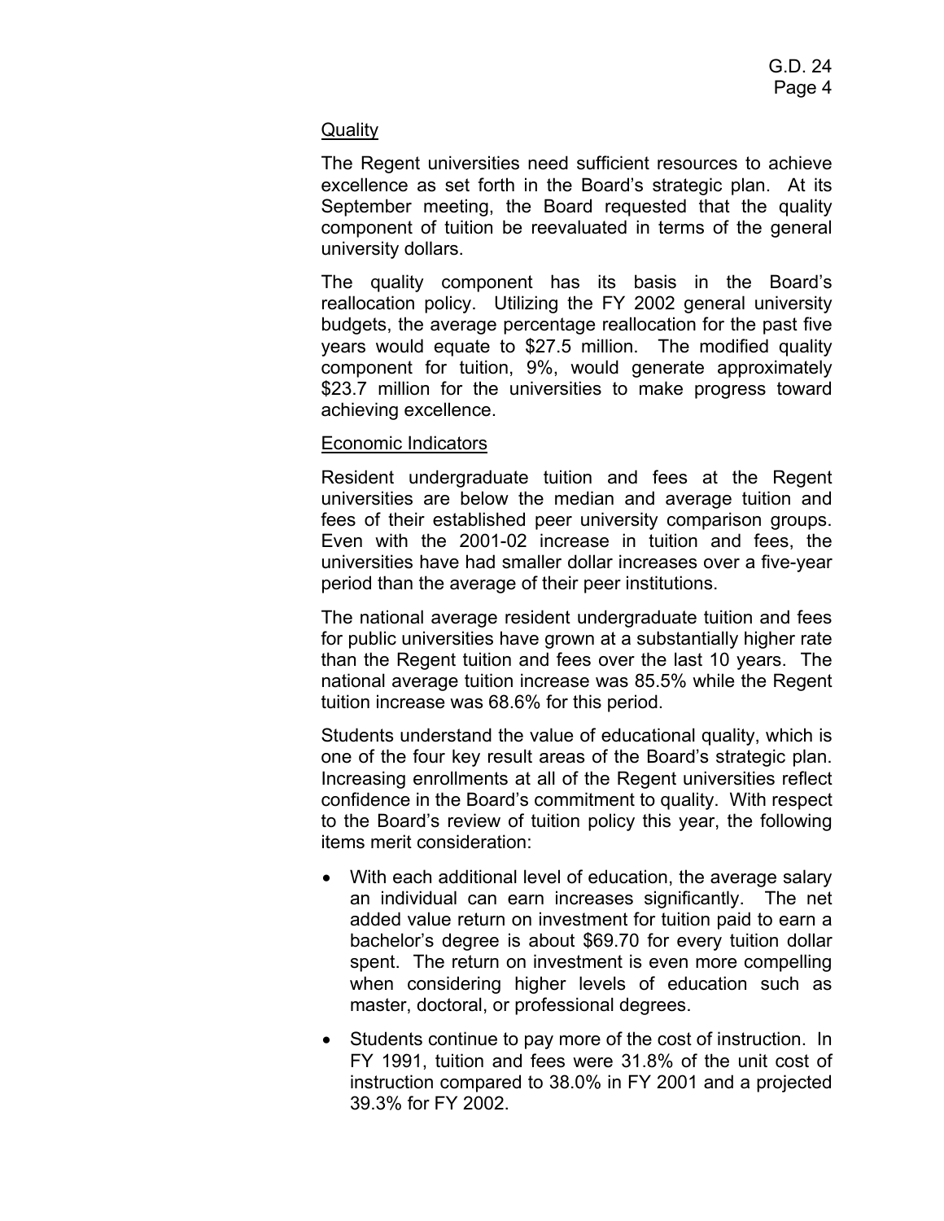### Quality

The Regent universities need sufficient resources to achieve excellence as set forth in the Board's strategic plan. At its September meeting, the Board requested that the quality component of tuition be reevaluated in terms of the general university dollars.

The quality component has its basis in the Board's reallocation policy. Utilizing the FY 2002 general university budgets, the average percentage reallocation for the past five years would equate to $27.5 million. The modified quality component for tuition, 9%, would generate approximately $23.7 million for the universities to make progress toward achieving excellence.

### Economic Indicators

Resident undergraduate tuition and fees at the Regent universities are below the median and average tuition and fees of their established peer university comparison groups. Even with the 2001-02 increase in tuition and fees, the universities have had smaller dollar increases over a five-year period than the average of their peer institutions.

The national average resident undergraduate tuition and fees for public universities have grown at a substantially higher rate than the Regent tuition and fees over the last 10 years. The national average tuition increase was 85.5% while the Regent tuition increase was 68.6% for this period.

Students understand the value of educational quality, which is one of the four key result areas of the Board's strategic plan. Increasing enrollments at all of the Regent universities reflect confidence in the Board's commitment to quality. With respect to the Board's review of tuition policy this year, the following items merit consideration:

- With each additional level of education, the average salary an individual can earn increases significantly. The net added value return on investment for tuition paid to earn a bachelor's degree is about $69.70 for every tuition dollar spent. The return on investment is even more compelling when considering higher levels of education such as master, doctoral, or professional degrees.
- Students continue to pay more of the cost of instruction. In FY 1991, tuition and fees were 31.8% of the unit cost of instruction compared to 38.0% in FY 2001 and a projected 39.3% for FY 2002.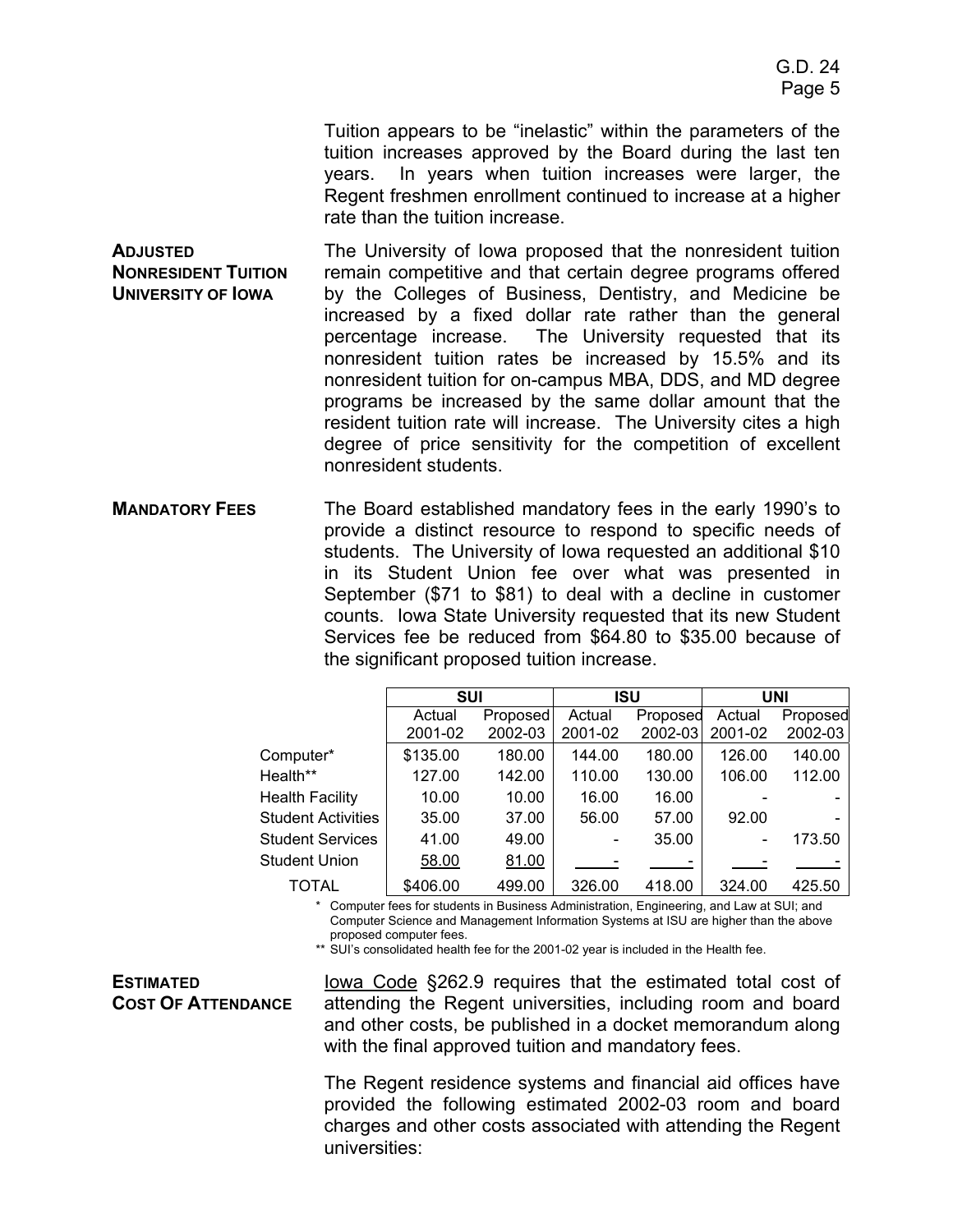Tuition appears to be "inelastic" within the parameters of the tuition increases approved by the Board during the last ten years. In years when tuition increases were larger, the Regent freshmen enrollment continued to increase at a higher rate than the tuition increase.

**ADJUSTED NONRESIDENT TUITION UNIVERSITY OF IOWA**

The University of Iowa proposed that the nonresident tuition remain competitive and that certain degree programs offered by the Colleges of Business, Dentistry, and Medicine be increased by a fixed dollar rate rather than the general percentage increase. The University requested that its nonresident tuition rates be increased by 15.5% and its nonresident tuition for on-campus MBA, DDS, and MD degree programs be increased by the same dollar amount that the resident tuition rate will increase. The University cites a high degree of price sensitivity for the competition of excellent nonresident students.

**MANDATORY FEES**

The Board established mandatory fees in the early 1990's to provide a distinct resource to respond to specific needs of students. The University of Iowa requested an additional $10 in its Student Union fee over what was presented in September ($71 to $81) to deal with a decline in customer counts. Iowa State University requested that its new Student Services fee be reduced from $64.80 to $35.00 because of the significant proposed tuition increase.

| | SUI | | ISU | | UNI | |
|---|---|---|---|---|---|---|
| | Actual 2001-02 | Proposed 2002-03 | Actual 2001-02 | Proposed 2002-03 | Actual 2001-02 | Proposed 2002-03 |
| Computer* | $135.00 | 180.00 | 144.00 | 180.00 | 126.00 | 140.00 |
| Health** | 127.00 | 142.00 | 110.00 | 130.00 | 106.00 | 112.00 |
| Health Facility | 10.00 | 10.00 | 16.00 | 16.00 | - | - |
| Student Activities | 35.00 | 37.00 | 56.00 | 57.00 | 92.00 | - |
| Student Services | 41.00 | 49.00 | - | 35.00 | - | 173.50 |
| Student Union | 58.00 | 81.00 | - | - | - | - |
| TOTAL | $406.00 | 499.00 | 326.00 | 418.00 | 324.00 | 425.50 |

\* Computer fees for students in Business Administration, Engineering, and Law at SUI; and Computer Science and Management Information Systems at ISU are higher than the above proposed computer fees.

\*\* SUI's consolidated health fee for the 2001-02 year is included in the Health fee.

**ESTIMATED COST OF ATTENDANCE**

Iowa Code §262.9 requires that the estimated total cost of attending the Regent universities, including room and board and other costs, be published in a docket memorandum along with the final approved tuition and mandatory fees.

The Regent residence systems and financial aid offices have provided the following estimated 2002-03 room and board charges and other costs associated with attending the Regent universities: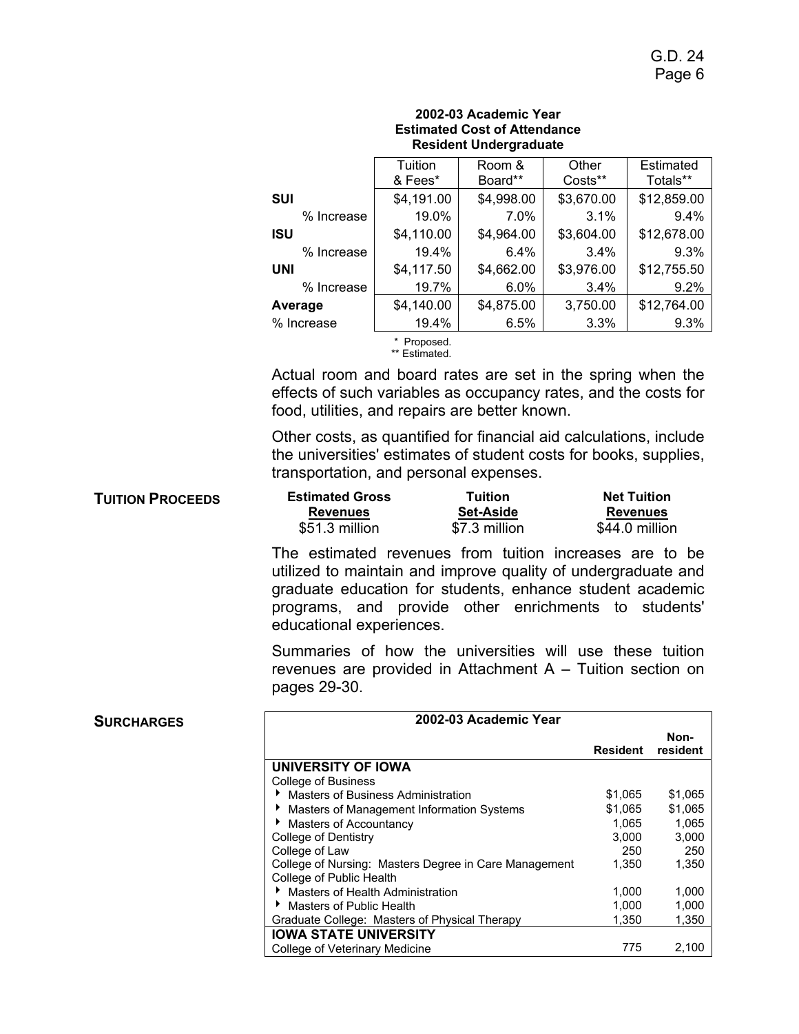**2002-03 Academic Year**
**Estimated Cost of Attendance**
**Resident Undergraduate**

| | Tuition & Fees* | Room & Board** | Other Costs** | Estimated Totals** |
|---|---|---|---|---|
| **SUI** | $4,191.00 | $4,998.00 | $3,670.00 | $12,859.00 |
| % Increase | 19.0% | 7.0% | 3.1% | 9.4% |
| **ISU** | $4,110.00 | $4,964.00 | $3,604.00 | $12,678.00 |
| % Increase | 19.4% | 6.4% | 3.4% | 9.3% |
| **UNI** | $4,117.50 | $4,662.00 | $3,976.00 | $12,755.50 |
| % Increase | 19.7% | 6.0% | 3.4% | 9.2% |
| **Average** | $4,140.00 | $4,875.00 | 3,750.00 | $12,764.00 |
| % Increase | 19.4% | 6.5% | 3.3% | 9.3% |

\* Proposed.
** Estimated.

Actual room and board rates are set in the spring when the effects of such variables as occupancy rates, and the costs for food, utilities, and repairs are better known.

Other costs, as quantified for financial aid calculations, include the universities' estimates of student costs for books, supplies, transportation, and personal expenses.

**TUITION PROCEEDS**

| Estimated Gross Revenues | Tuition Set-Aside | Net Tuition Revenues |
|---|---|---|
| $51.3 million | $7.3 million | $44.0 million |

The estimated revenues from tuition increases are to be utilized to maintain and improve quality of undergraduate and graduate education for students, enhance student academic programs, and provide other enrichments to students' educational experiences.

Summaries of how the universities will use these tuition revenues are provided in Attachment A – Tuition section on pages 29-30.

**SURCHARGES**

| 2002-03 Academic Year | Resident | Non-resident |
|---|---|---|
| **UNIVERSITY OF IOWA** | | |
| College of Business | | |
| ‣ Masters of Business Administration | $1,065 | $1,065 |
| ‣ Masters of Management Information Systems | $1,065 | $1,065 |
| ‣ Masters of Accountancy | 1,065 | 1,065 |
| College of Dentistry | 3,000 | 3,000 |
| College of Law | 250 | 250 |
| College of Nursing: Masters Degree in Care Management | 1,350 | 1,350 |
| College of Public Health | | |
| ‣ Masters of Health Administration | 1,000 | 1,000 |
| ‣ Masters of Public Health | 1,000 | 1,000 |
| Graduate College: Masters of Physical Therapy | 1,350 | 1,350 |
| **IOWA STATE UNIVERSITY** | | |
| College of Veterinary Medicine | 775 | 2,100 |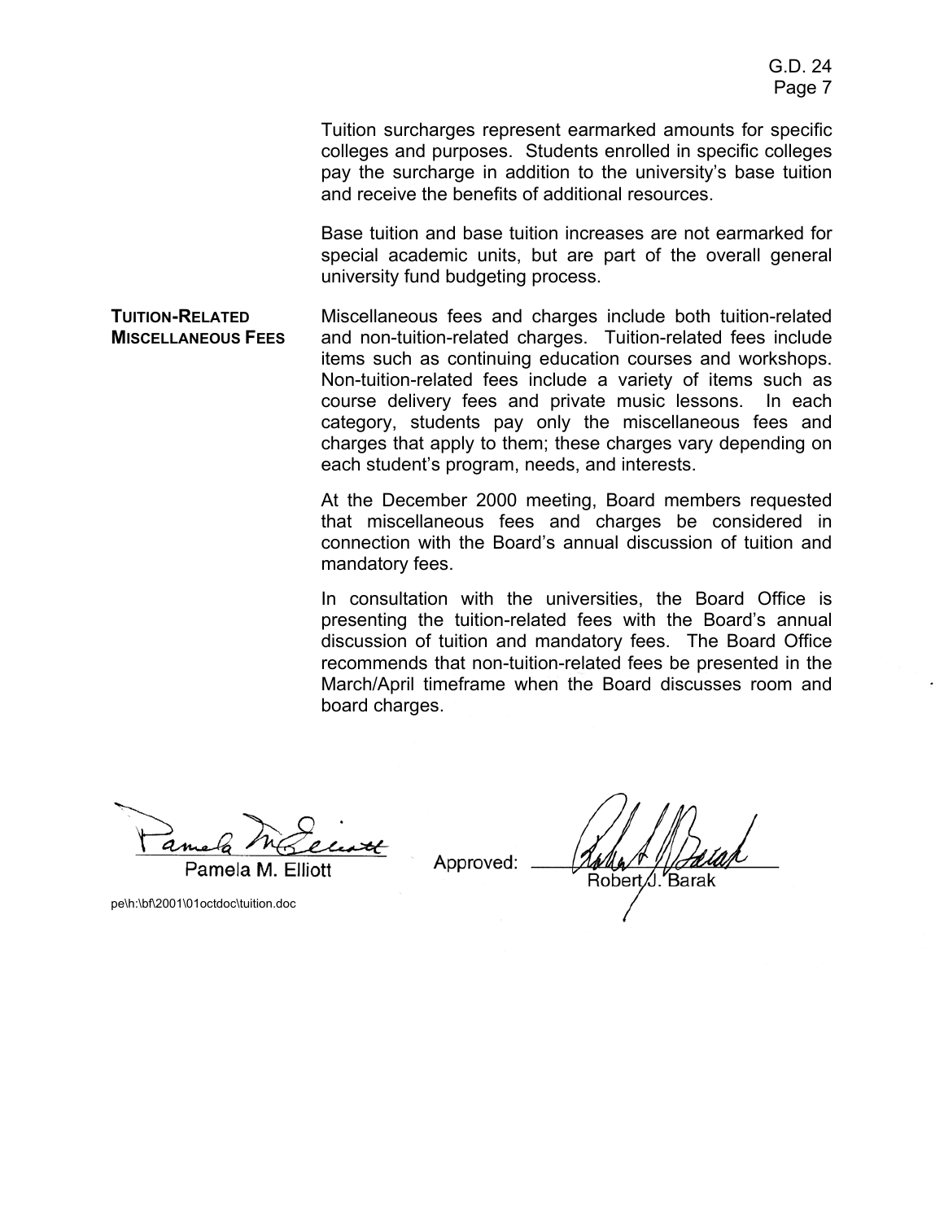Tuition surcharges represent earmarked amounts for specific colleges and purposes. Students enrolled in specific colleges pay the surcharge in addition to the university's base tuition and receive the benefits of additional resources.

Base tuition and base tuition increases are not earmarked for special academic units, but are part of the overall general university fund budgeting process.

**TUITION-RELATED MISCELLANEOUS FEES**

Miscellaneous fees and charges include both tuition-related and non-tuition-related charges. Tuition-related fees include items such as continuing education courses and workshops. Non-tuition-related fees include a variety of items such as course delivery fees and private music lessons. In each category, students pay only the miscellaneous fees and charges that apply to them; these charges vary depending on each student's program, needs, and interests.

At the December 2000 meeting, Board members requested that miscellaneous fees and charges be considered in connection with the Board's annual discussion of tuition and mandatory fees.

In consultation with the universities, the Board Office is presenting the tuition-related fees with the Board's annual discussion of tuition and mandatory fees. The Board Office recommends that non-tuition-related fees be presented in the March/April timeframe when the Board discusses room and board charges.

Pamela M. Elliott

Approved: Robert J. Barak

pe\h:\bf\2001\01octdoc\tuition.doc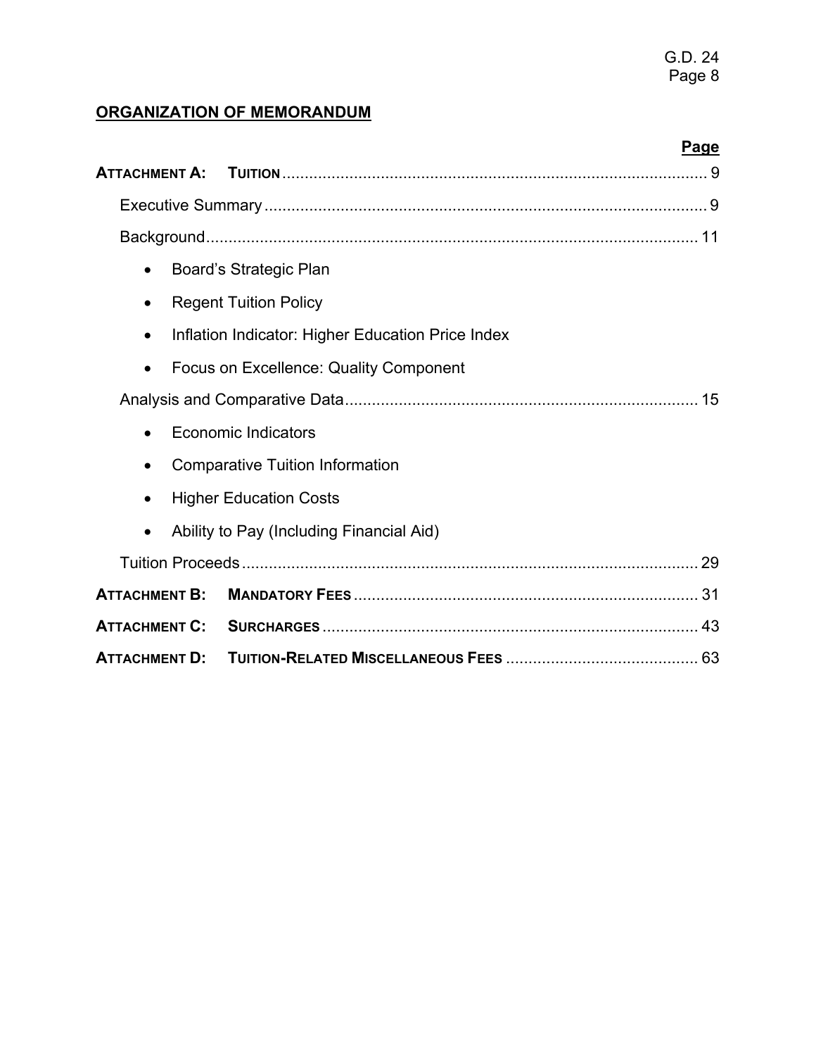## ORGANIZATION OF MEMORANDUM

| | Page |
|---|---|
| **ATTACHMENT A: TUITION** | 9 |
| Executive Summary | 9 |
| Background | 11 |
| • Board's Strategic Plan | |
| • Regent Tuition Policy | |
| • Inflation Indicator: Higher Education Price Index | |
| • Focus on Excellence: Quality Component | |
| Analysis and Comparative Data | 15 |
| • Economic Indicators | |
| • Comparative Tuition Information | |
| • Higher Education Costs | |
| • Ability to Pay (Including Financial Aid) | |
| Tuition Proceeds | 29 |
| **ATTACHMENT B: MANDATORY FEES** | 31 |
| **ATTACHMENT C: SURCHARGES** | 43 |
| **ATTACHMENT D: TUITION-RELATED MISCELLANEOUS FEES** | 63 |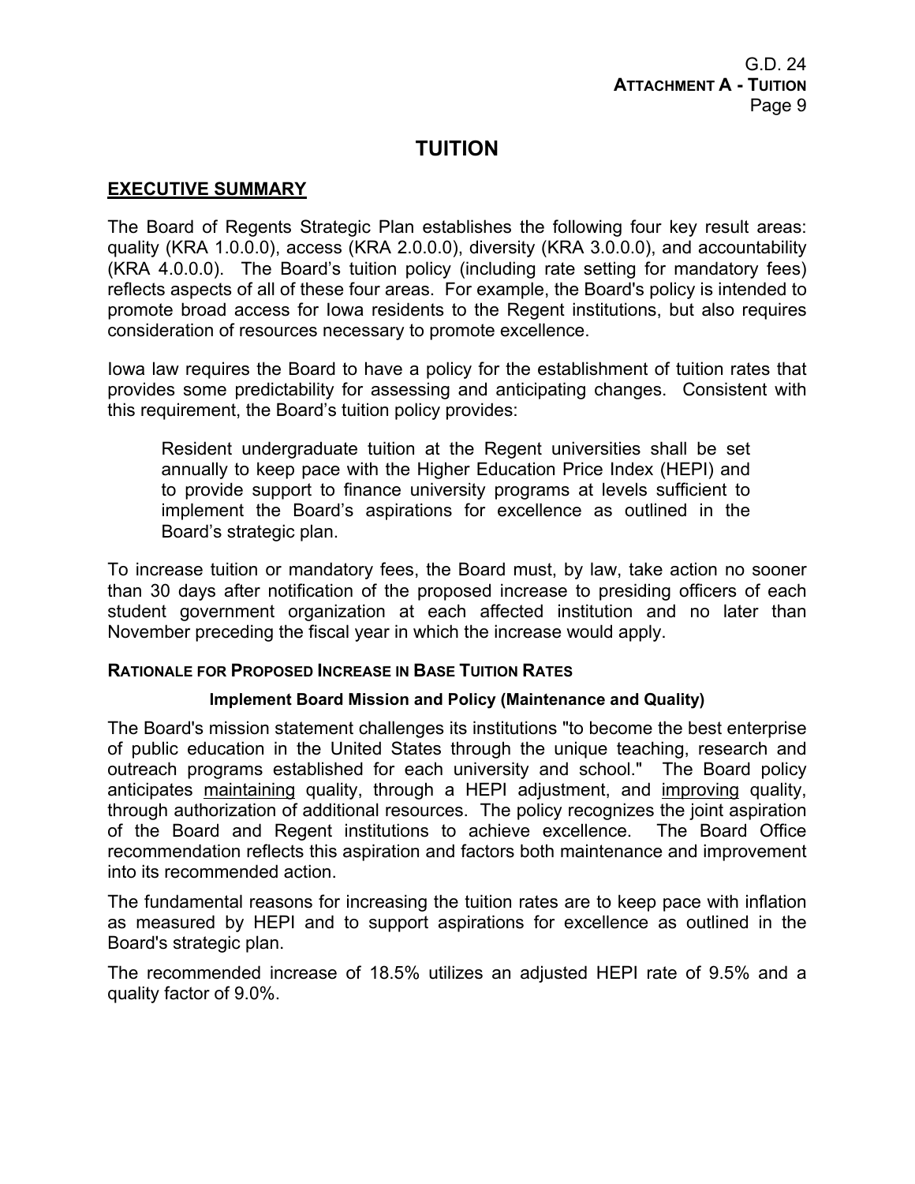# TUITION

## EXECUTIVE SUMMARY

The Board of Regents Strategic Plan establishes the following four key result areas: quality (KRA 1.0.0.0), access (KRA 2.0.0.0), diversity (KRA 3.0.0.0), and accountability (KRA 4.0.0.0). The Board's tuition policy (including rate setting for mandatory fees) reflects aspects of all of these four areas. For example, the Board's policy is intended to promote broad access for Iowa residents to the Regent institutions, but also requires consideration of resources necessary to promote excellence.

Iowa law requires the Board to have a policy for the establishment of tuition rates that provides some predictability for assessing and anticipating changes. Consistent with this requirement, the Board's tuition policy provides:

> Resident undergraduate tuition at the Regent universities shall be set annually to keep pace with the Higher Education Price Index (HEPI) and to provide support to finance university programs at levels sufficient to implement the Board's aspirations for excellence as outlined in the Board's strategic plan.

To increase tuition or mandatory fees, the Board must, by law, take action no sooner than 30 days after notification of the proposed increase to presiding officers of each student government organization at each affected institution and no later than November preceding the fiscal year in which the increase would apply.

### RATIONALE FOR PROPOSED INCREASE IN BASE TUITION RATES

#### Implement Board Mission and Policy (Maintenance and Quality)

The Board's mission statement challenges its institutions "to become the best enterprise of public education in the United States through the unique teaching, research and outreach programs established for each university and school." The Board policy anticipates maintaining quality, through a HEPI adjustment, and improving quality, through authorization of additional resources. The policy recognizes the joint aspiration of the Board and Regent institutions to achieve excellence. The Board Office recommendation reflects this aspiration and factors both maintenance and improvement into its recommended action.

The fundamental reasons for increasing the tuition rates are to keep pace with inflation as measured by HEPI and to support aspirations for excellence as outlined in the Board's strategic plan.

The recommended increase of 18.5% utilizes an adjusted HEPI rate of 9.5% and a quality factor of 9.0%.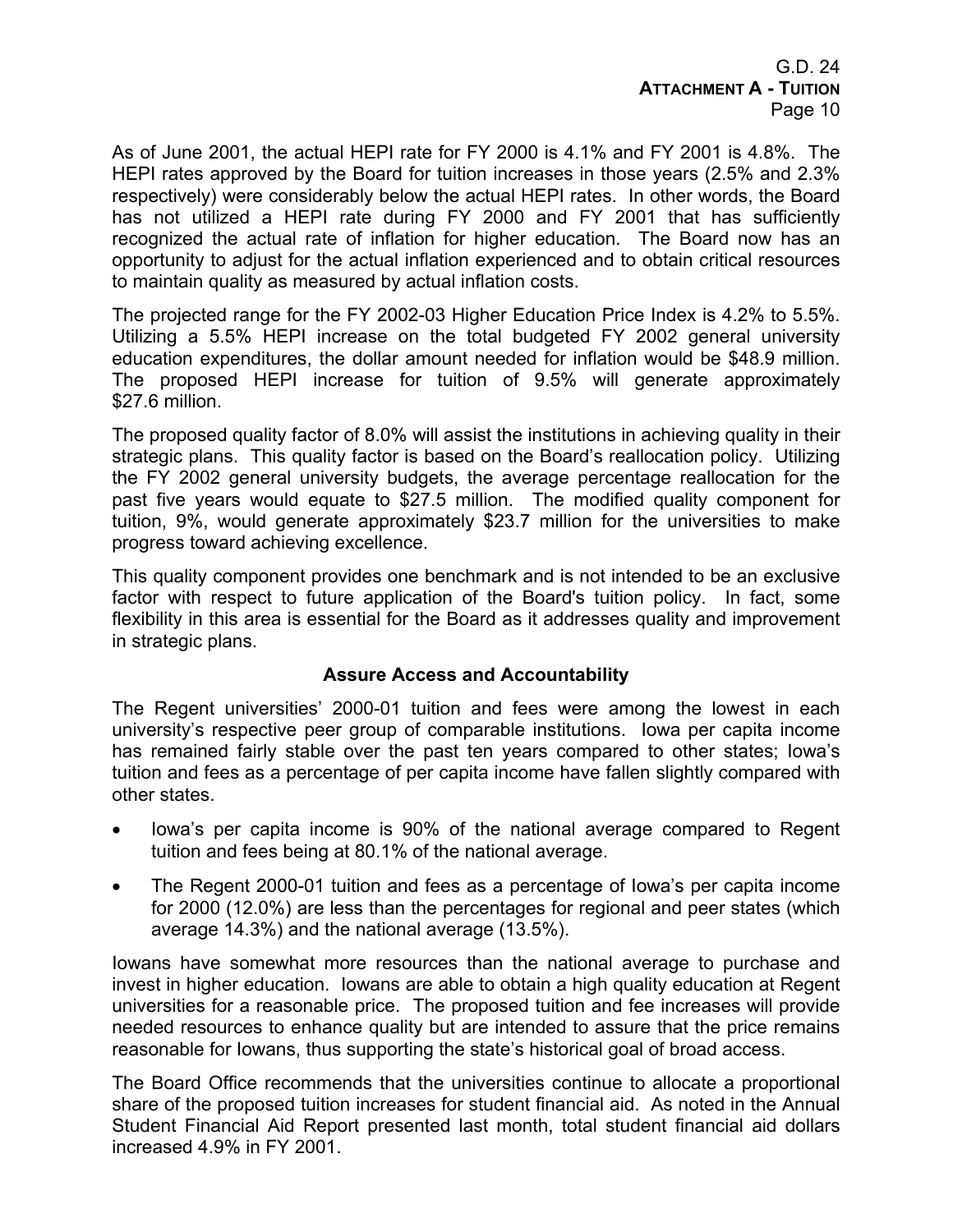As of June 2001, the actual HEPI rate for FY 2000 is 4.1% and FY 2001 is 4.8%. The HEPI rates approved by the Board for tuition increases in those years (2.5% and 2.3% respectively) were considerably below the actual HEPI rates. In other words, the Board has not utilized a HEPI rate during FY 2000 and FY 2001 that has sufficiently recognized the actual rate of inflation for higher education. The Board now has an opportunity to adjust for the actual inflation experienced and to obtain critical resources to maintain quality as measured by actual inflation costs.

The projected range for the FY 2002-03 Higher Education Price Index is 4.2% to 5.5%. Utilizing a 5.5% HEPI increase on the total budgeted FY 2002 general university education expenditures, the dollar amount needed for inflation would be $48.9 million. The proposed HEPI increase for tuition of 9.5% will generate approximately $27.6 million.

The proposed quality factor of 8.0% will assist the institutions in achieving quality in their strategic plans. This quality factor is based on the Board's reallocation policy. Utilizing the FY 2002 general university budgets, the average percentage reallocation for the past five years would equate to $27.5 million. The modified quality component for tuition, 9%, would generate approximately $23.7 million for the universities to make progress toward achieving excellence.

This quality component provides one benchmark and is not intended to be an exclusive factor with respect to future application of the Board's tuition policy. In fact, some flexibility in this area is essential for the Board as it addresses quality and improvement in strategic plans.

### Assure Access and Accountability

The Regent universities' 2000-01 tuition and fees were among the lowest in each university's respective peer group of comparable institutions. Iowa per capita income has remained fairly stable over the past ten years compared to other states; Iowa's tuition and fees as a percentage of per capita income have fallen slightly compared with other states.

- Iowa's per capita income is 90% of the national average compared to Regent tuition and fees being at 80.1% of the national average.
- The Regent 2000-01 tuition and fees as a percentage of Iowa's per capita income for 2000 (12.0%) are less than the percentages for regional and peer states (which average 14.3%) and the national average (13.5%).

Iowans have somewhat more resources than the national average to purchase and invest in higher education. Iowans are able to obtain a high quality education at Regent universities for a reasonable price. The proposed tuition and fee increases will provide needed resources to enhance quality but are intended to assure that the price remains reasonable for Iowans, thus supporting the state's historical goal of broad access.

The Board Office recommends that the universities continue to allocate a proportional share of the proposed tuition increases for student financial aid. As noted in the Annual Student Financial Aid Report presented last month, total student financial aid dollars increased 4.9% in FY 2001.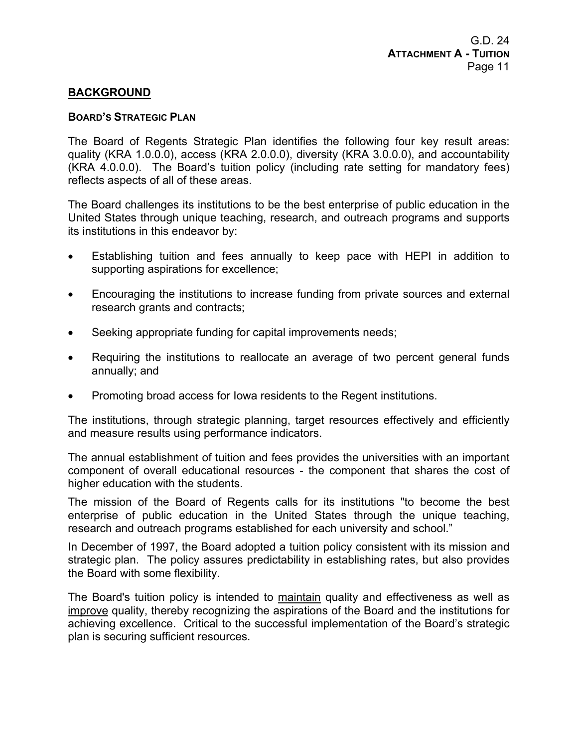## BACKGROUND

### BOARD'S STRATEGIC PLAN

The Board of Regents Strategic Plan identifies the following four key result areas: quality (KRA 1.0.0.0), access (KRA 2.0.0.0), diversity (KRA 3.0.0.0), and accountability (KRA 4.0.0.0). The Board's tuition policy (including rate setting for mandatory fees) reflects aspects of all of these areas.

The Board challenges its institutions to be the best enterprise of public education in the United States through unique teaching, research, and outreach programs and supports its institutions in this endeavor by:

- Establishing tuition and fees annually to keep pace with HEPI in addition to supporting aspirations for excellence;
- Encouraging the institutions to increase funding from private sources and external research grants and contracts;
- Seeking appropriate funding for capital improvements needs;
- Requiring the institutions to reallocate an average of two percent general funds annually; and
- Promoting broad access for Iowa residents to the Regent institutions.

The institutions, through strategic planning, target resources effectively and efficiently and measure results using performance indicators.

The annual establishment of tuition and fees provides the universities with an important component of overall educational resources - the component that shares the cost of higher education with the students.

The mission of the Board of Regents calls for its institutions "to become the best enterprise of public education in the United States through the unique teaching, research and outreach programs established for each university and school."

In December of 1997, the Board adopted a tuition policy consistent with its mission and strategic plan. The policy assures predictability in establishing rates, but also provides the Board with some flexibility.

The Board's tuition policy is intended to <u>maintain</u> quality and effectiveness as well as <u>improve</u> quality, thereby recognizing the aspirations of the Board and the institutions for achieving excellence. Critical to the successful implementation of the Board's strategic plan is securing sufficient resources.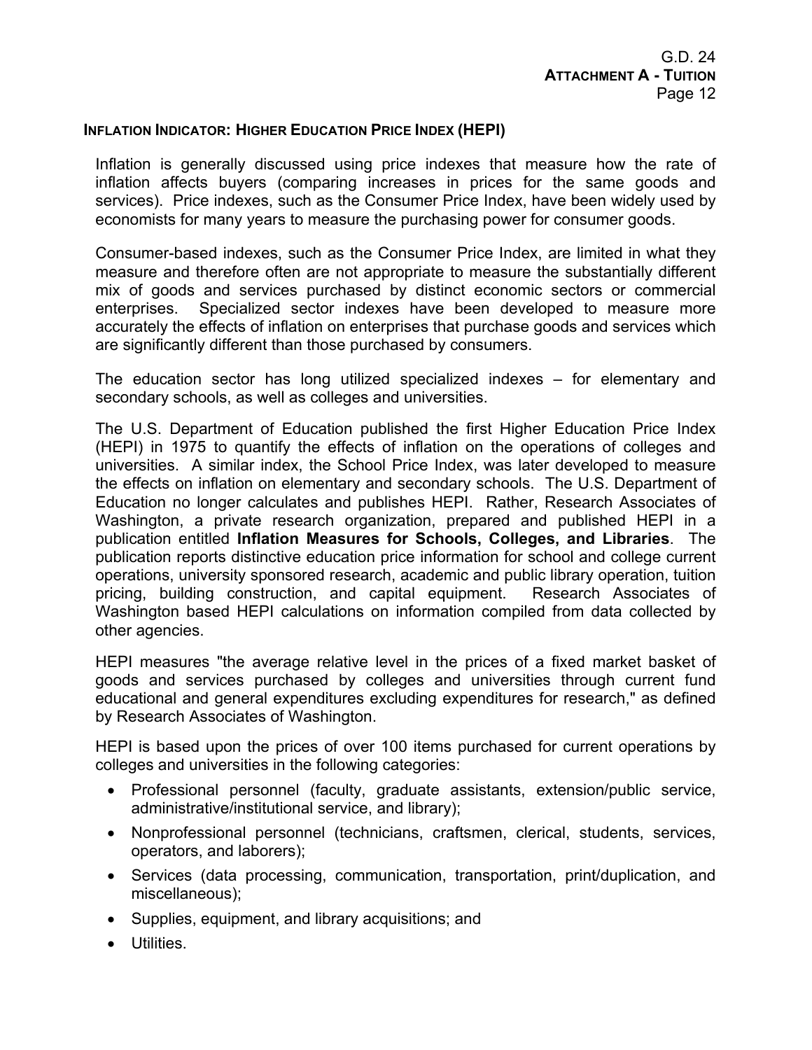### INFLATION INDICATOR: HIGHER EDUCATION PRICE INDEX (HEPI)

Inflation is generally discussed using price indexes that measure how the rate of inflation affects buyers (comparing increases in prices for the same goods and services). Price indexes, such as the Consumer Price Index, have been widely used by economists for many years to measure the purchasing power for consumer goods.

Consumer-based indexes, such as the Consumer Price Index, are limited in what they measure and therefore often are not appropriate to measure the substantially different mix of goods and services purchased by distinct economic sectors or commercial enterprises. Specialized sector indexes have been developed to measure more accurately the effects of inflation on enterprises that purchase goods and services which are significantly different than those purchased by consumers.

The education sector has long utilized specialized indexes – for elementary and secondary schools, as well as colleges and universities.

The U.S. Department of Education published the first Higher Education Price Index (HEPI) in 1975 to quantify the effects of inflation on the operations of colleges and universities. A similar index, the School Price Index, was later developed to measure the effects on inflation on elementary and secondary schools. The U.S. Department of Education no longer calculates and publishes HEPI. Rather, Research Associates of Washington, a private research organization, prepared and published HEPI in a publication entitled **Inflation Measures for Schools, Colleges, and Libraries**. The publication reports distinctive education price information for school and college current operations, university sponsored research, academic and public library operation, tuition pricing, building construction, and capital equipment. Research Associates of Washington based HEPI calculations on information compiled from data collected by other agencies.

HEPI measures "the average relative level in the prices of a fixed market basket of goods and services purchased by colleges and universities through current fund educational and general expenditures excluding expenditures for research," as defined by Research Associates of Washington.

HEPI is based upon the prices of over 100 items purchased for current operations by colleges and universities in the following categories:

- Professional personnel (faculty, graduate assistants, extension/public service, administrative/institutional service, and library);
- Nonprofessional personnel (technicians, craftsmen, clerical, students, services, operators, and laborers);
- Services (data processing, communication, transportation, print/duplication, and miscellaneous);
- Supplies, equipment, and library acquisitions; and
- Utilities.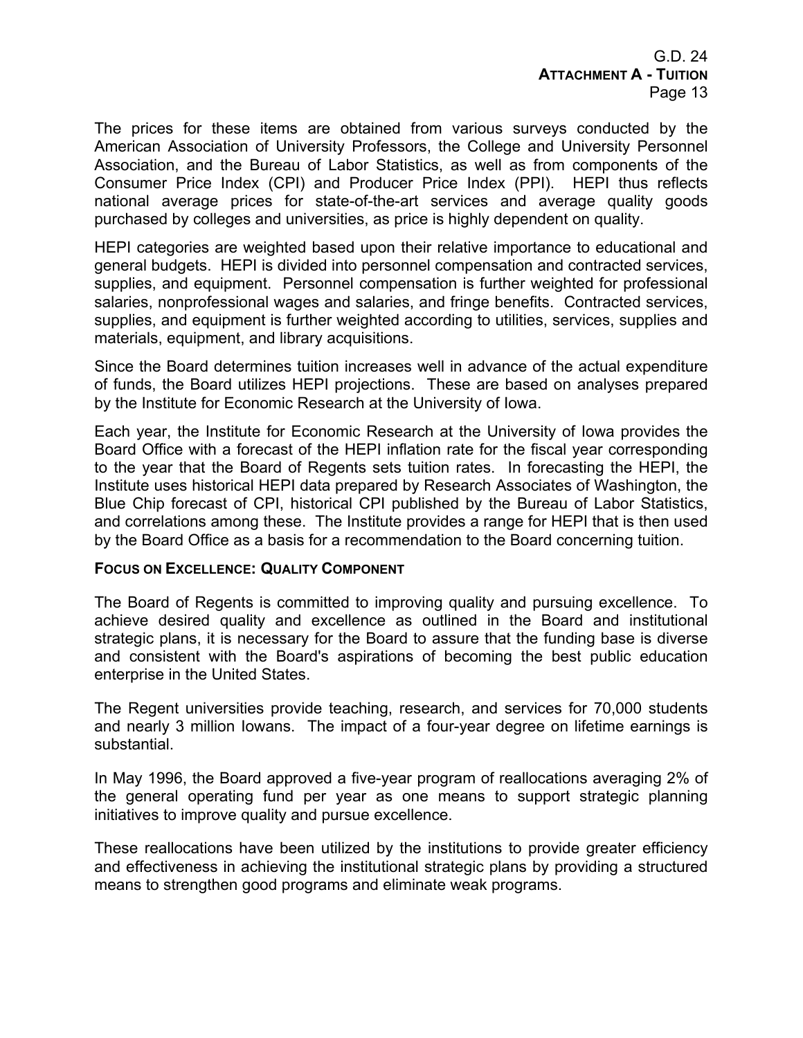The prices for these items are obtained from various surveys conducted by the American Association of University Professors, the College and University Personnel Association, and the Bureau of Labor Statistics, as well as from components of the Consumer Price Index (CPI) and Producer Price Index (PPI). HEPI thus reflects national average prices for state-of-the-art services and average quality goods purchased by colleges and universities, as price is highly dependent on quality.

HEPI categories are weighted based upon their relative importance to educational and general budgets. HEPI is divided into personnel compensation and contracted services, supplies, and equipment. Personnel compensation is further weighted for professional salaries, nonprofessional wages and salaries, and fringe benefits. Contracted services, supplies, and equipment is further weighted according to utilities, services, supplies and materials, equipment, and library acquisitions.

Since the Board determines tuition increases well in advance of the actual expenditure of funds, the Board utilizes HEPI projections. These are based on analyses prepared by the Institute for Economic Research at the University of Iowa.

Each year, the Institute for Economic Research at the University of Iowa provides the Board Office with a forecast of the HEPI inflation rate for the fiscal year corresponding to the year that the Board of Regents sets tuition rates. In forecasting the HEPI, the Institute uses historical HEPI data prepared by Research Associates of Washington, the Blue Chip forecast of CPI, historical CPI published by the Bureau of Labor Statistics, and correlations among these. The Institute provides a range for HEPI that is then used by the Board Office as a basis for a recommendation to the Board concerning tuition.

**FOCUS ON EXCELLENCE: QUALITY COMPONENT**

The Board of Regents is committed to improving quality and pursuing excellence. To achieve desired quality and excellence as outlined in the Board and institutional strategic plans, it is necessary for the Board to assure that the funding base is diverse and consistent with the Board's aspirations of becoming the best public education enterprise in the United States.

The Regent universities provide teaching, research, and services for 70,000 students and nearly 3 million Iowans. The impact of a four-year degree on lifetime earnings is substantial.

In May 1996, the Board approved a five-year program of reallocations averaging 2% of the general operating fund per year as one means to support strategic planning initiatives to improve quality and pursue excellence.

These reallocations have been utilized by the institutions to provide greater efficiency and effectiveness in achieving the institutional strategic plans by providing a structured means to strengthen good programs and eliminate weak programs.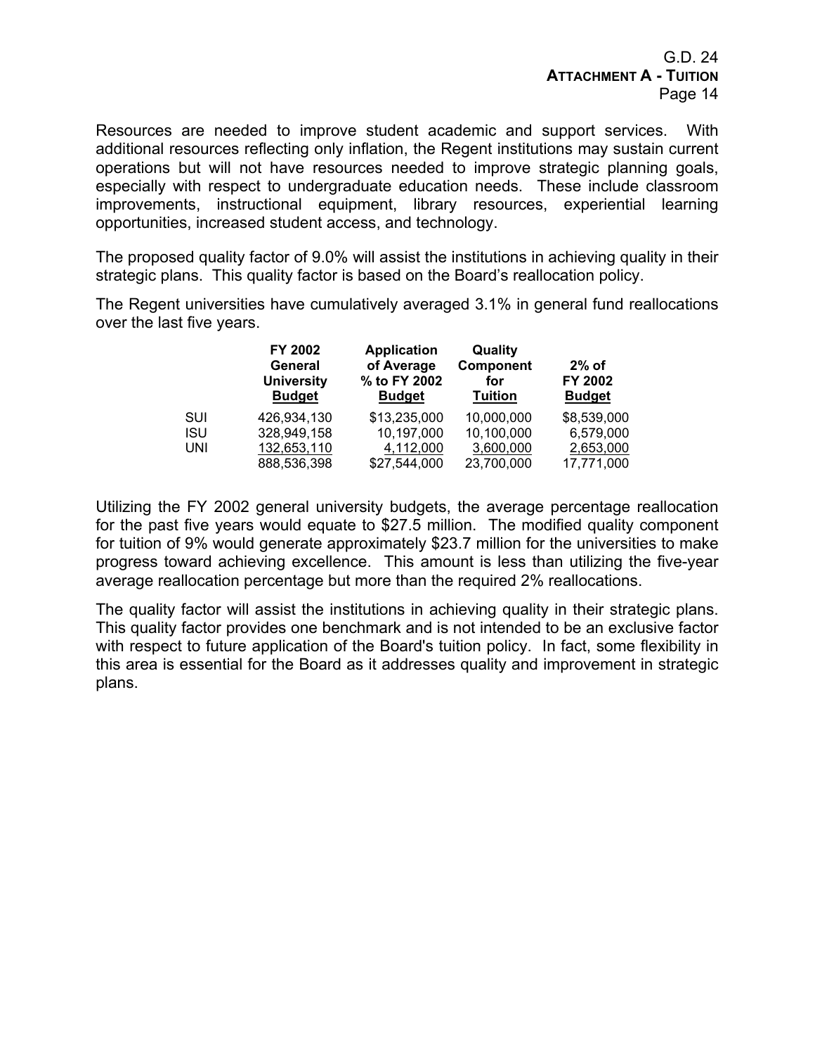Resources are needed to improve student academic and support services. With additional resources reflecting only inflation, the Regent institutions may sustain current operations but will not have resources needed to improve strategic planning goals, especially with respect to undergraduate education needs. These include classroom improvements, instructional equipment, library resources, experiential learning opportunities, increased student access, and technology.

The proposed quality factor of 9.0% will assist the institutions in achieving quality in their strategic plans. This quality factor is based on the Board's reallocation policy.

The Regent universities have cumulatively averaged 3.1% in general fund reallocations over the last five years.

| | FY 2002 General University Budget | Application of Average % to FY 2002 Budget | Quality Component for Tuition | 2% of FY 2002 Budget |
|---|---|---|---|---|
| SUI | 426,934,130 | $13,235,000 | 10,000,000 | $8,539,000 |
| ISU | 328,949,158 | 10,197,000 | 10,100,000 | 6,579,000 |
| UNI | 132,653,110 | 4,112,000 | 3,600,000 | 2,653,000 |
| | 888,536,398 | $27,544,000 | 23,700,000 | 17,771,000 |

Utilizing the FY 2002 general university budgets, the average percentage reallocation for the past five years would equate to $27.5 million. The modified quality component for tuition of 9% would generate approximately $23.7 million for the universities to make progress toward achieving excellence. This amount is less than utilizing the five-year average reallocation percentage but more than the required 2% reallocations.

The quality factor will assist the institutions in achieving quality in their strategic plans. This quality factor provides one benchmark and is not intended to be an exclusive factor with respect to future application of the Board's tuition policy. In fact, some flexibility in this area is essential for the Board as it addresses quality and improvement in strategic plans.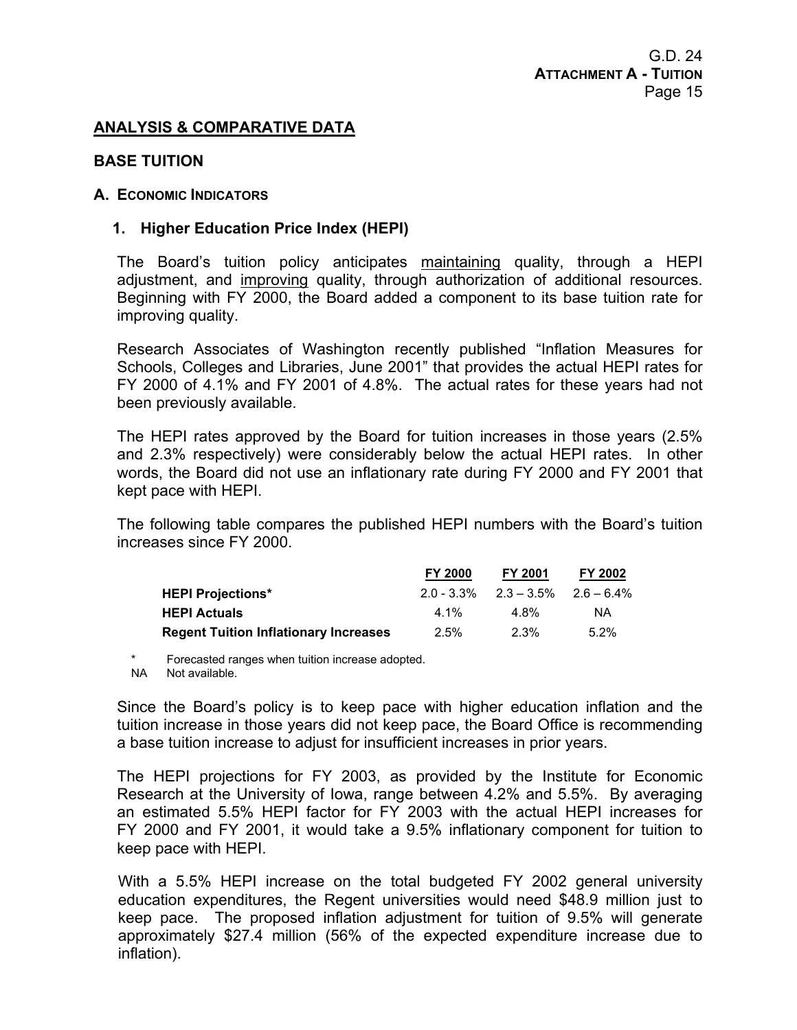## ANALYSIS & COMPARATIVE DATA

### BASE TUITION

#### A. ECONOMIC INDICATORS

##### 1. Higher Education Price Index (HEPI)

The Board's tuition policy anticipates maintaining quality, through a HEPI adjustment, and improving quality, through authorization of additional resources. Beginning with FY 2000, the Board added a component to its base tuition rate for improving quality.

Research Associates of Washington recently published "Inflation Measures for Schools, Colleges and Libraries, June 2001" that provides the actual HEPI rates for FY 2000 of 4.1% and FY 2001 of 4.8%. The actual rates for these years had not been previously available.

The HEPI rates approved by the Board for tuition increases in those years (2.5% and 2.3% respectively) were considerably below the actual HEPI rates. In other words, the Board did not use an inflationary rate during FY 2000 and FY 2001 that kept pace with HEPI.

The following table compares the published HEPI numbers with the Board's tuition increases since FY 2000.

| | FY 2000 | FY 2001 | FY 2002 |
|---|---|---|---|
| **HEPI Projections*** | 2.0 - 3.3% | 2.3 – 3.5% | 2.6 – 6.4% |
| **HEPI Actuals** | 4.1% | 4.8% | NA |
| **Regent Tuition Inflationary Increases** | 2.5% | 2.3% | 5.2% |

\* Forecasted ranges when tuition increase adopted.
NA Not available.

Since the Board's policy is to keep pace with higher education inflation and the tuition increase in those years did not keep pace, the Board Office is recommending a base tuition increase to adjust for insufficient increases in prior years.

The HEPI projections for FY 2003, as provided by the Institute for Economic Research at the University of Iowa, range between 4.2% and 5.5%. By averaging an estimated 5.5% HEPI factor for FY 2003 with the actual HEPI increases for FY 2000 and FY 2001, it would take a 9.5% inflationary component for tuition to keep pace with HEPI.

With a 5.5% HEPI increase on the total budgeted FY 2002 general university education expenditures, the Regent universities would need $48.9 million just to keep pace. The proposed inflation adjustment for tuition of 9.5% will generate approximately $27.4 million (56% of the expected expenditure increase due to inflation).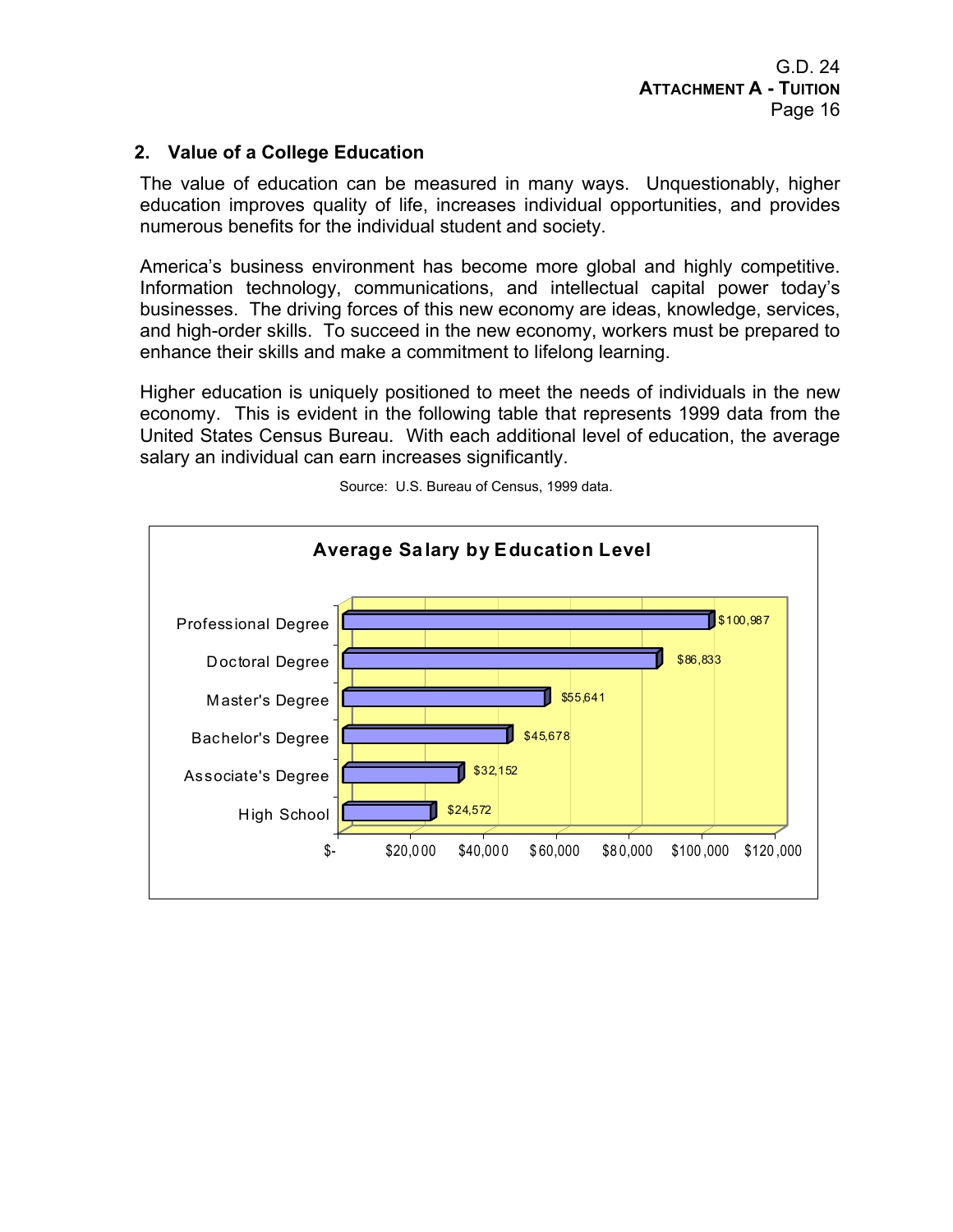## 2. Value of a College Education

The value of education can be measured in many ways. Unquestionably, higher education improves quality of life, increases individual opportunities, and provides numerous benefits for the individual student and society.

America's business environment has become more global and highly competitive. Information technology, communications, and intellectual capital power today's businesses. The driving forces of this new economy are ideas, knowledge, services, and high-order skills. To succeed in the new economy, workers must be prepared to enhance their skills and make a commitment to lifelong learning.

Higher education is uniquely positioned to meet the needs of individuals in the new economy. This is evident in the following table that represents 1999 data from the United States Census Bureau. With each additional level of education, the average salary an individual can earn increases significantly.

Source: U.S. Bureau of Census, 1999 data.

**Average Salary by Education Level**

| Education Level | Average Salary |
| --- | --- |
| Professional Degree | $100,987 |
| Doctoral Degree | $86,833 |
| Master's Degree | $55,641 |
| Bachelor's Degree | $45,678 |
| Associate's Degree | $32,152 |
| High School | $24,572 |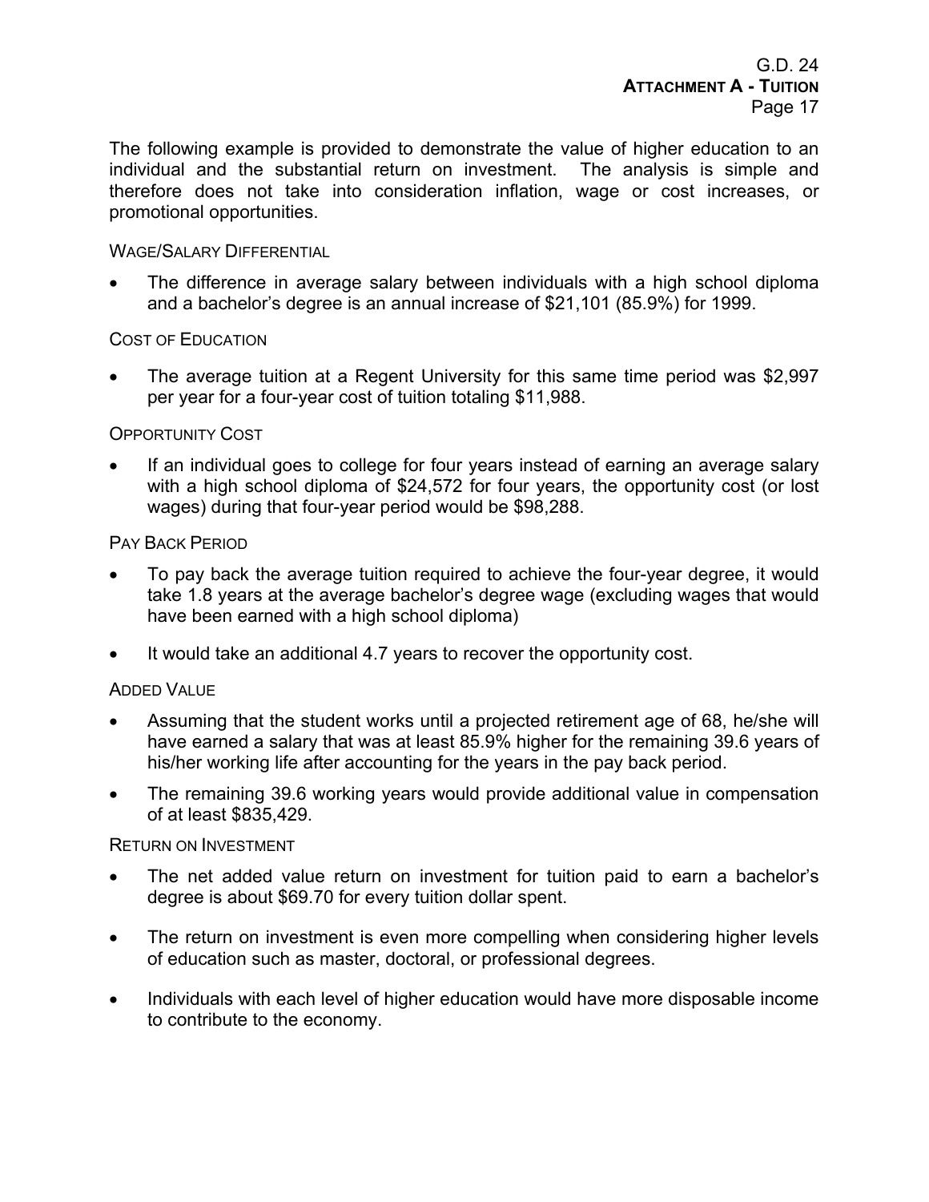The following example is provided to demonstrate the value of higher education to an individual and the substantial return on investment. The analysis is simple and therefore does not take into consideration inflation, wage or cost increases, or promotional opportunities.

### Wage/Salary Differential

- The difference in average salary between individuals with a high school diploma and a bachelor's degree is an annual increase of $21,101 (85.9%) for 1999.

### Cost of Education

- The average tuition at a Regent University for this same time period was $2,997 per year for a four-year cost of tuition totaling $11,988.

### Opportunity Cost

- If an individual goes to college for four years instead of earning an average salary with a high school diploma of $24,572 for four years, the opportunity cost (or lost wages) during that four-year period would be $98,288.

### Pay Back Period

- To pay back the average tuition required to achieve the four-year degree, it would take 1.8 years at the average bachelor's degree wage (excluding wages that would have been earned with a high school diploma)
- It would take an additional 4.7 years to recover the opportunity cost.

### Added Value

- Assuming that the student works until a projected retirement age of 68, he/she will have earned a salary that was at least 85.9% higher for the remaining 39.6 years of his/her working life after accounting for the years in the pay back period.
- The remaining 39.6 working years would provide additional value in compensation of at least $835,429.

### Return on Investment

- The net added value return on investment for tuition paid to earn a bachelor's degree is about $69.70 for every tuition dollar spent.
- The return on investment is even more compelling when considering higher levels of education such as master, doctoral, or professional degrees.
- Individuals with each level of higher education would have more disposable income to contribute to the economy.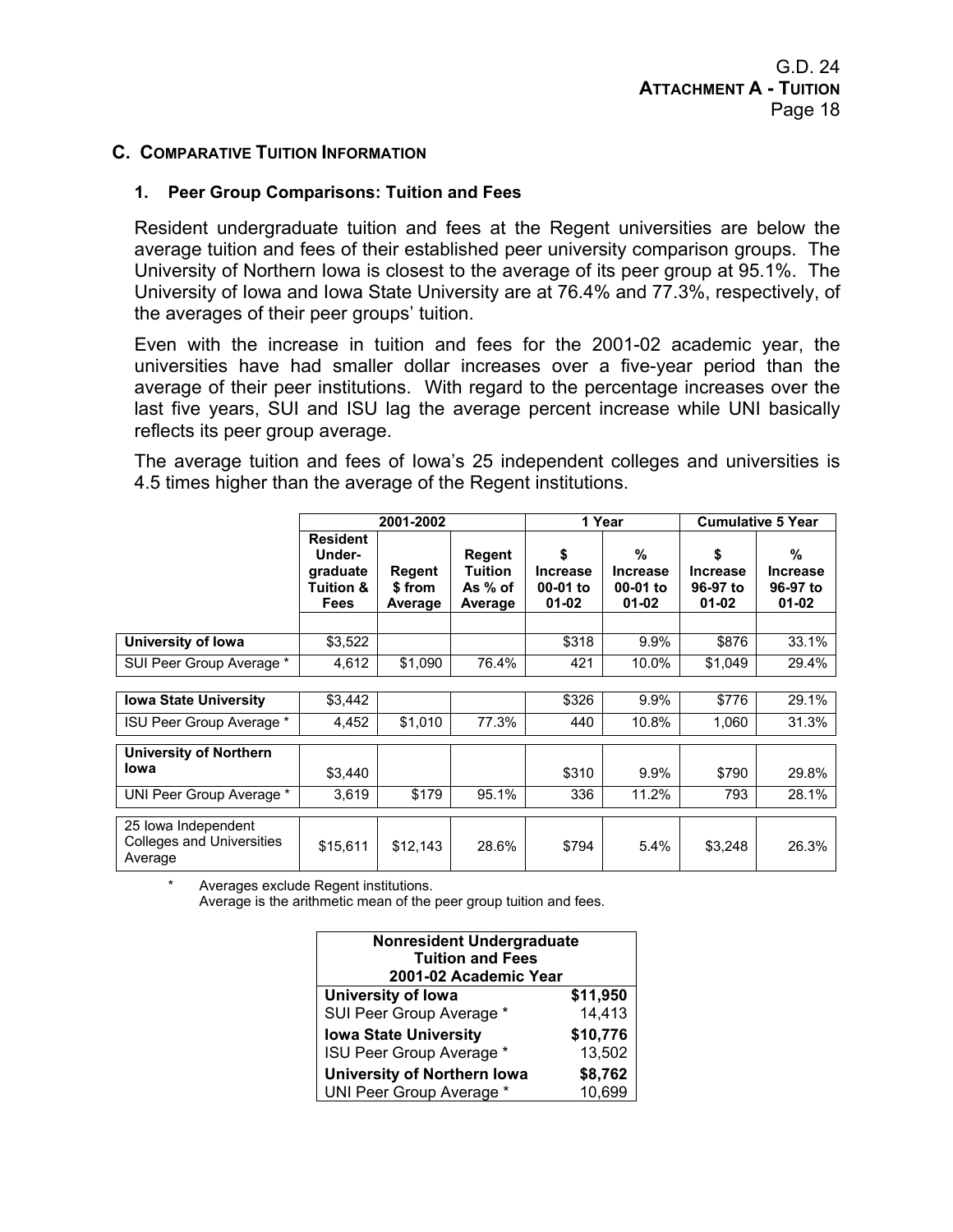## C. Comparative Tuition Information

### 1. Peer Group Comparisons: Tuition and Fees

Resident undergraduate tuition and fees at the Regent universities are below the average tuition and fees of their established peer university comparison groups. The University of Northern Iowa is closest to the average of its peer group at 95.1%. The University of Iowa and Iowa State University are at 76.4% and 77.3%, respectively, of the averages of their peer groups' tuition.

Even with the increase in tuition and fees for the 2001-02 academic year, the universities have had smaller dollar increases over a five-year period than the average of their peer institutions. With regard to the percentage increases over the last five years, SUI and ISU lag the average percent increase while UNI basically reflects its peer group average.

The average tuition and fees of Iowa's 25 independent colleges and universities is 4.5 times higher than the average of the Regent institutions.

| | 2001-2002 | | | 1 Year | | Cumulative 5 Year | |
|---|---|---|---|---|---|---|---|
| | Resident Under-graduate Tuition & Fees | Regent $ from Average | Regent Tuition As % of Average | $ Increase 00-01 to 01-02 | % Increase 00-01 to 01-02 | $ Increase 96-97 to 01-02 | % Increase 96-97 to 01-02 |
| **University of Iowa** | $3,522 | | | $318 | 9.9% | $876 | 33.1% |
| SUI Peer Group Average * | 4,612 | $1,090 | 76.4% | 421 | 10.0% | $1,049 | 29.4% |
| **Iowa State University** | $3,442 | | | $326 | 9.9% | $776 | 29.1% |
| ISU Peer Group Average * | 4,452 | $1,010 | 77.3% | 440 | 10.8% | 1,060 | 31.3% |
| **University of Northern Iowa** | $3,440 | | | $310 | 9.9% | $790 | 29.8% |
| UNI Peer Group Average * | 3,619 | $179 | 95.1% | 336 | 11.2% | 793 | 28.1% |
| 25 Iowa Independent Colleges and Universities Average | $15,611 | $12,143 | 28.6% | $794 | 5.4% | $3,248 | 26.3% |

\* Averages exclude Regent institutions.
Average is the arithmetic mean of the peer group tuition and fees.

| Nonresident Undergraduate Tuition and Fees 2001-02 Academic Year | |
|---|---|
| **University of Iowa** | **$11,950** |
| SUI Peer Group Average * | 14,413 |
| **Iowa State University** | **$10,776** |
| ISU Peer Group Average * | 13,502 |
| **University of Northern Iowa** | **$8,762** |
| UNI Peer Group Average * | 10,699 |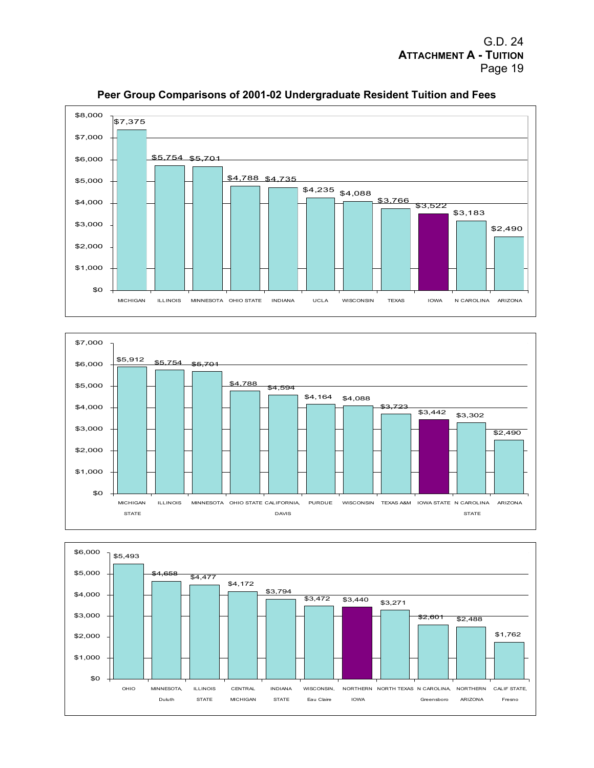## Peer Group Comparisons of 2001-02 Undergraduate Resident Tuition and Fees

| Institution | Tuition and Fees |
|---|---|
| MICHIGAN | $7,375 |
| ILLINOIS | $5,754 |
| MINNESOTA | $5,701 |
| OHIO STATE | $4,788 |
| INDIANA | $4,735 |
| UCLA | $4,235 |
| WISCONSIN | $4,088 |
| TEXAS | $3,766 |
| IOWA | $3,522 |
| N CAROLINA | $3,183 |
| ARIZONA | $2,490 |

| Institution | Tuition and Fees |
|---|---|
| MICHIGAN STATE | $5,912 |
| ILLINOIS | $5,754 |
| MINNESOTA | $5,701 |
| OHIO STATE | $4,788 |
| CALIFORNIA, DAVIS | $4,594 |
| PURDUE | $4,164 |
| WISCONSIN | $4,088 |
| TEXAS A&M | $3,723 |
| IOWA STATE | $3,442 |
| N CAROLINA STATE | $3,302 |
| ARIZONA | $2,490 |

| Institution | Tuition and Fees |
|---|---|
| OHIO | $5,493 |
| MINNESOTA, Duluth | $4,658 |
| ILLINOIS STATE | $4,477 |
| CENTRAL MICHIGAN | $4,172 |
| INDIANA STATE | $3,794 |
| WISCONSIN, Eau Claire | $3,472 |
| NORTHERN IOWA | $3,440 |
| NORTH TEXAS | $3,271 |
| N CAROLINA, Greensboro | $2,601 |
| NORTHERN ARIZONA | $2,488 |
| CALIF STATE, Fresno | $1,762 |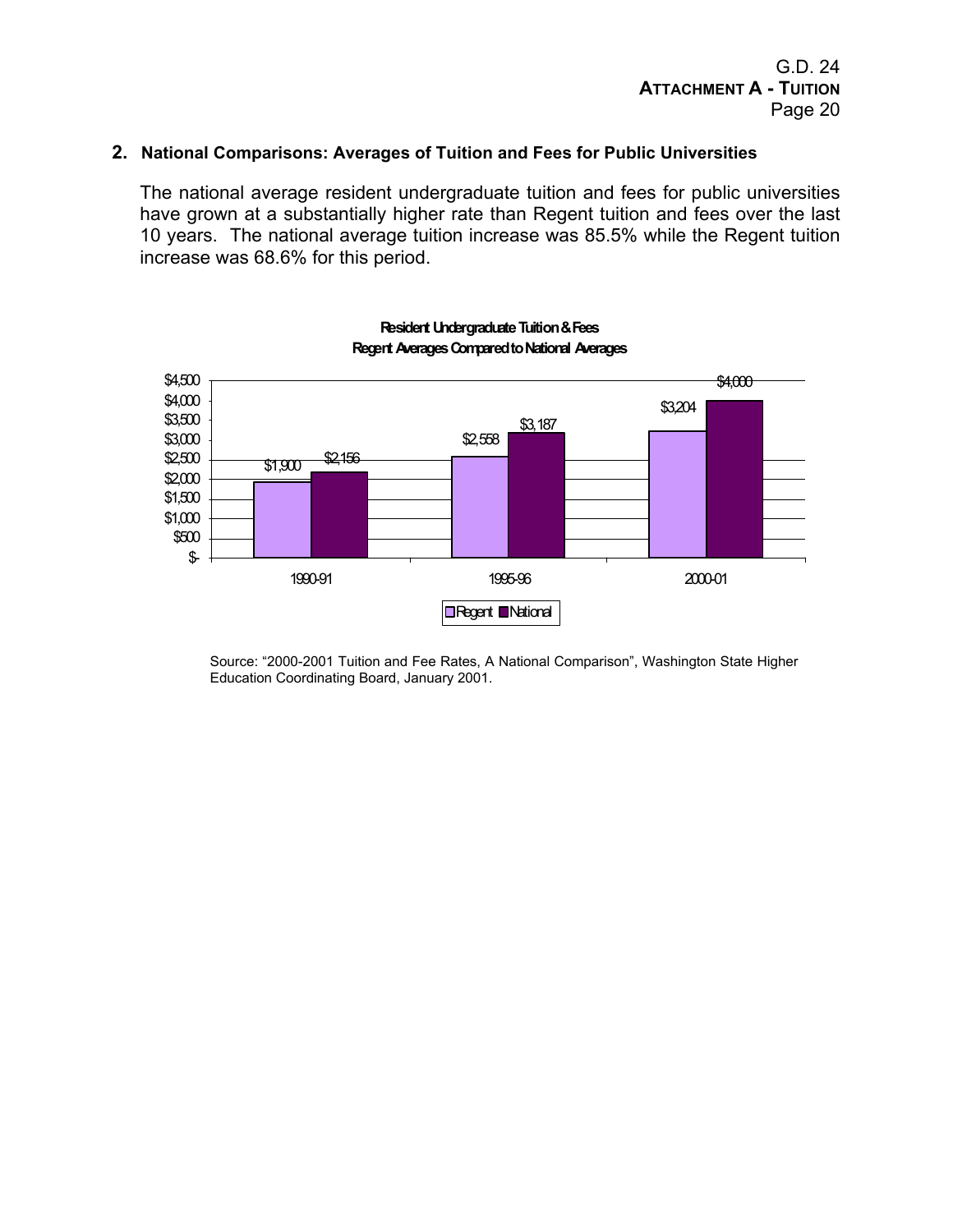## 2. National Comparisons: Averages of Tuition and Fees for Public Universities

The national average resident undergraduate tuition and fees for public universities have grown at a substantially higher rate than Regent tuition and fees over the last 10 years. The national average tuition increase was 85.5% while the Regent tuition increase was 68.6% for this period.

**Resident Undergraduate Tuition & Fees**
**Regent Averages Compared to National Averages**

| | Regent | National |
|---|---|---|
| 1990-91 | $1,900 | $2,156 |
| 1995-96 | $2,558 | $3,187 |
| 2000-01 | $3,204 | $4,000 |

Source: "2000-2001 Tuition and Fee Rates, A National Comparison", Washington State Higher Education Coordinating Board, January 2001.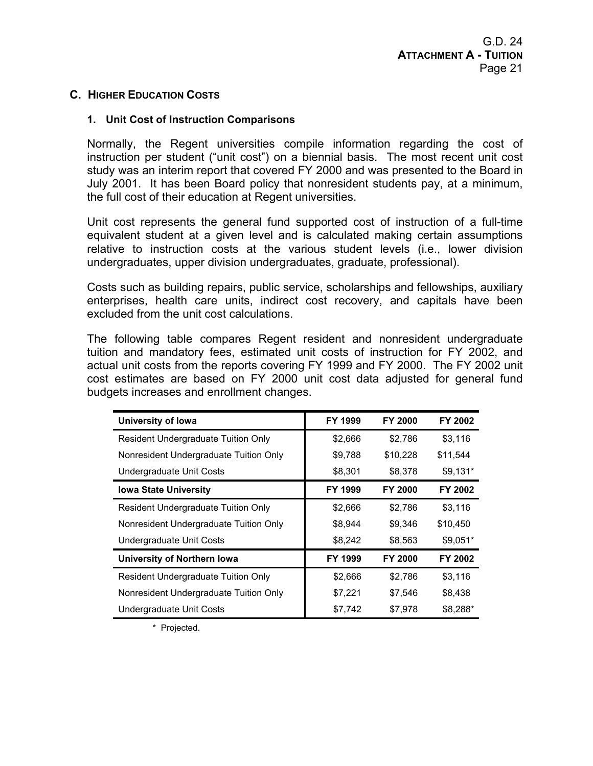## C. HIGHER EDUCATION COSTS

### 1. Unit Cost of Instruction Comparisons

Normally, the Regent universities compile information regarding the cost of instruction per student ("unit cost") on a biennial basis. The most recent unit cost study was an interim report that covered FY 2000 and was presented to the Board in July 2001. It has been Board policy that nonresident students pay, at a minimum, the full cost of their education at Regent universities.

Unit cost represents the general fund supported cost of instruction of a full-time equivalent student at a given level and is calculated making certain assumptions relative to instruction costs at the various student levels (i.e., lower division undergraduates, upper division undergraduates, graduate, professional).

Costs such as building repairs, public service, scholarships and fellowships, auxiliary enterprises, health care units, indirect cost recovery, and capitals have been excluded from the unit cost calculations.

The following table compares Regent resident and nonresident undergraduate tuition and mandatory fees, estimated unit costs of instruction for FY 2002, and actual unit costs from the reports covering FY 1999 and FY 2000. The FY 2002 unit cost estimates are based on FY 2000 unit cost data adjusted for general fund budgets increases and enrollment changes.

| University of Iowa | FY 1999 | FY 2000 | FY 2002 |
|---|---|---|---|
| Resident Undergraduate Tuition Only | $2,666 | $2,786 | $3,116 |
| Nonresident Undergraduate Tuition Only | $9,788 | $10,228 | $11,544 |
| Undergraduate Unit Costs | $8,301 | $8,378 | $9,131* |
| **Iowa State University** | **FY 1999** | **FY 2000** | **FY 2002** |
| Resident Undergraduate Tuition Only | $2,666 | $2,786 | $3,116 |
| Nonresident Undergraduate Tuition Only | $8,944 | $9,346 | $10,450 |
| Undergraduate Unit Costs | $8,242 | $8,563 | $9,051* |
| **University of Northern Iowa** | **FY 1999** | **FY 2000** | **FY 2002** |
| Resident Undergraduate Tuition Only | $2,666 | $2,786 | $3,116 |
| Nonresident Undergraduate Tuition Only | $7,221 | $7,546 | $8,438 |
| Undergraduate Unit Costs | $7,742 | $7,978 | $8,288* |

* Projected.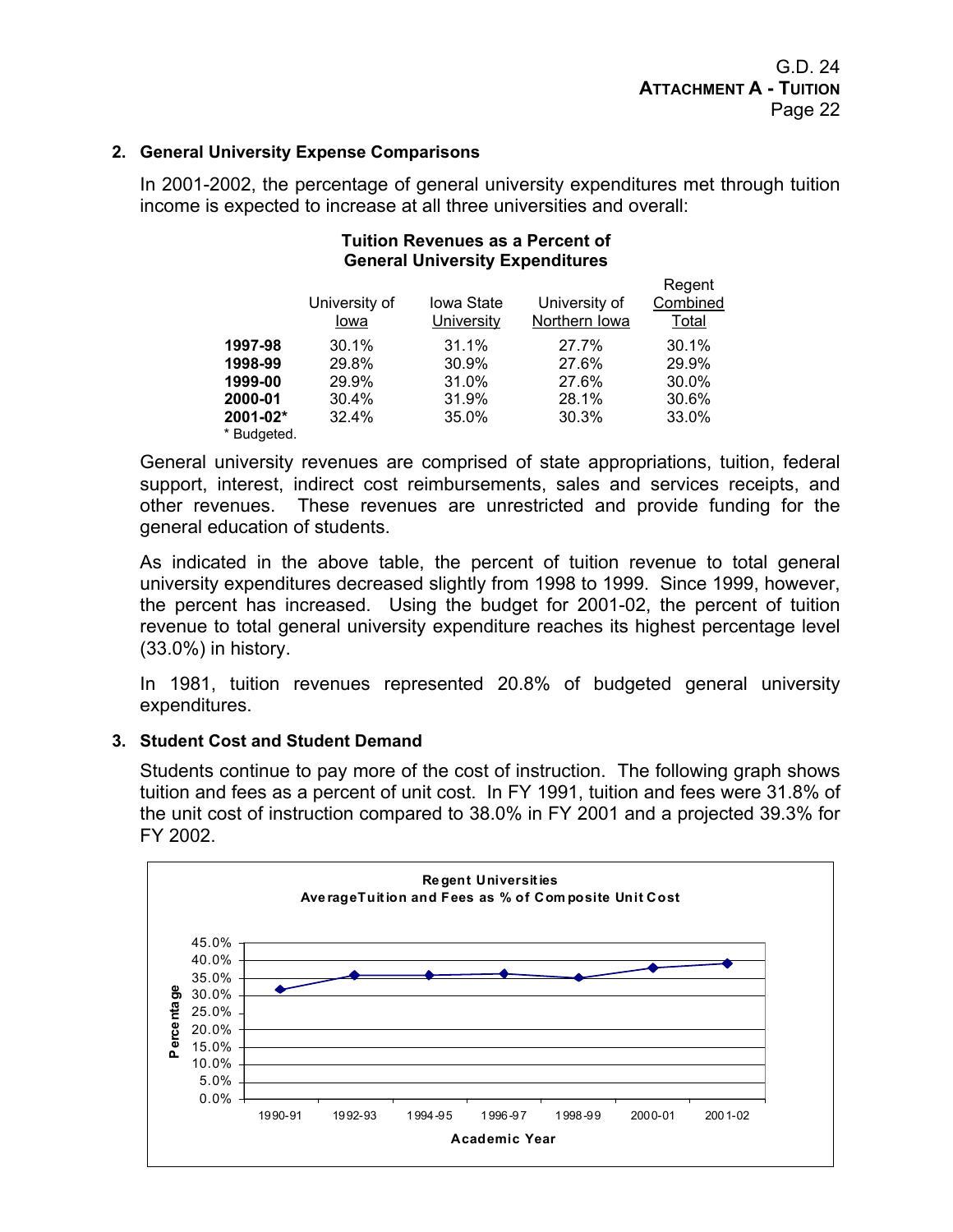## 2. General University Expense Comparisons

In 2001-2002, the percentage of general university expenditures met through tuition income is expected to increase at all three universities and overall:

**Tuition Revenues as a Percent of General University Expenditures**

| | University of Iowa | Iowa State University | University of Northern Iowa | Regent Combined Total |
|---|---|---|---|---|
| **1997-98** | 30.1% | 31.1% | 27.7% | 30.1% |
| **1998-99** | 29.8% | 30.9% | 27.6% | 29.9% |
| **1999-00** | 29.9% | 31.0% | 27.6% | 30.0% |
| **2000-01** | 30.4% | 31.9% | 28.1% | 30.6% |
| **2001-02*** | 32.4% | 35.0% | 30.3% | 33.0% |

\* Budgeted.

General university revenues are comprised of state appropriations, tuition, federal support, interest, indirect cost reimbursements, sales and services receipts, and other revenues. These revenues are unrestricted and provide funding for the general education of students.

As indicated in the above table, the percent of tuition revenue to total general university expenditures decreased slightly from 1998 to 1999. Since 1999, however, the percent has increased. Using the budget for 2001-02, the percent of tuition revenue to total general university expenditure reaches its highest percentage level (33.0%) in history.

In 1981, tuition revenues represented 20.8% of budgeted general university expenditures.

## 3. Student Cost and Student Demand

Students continue to pay more of the cost of instruction. The following graph shows tuition and fees as a percent of unit cost. In FY 1991, tuition and fees were 31.8% of the unit cost of instruction compared to 38.0% in FY 2001 and a projected 39.3% for FY 2002.

**Regent Universities**
**AverageTuition and Fees as % of Composite Unit Cost**

| Academic Year | Percentage |
|---|---|
| 1990-91 | 31.8% |
| 1992-93 | ~35.8% |
| 1994-95 | ~35.8% |
| 1996-97 | ~36.2% |
| 1998-99 | ~35.1% |
| 2000-01 | 38.0% |
| 2001-02 | 39.3% |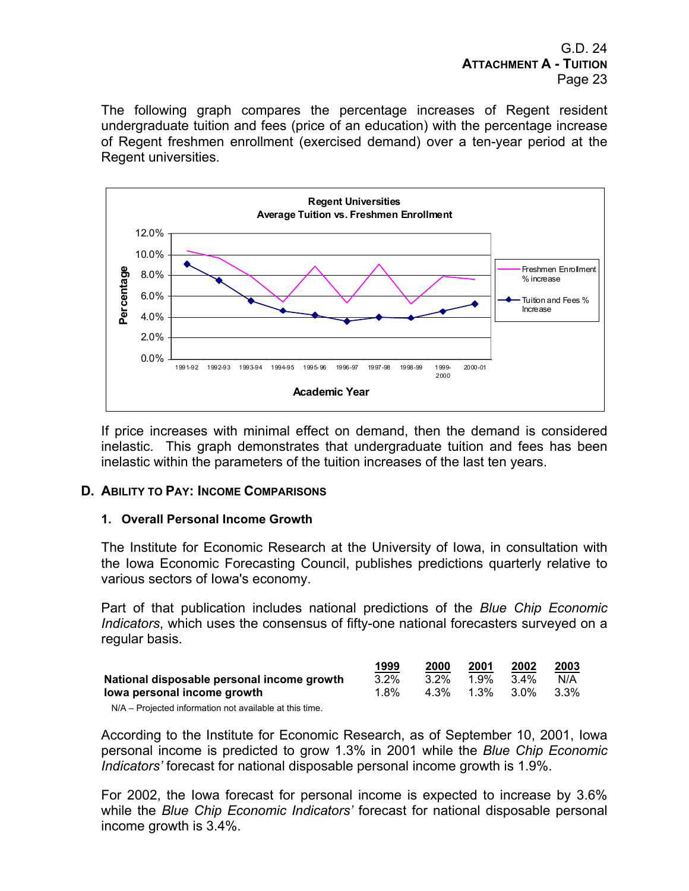The following graph compares the percentage increases of Regent resident undergraduate tuition and fees (price of an education) with the percentage increase of Regent freshmen enrollment (exercised demand) over a ten-year period at the Regent universities.

If price increases with minimal effect on demand, then the demand is considered inelastic. This graph demonstrates that undergraduate tuition and fees has been inelastic within the parameters of the tuition increases of the last ten years.

## D. Ability to Pay: Income Comparisons

### 1. Overall Personal Income Growth

The Institute for Economic Research at the University of Iowa, in consultation with the Iowa Economic Forecasting Council, publishes predictions quarterly relative to various sectors of Iowa's economy.

Part of that publication includes national predictions of the *Blue Chip Economic Indicators*, which uses the consensus of fifty-one national forecasters surveyed on a regular basis.

| | 1999 | 2000 | 2001 | 2002 | 2003 |
|---|---|---|---|---|---|
| **National disposable personal income growth** | 3.2% | 3.2% | 1.9% | 3.4% | N/A |
| **Iowa personal income growth** | 1.8% | 4.3% | 1.3% | 3.0% | 3.3% |

N/A – Projected information not available at this time.

According to the Institute for Economic Research, as of September 10, 2001, Iowa personal income is predicted to grow 1.3% in 2001 while the *Blue Chip Economic Indicators'* forecast for national disposable personal income growth is 1.9%.

For 2002, the Iowa forecast for personal income is expected to increase by 3.6% while the *Blue Chip Economic Indicators'* forecast for national disposable personal income growth is 3.4%.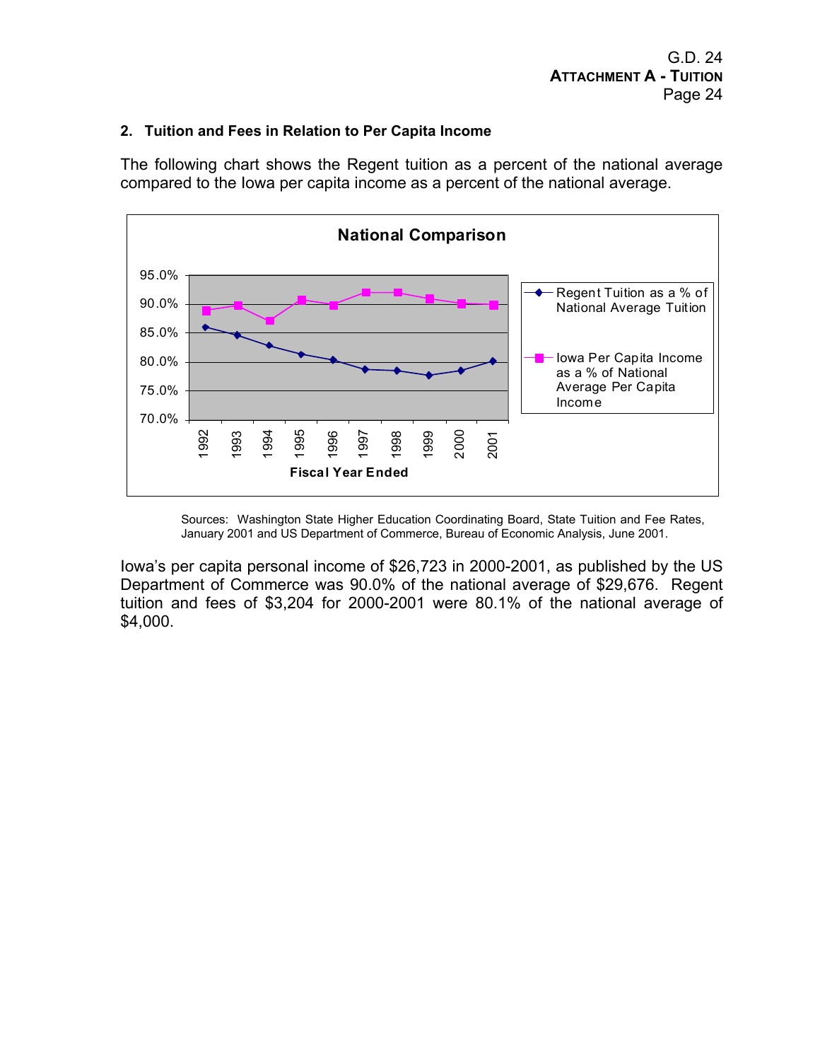## 2. Tuition and Fees in Relation to Per Capita Income

The following chart shows the Regent tuition as a percent of the national average compared to the Iowa per capita income as a percent of the national average.

**National Comparison**

Sources: Washington State Higher Education Coordinating Board, State Tuition and Fee Rates, January 2001 and US Department of Commerce, Bureau of Economic Analysis, June 2001.

Iowa's per capita personal income of $26,723 in 2000-2001, as published by the US Department of Commerce was 90.0% of the national average of $29,676. Regent tuition and fees of $3,204 for 2000-2001 were 80.1% of the national average of $4,000.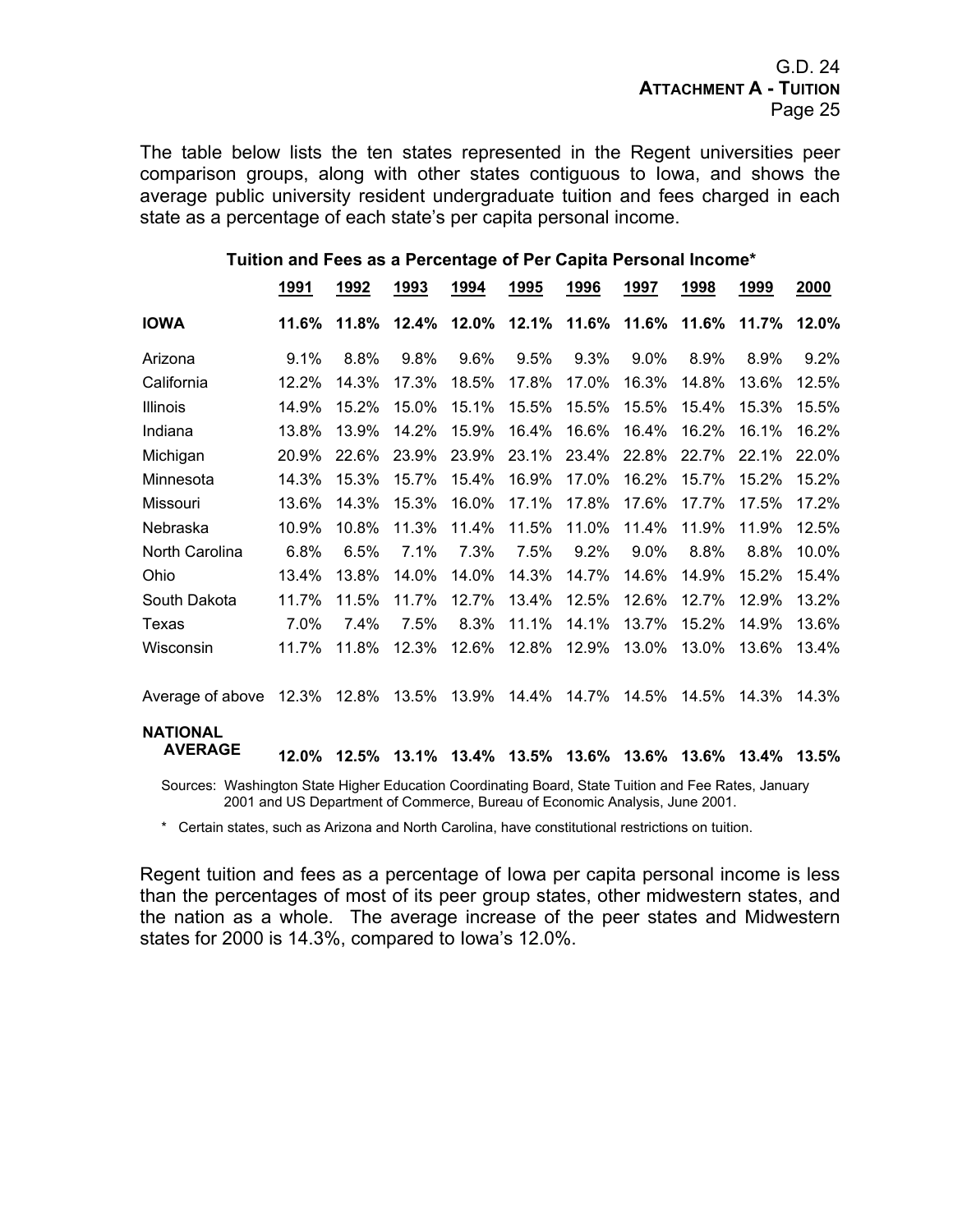The table below lists the ten states represented in the Regent universities peer comparison groups, along with other states contiguous to Iowa, and shows the average public university resident undergraduate tuition and fees charged in each state as a percentage of each state's per capita personal income.

**Tuition and Fees as a Percentage of Per Capita Personal Income***

| | 1991 | 1992 | 1993 | 1994 | 1995 | 1996 | 1997 | 1998 | 1999 | 2000 |
|---|---|---|---|---|---|---|---|---|---|---|
| **IOWA** | **11.6%** | **11.8%** | **12.4%** | **12.0%** | **12.1%** | **11.6%** | **11.6%** | **11.6%** | **11.7%** | **12.0%** |
| Arizona | 9.1% | 8.8% | 9.8% | 9.6% | 9.5% | 9.3% | 9.0% | 8.9% | 8.9% | 9.2% |
| California | 12.2% | 14.3% | 17.3% | 18.5% | 17.8% | 17.0% | 16.3% | 14.8% | 13.6% | 12.5% |
| Illinois | 14.9% | 15.2% | 15.0% | 15.1% | 15.5% | 15.5% | 15.5% | 15.4% | 15.3% | 15.5% |
| Indiana | 13.8% | 13.9% | 14.2% | 15.9% | 16.4% | 16.6% | 16.4% | 16.2% | 16.1% | 16.2% |
| Michigan | 20.9% | 22.6% | 23.9% | 23.9% | 23.1% | 23.4% | 22.8% | 22.7% | 22.1% | 22.0% |
| Minnesota | 14.3% | 15.3% | 15.7% | 15.4% | 16.9% | 17.0% | 16.2% | 15.7% | 15.2% | 15.2% |
| Missouri | 13.6% | 14.3% | 15.3% | 16.0% | 17.1% | 17.8% | 17.6% | 17.7% | 17.5% | 17.2% |
| Nebraska | 10.9% | 10.8% | 11.3% | 11.4% | 11.5% | 11.0% | 11.4% | 11.9% | 11.9% | 12.5% |
| North Carolina | 6.8% | 6.5% | 7.1% | 7.3% | 7.5% | 9.2% | 9.0% | 8.8% | 8.8% | 10.0% |
| Ohio | 13.4% | 13.8% | 14.0% | 14.0% | 14.3% | 14.7% | 14.6% | 14.9% | 15.2% | 15.4% |
| South Dakota | 11.7% | 11.5% | 11.7% | 12.7% | 13.4% | 12.5% | 12.6% | 12.7% | 12.9% | 13.2% |
| Texas | 7.0% | 7.4% | 7.5% | 8.3% | 11.1% | 14.1% | 13.7% | 15.2% | 14.9% | 13.6% |
| Wisconsin | 11.7% | 11.8% | 12.3% | 12.6% | 12.8% | 12.9% | 13.0% | 13.0% | 13.6% | 13.4% |
| Average of above | 12.3% | 12.8% | 13.5% | 13.9% | 14.4% | 14.7% | 14.5% | 14.5% | 14.3% | 14.3% |
| **NATIONAL AVERAGE** | **12.0%** | **12.5%** | **13.1%** | **13.4%** | **13.5%** | **13.6%** | **13.6%** | **13.6%** | **13.4%** | **13.5%** |

Sources: Washington State Higher Education Coordinating Board, State Tuition and Fee Rates, January 2001 and US Department of Commerce, Bureau of Economic Analysis, June 2001.

\* Certain states, such as Arizona and North Carolina, have constitutional restrictions on tuition.

Regent tuition and fees as a percentage of Iowa per capita personal income is less than the percentages of most of its peer group states, other midwestern states, and the nation as a whole. The average increase of the peer states and Midwestern states for 2000 is 14.3%, compared to Iowa's 12.0%.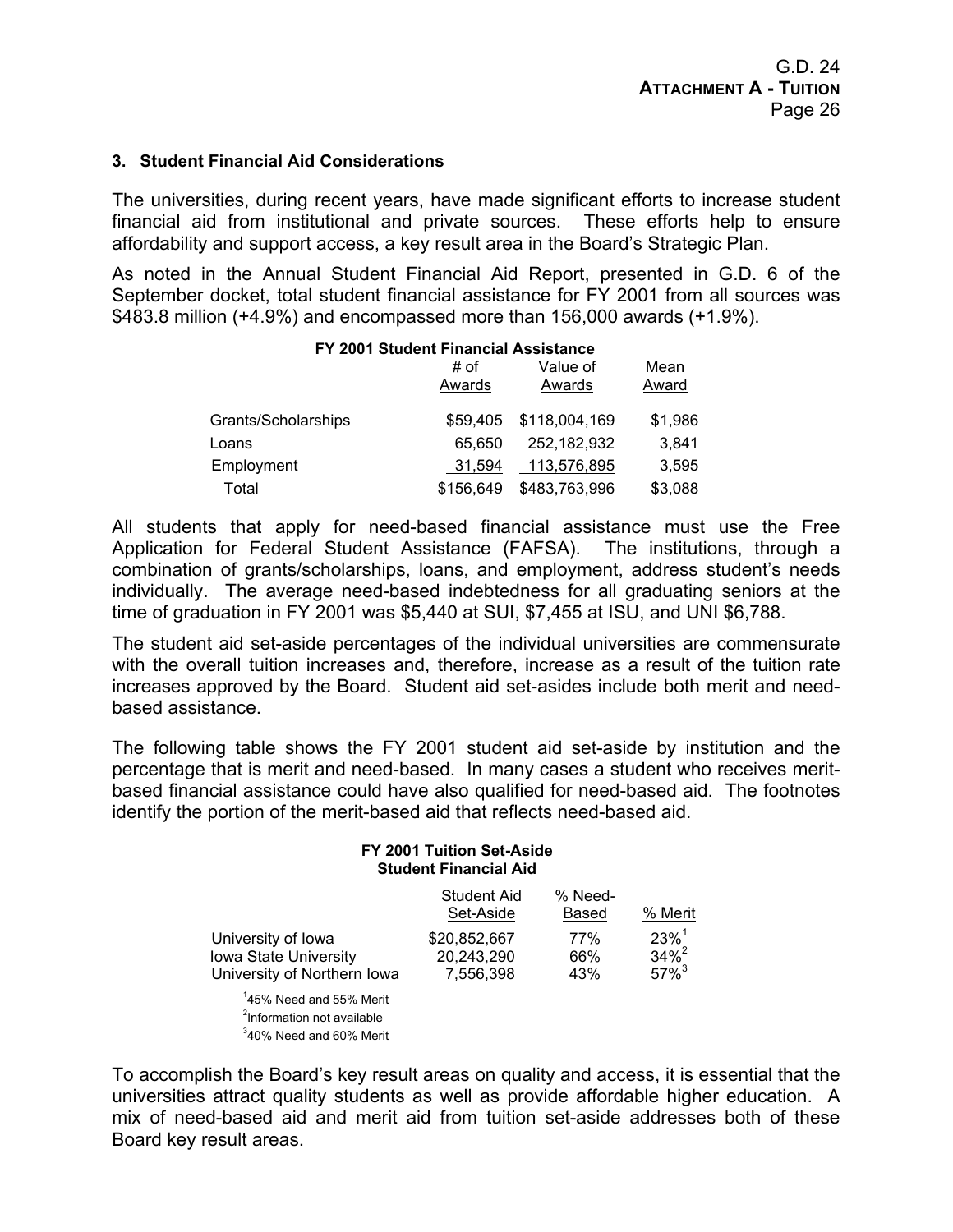### 3. Student Financial Aid Considerations

The universities, during recent years, have made significant efforts to increase student financial aid from institutional and private sources. These efforts help to ensure affordability and support access, a key result area in the Board's Strategic Plan.

As noted in the Annual Student Financial Aid Report, presented in G.D. 6 of the September docket, total student financial assistance for FY 2001 from all sources was $483.8 million (+4.9%) and encompassed more than 156,000 awards (+1.9%).

**FY 2001 Student Financial Assistance**

| | # of Awards | Value of Awards | Mean Award |
|---|---|---|---|
| Grants/Scholarships | $59,405 | $118,004,169 | $1,986 |
| Loans | 65,650 | 252,182,932 | 3,841 |
| Employment | 31,594 | 113,576,895 | 3,595 |
| Total | $156,649 | $483,763,996 | $3,088 |

All students that apply for need-based financial assistance must use the Free Application for Federal Student Assistance (FAFSA). The institutions, through a combination of grants/scholarships, loans, and employment, address student's needs individually. The average need-based indebtedness for all graduating seniors at the time of graduation in FY 2001 was $5,440 at SUI, $7,455 at ISU, and UNI $6,788.

The student aid set-aside percentages of the individual universities are commensurate with the overall tuition increases and, therefore, increase as a result of the tuition rate increases approved by the Board. Student aid set-asides include both merit and need-based assistance.

The following table shows the FY 2001 student aid set-aside by institution and the percentage that is merit and need-based. In many cases a student who receives merit-based financial assistance could have also qualified for need-based aid. The footnotes identify the portion of the merit-based aid that reflects need-based aid.

**FY 2001 Tuition Set-Aside**
**Student Financial Aid**

| | Student Aid Set-Aside | % Need-Based | % Merit |
|---|---|---|---|
| University of Iowa | $20,852,667 | 77% | 23%[1] |
| Iowa State University | 20,243,290 | 66% | 34%[2] |
| University of Northern Iowa | 7,556,398 | 43% | 57%[3] |

[1]45% Need and 55% Merit
[2]Information not available
[3]40% Need and 60% Merit

To accomplish the Board's key result areas on quality and access, it is essential that the universities attract quality students as well as provide affordable higher education. A mix of need-based aid and merit aid from tuition set-aside addresses both of these Board key result areas.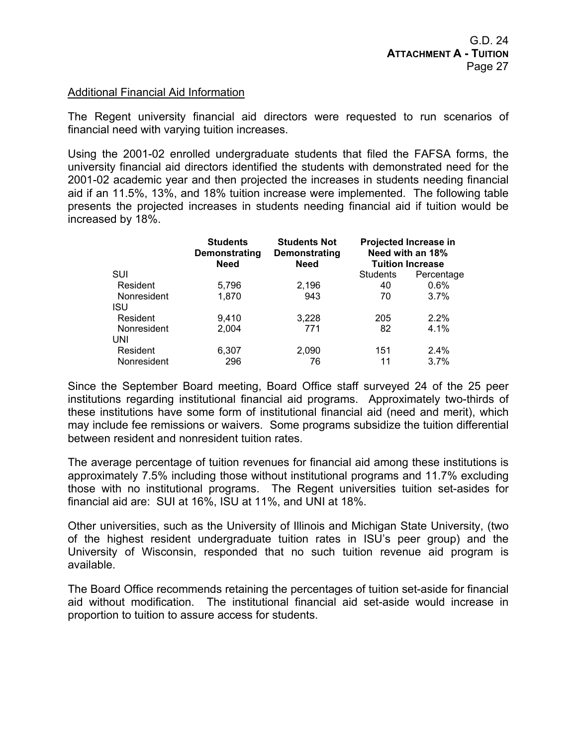## Additional Financial Aid Information

The Regent university financial aid directors were requested to run scenarios of financial need with varying tuition increases.

Using the 2001-02 enrolled undergraduate students that filed the FAFSA forms, the university financial aid directors identified the students with demonstrated need for the 2001-02 academic year and then projected the increases in students needing financial aid if an 11.5%, 13%, and 18% tuition increase were implemented. The following table presents the projected increases in students needing financial aid if tuition would be increased by 18%.

| | Students Demonstrating Need | Students Not Demonstrating Need | Projected Increase in Need with an 18% Tuition Increase | |
|---|---|---|---|---|
| | | | Students | Percentage |
| SUI | | | | |
| Resident | 5,796 | 2,196 | 40 | 0.6% |
| Nonresident | 1,870 | 943 | 70 | 3.7% |
| ISU | | | | |
| Resident | 9,410 | 3,228 | 205 | 2.2% |
| Nonresident | 2,004 | 771 | 82 | 4.1% |
| UNI | | | | |
| Resident | 6,307 | 2,090 | 151 | 2.4% |
| Nonresident | 296 | 76 | 11 | 3.7% |

Since the September Board meeting, Board Office staff surveyed 24 of the 25 peer institutions regarding institutional financial aid programs. Approximately two-thirds of these institutions have some form of institutional financial aid (need and merit), which may include fee remissions or waivers. Some programs subsidize the tuition differential between resident and nonresident tuition rates.

The average percentage of tuition revenues for financial aid among these institutions is approximately 7.5% including those without institutional programs and 11.7% excluding those with no institutional programs. The Regent universities tuition set-asides for financial aid are: SUI at 16%, ISU at 11%, and UNI at 18%.

Other universities, such as the University of Illinois and Michigan State University, (two of the highest resident undergraduate tuition rates in ISU's peer group) and the University of Wisconsin, responded that no such tuition revenue aid program is available.

The Board Office recommends retaining the percentages of tuition set-aside for financial aid without modification. The institutional financial aid set-aside would increase in proportion to tuition to assure access for students.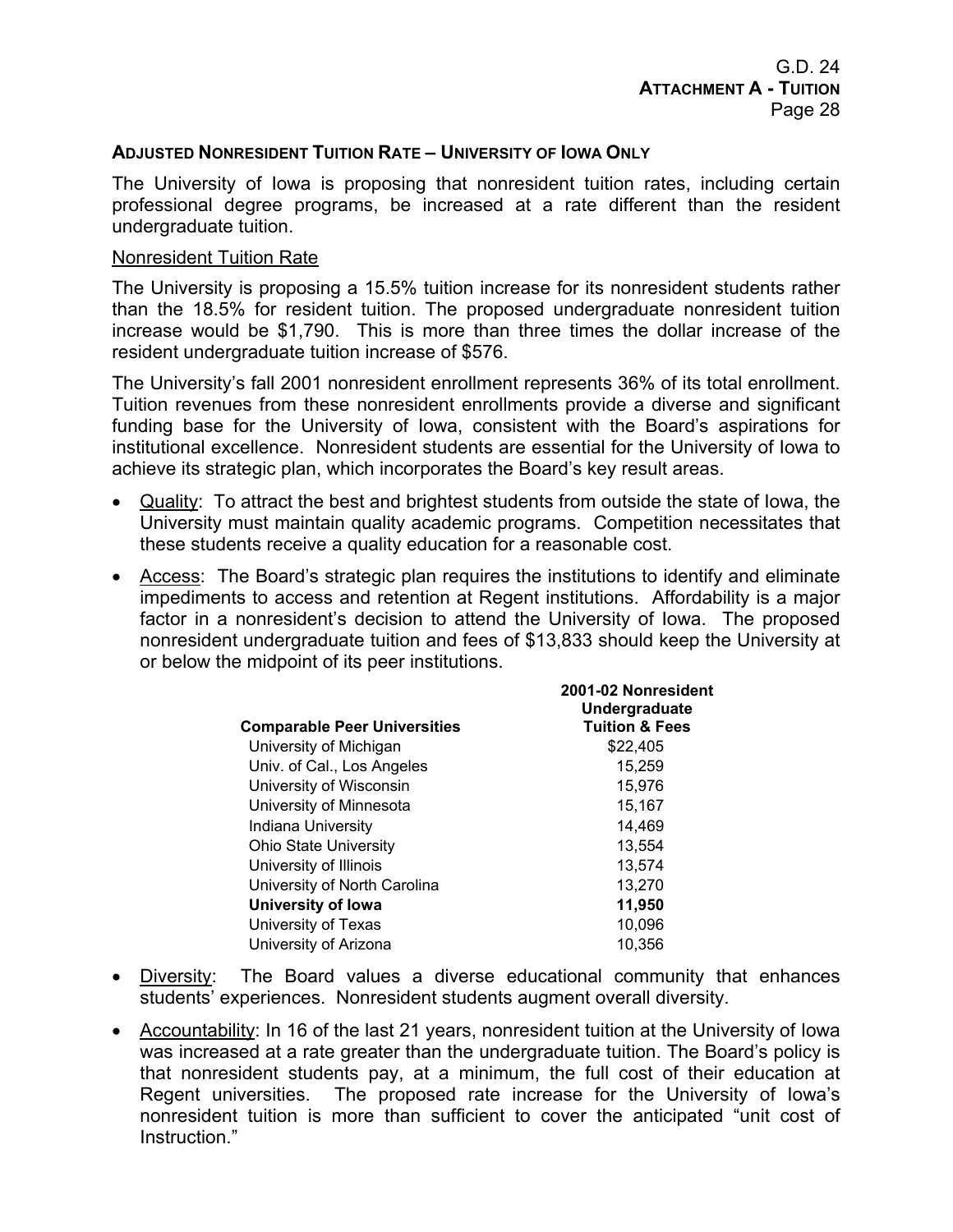### ADJUSTED NONRESIDENT TUITION RATE – UNIVERSITY OF IOWA ONLY

The University of Iowa is proposing that nonresident tuition rates, including certain professional degree programs, be increased at a rate different than the resident undergraduate tuition.

Nonresident Tuition Rate

The University is proposing a 15.5% tuition increase for its nonresident students rather than the 18.5% for resident tuition. The proposed undergraduate nonresident tuition increase would be $1,790. This is more than three times the dollar increase of the resident undergraduate tuition increase of $576.

The University's fall 2001 nonresident enrollment represents 36% of its total enrollment. Tuition revenues from these nonresident enrollments provide a diverse and significant funding base for the University of Iowa, consistent with the Board's aspirations for institutional excellence. Nonresident students are essential for the University of Iowa to achieve its strategic plan, which incorporates the Board's key result areas.

- Quality: To attract the best and brightest students from outside the state of Iowa, the University must maintain quality academic programs. Competition necessitates that these students receive a quality education for a reasonable cost.
- Access: The Board's strategic plan requires the institutions to identify and eliminate impediments to access and retention at Regent institutions. Affordability is a major factor in a nonresident's decision to attend the University of Iowa. The proposed nonresident undergraduate tuition and fees of $13,833 should keep the University at or below the midpoint of its peer institutions.

| Comparable Peer Universities | 2001-02 Nonresident Undergraduate Tuition & Fees |
|---|---|
| University of Michigan | $22,405 |
| Univ. of Cal., Los Angeles | 15,259 |
| University of Wisconsin | 15,976 |
| University of Minnesota | 15,167 |
| Indiana University | 14,469 |
| Ohio State University | 13,554 |
| University of Illinois | 13,574 |
| University of North Carolina | 13,270 |
| **University of Iowa** | **11,950** |
| University of Texas | 10,096 |
| University of Arizona | 10,356 |

- Diversity: The Board values a diverse educational community that enhances students' experiences. Nonresident students augment overall diversity.
- Accountability: In 16 of the last 21 years, nonresident tuition at the University of Iowa was increased at a rate greater than the undergraduate tuition. The Board's policy is that nonresident students pay, at a minimum, the full cost of their education at Regent universities. The proposed rate increase for the University of Iowa's nonresident tuition is more than sufficient to cover the anticipated "unit cost of Instruction."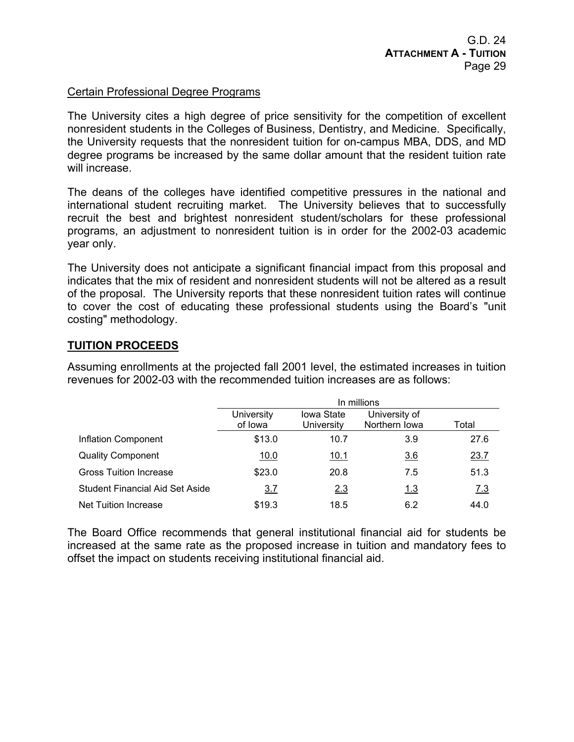Certain Professional Degree Programs

The University cites a high degree of price sensitivity for the competition of excellent nonresident students in the Colleges of Business, Dentistry, and Medicine. Specifically, the University requests that the nonresident tuition for on-campus MBA, DDS, and MD degree programs be increased by the same dollar amount that the resident tuition rate will increase.

The deans of the colleges have identified competitive pressures in the national and international student recruiting market. The University believes that to successfully recruit the best and brightest nonresident student/scholars for these professional programs, an adjustment to nonresident tuition is in order for the 2002-03 academic year only.

The University does not anticipate a significant financial impact from this proposal and indicates that the mix of resident and nonresident students will not be altered as a result of the proposal. The University reports that these nonresident tuition rates will continue to cover the cost of educating these professional students using the Board's "unit costing" methodology.

## TUITION PROCEEDS

Assuming enrollments at the projected fall 2001 level, the estimated increases in tuition revenues for 2002-03 with the recommended tuition increases are as follows:

| | In millions | | | |
|---|---|---|---|---|
| | University of Iowa | Iowa State University | University of Northern Iowa | Total |
| Inflation Component | $13.0 | 10.7 | 3.9 | 27.6 |
| Quality Component | 10.0 | 10.1 | 3.6 | 23.7 |
| Gross Tuition Increase | $23.0 | 20.8 | 7.5 | 51.3 |
| Student Financial Aid Set Aside | 3.7 | 2.3 | 1.3 | 7.3 |
| Net Tuition Increase | $19.3 | 18.5 | 6.2 | 44.0 |

The Board Office recommends that general institutional financial aid for students be increased at the same rate as the proposed increase in tuition and mandatory fees to offset the impact on students receiving institutional financial aid.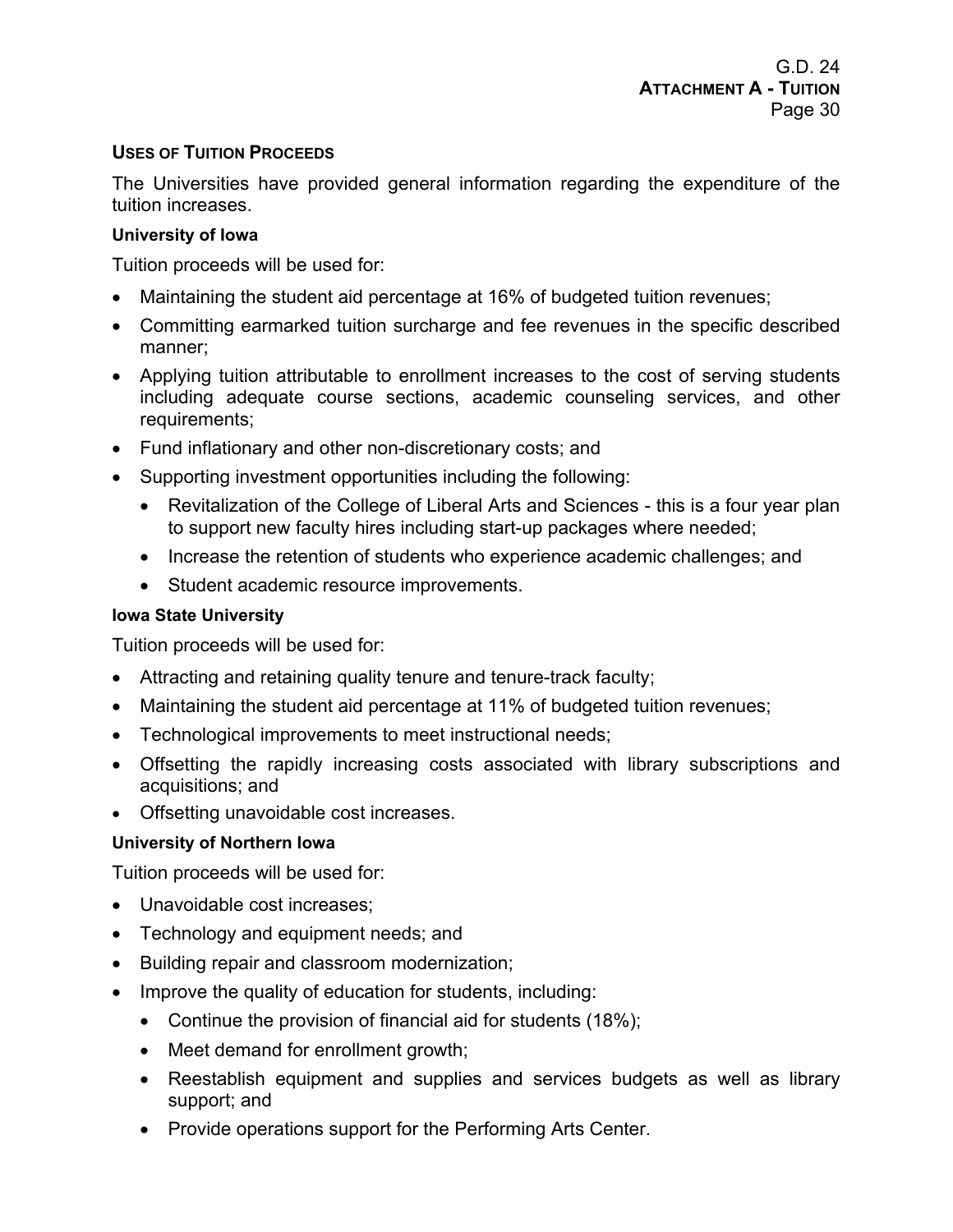## USES OF TUITION PROCEEDS

The Universities have provided general information regarding the expenditure of the tuition increases.

### University of Iowa

Tuition proceeds will be used for:

- Maintaining the student aid percentage at 16% of budgeted tuition revenues;
- Committing earmarked tuition surcharge and fee revenues in the specific described manner;
- Applying tuition attributable to enrollment increases to the cost of serving students including adequate course sections, academic counseling services, and other requirements;
- Fund inflationary and other non-discretionary costs; and
- Supporting investment opportunities including the following:
  - Revitalization of the College of Liberal Arts and Sciences - this is a four year plan to support new faculty hires including start-up packages where needed;
  - Increase the retention of students who experience academic challenges; and
  - Student academic resource improvements.

### Iowa State University

Tuition proceeds will be used for:

- Attracting and retaining quality tenure and tenure-track faculty;
- Maintaining the student aid percentage at 11% of budgeted tuition revenues;
- Technological improvements to meet instructional needs;
- Offsetting the rapidly increasing costs associated with library subscriptions and acquisitions; and
- Offsetting unavoidable cost increases.

### University of Northern Iowa

Tuition proceeds will be used for:

- Unavoidable cost increases;
- Technology and equipment needs; and
- Building repair and classroom modernization;
- Improve the quality of education for students, including:
  - Continue the provision of financial aid for students (18%);
  - Meet demand for enrollment growth;
  - Reestablish equipment and supplies and services budgets as well as library support; and
  - Provide operations support for the Performing Arts Center.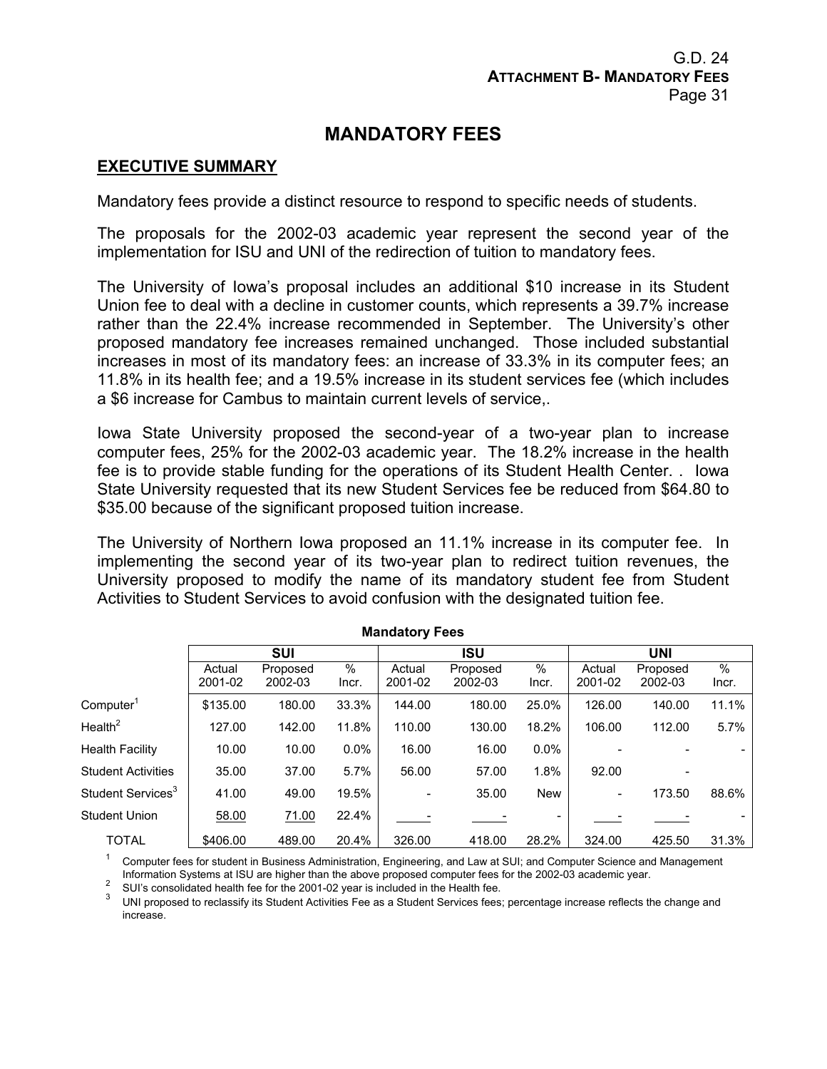# MANDATORY FEES

## EXECUTIVE SUMMARY

Mandatory fees provide a distinct resource to respond to specific needs of students.

The proposals for the 2002-03 academic year represent the second year of the implementation for ISU and UNI of the redirection of tuition to mandatory fees.

The University of Iowa's proposal includes an additional $10 increase in its Student Union fee to deal with a decline in customer counts, which represents a 39.7% increase rather than the 22.4% increase recommended in September. The University's other proposed mandatory fee increases remained unchanged. Those included substantial increases in most of its mandatory fees: an increase of 33.3% in its computer fees; an 11.8% in its health fee; and a 19.5% increase in its student services fee (which includes a $6 increase for Cambus to maintain current levels of service,.

Iowa State University proposed the second-year of a two-year plan to increase computer fees, 25% for the 2002-03 academic year. The 18.2% increase in the health fee is to provide stable funding for the operations of its Student Health Center. . Iowa State University requested that its new Student Services fee be reduced from $64.80 to $35.00 because of the significant proposed tuition increase.

The University of Northern Iowa proposed an 11.1% increase in its computer fee. In implementing the second year of its two-year plan to redirect tuition revenues, the University proposed to modify the name of its mandatory student fee from Student Activities to Student Services to avoid confusion with the designated tuition fee.

**Mandatory Fees**

| | SUI | | | ISU | | | UNI | | |
|---|---|---|---|---|---|---|---|---|---|
| | Actual 2001-02 | Proposed 2002-03 | % Incr. | Actual 2001-02 | Proposed 2002-03 | % Incr. | Actual 2001-02 | Proposed 2002-03 | % Incr. |
| Computer[1] | $135.00 | 180.00 | 33.3% | 144.00 | 180.00 | 25.0% | 126.00 | 140.00 | 11.1% |
| Health[2] | 127.00 | 142.00 | 11.8% | 110.00 | 130.00 | 18.2% | 106.00 | 112.00 | 5.7% |
| Health Facility | 10.00 | 10.00 | 0.0% | 16.00 | 16.00 | 0.0% | - | - | - |
| Student Activities | 35.00 | 37.00 | 5.7% | 56.00 | 57.00 | 1.8% | 92.00 | - | |
| Student Services[3] | 41.00 | 49.00 | 19.5% | - | 35.00 | New | - | 173.50 | 88.6% |
| Student Union | 58.00 | 71.00 | 22.4% | - | - | - | - | - | - |
| TOTAL | $406.00 | 489.00 | 20.4% | 326.00 | 418.00 | 28.2% | 324.00 | 425.50 | 31.3% |

[1] Computer fees for student in Business Administration, Engineering, and Law at SUI; and Computer Science and Management Information Systems at ISU are higher than the above proposed computer fees for the 2002-03 academic year.

[2] SUI's consolidated health fee for the 2001-02 year is included in the Health fee.

[3] UNI proposed to reclassify its Student Activities Fee as a Student Services fees; percentage increase reflects the change and increase.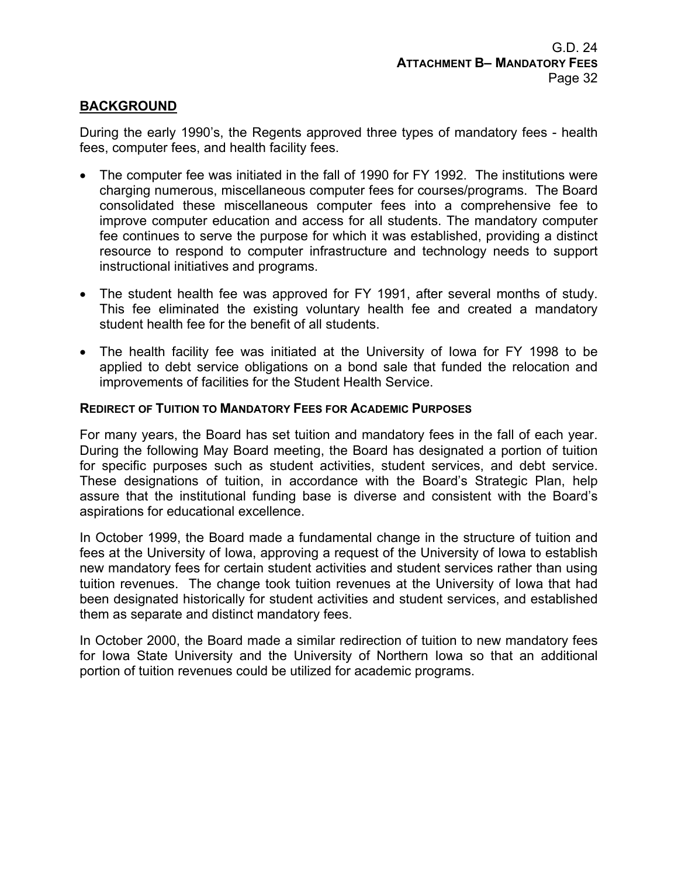## BACKGROUND

During the early 1990's, the Regents approved three types of mandatory fees - health fees, computer fees, and health facility fees.

- The computer fee was initiated in the fall of 1990 for FY 1992. The institutions were charging numerous, miscellaneous computer fees for courses/programs. The Board consolidated these miscellaneous computer fees into a comprehensive fee to improve computer education and access for all students. The mandatory computer fee continues to serve the purpose for which it was established, providing a distinct resource to respond to computer infrastructure and technology needs to support instructional initiatives and programs.
- The student health fee was approved for FY 1991, after several months of study. This fee eliminated the existing voluntary health fee and created a mandatory student health fee for the benefit of all students.
- The health facility fee was initiated at the University of Iowa for FY 1998 to be applied to debt service obligations on a bond sale that funded the relocation and improvements of facilities for the Student Health Service.

### REDIRECT OF TUITION TO MANDATORY FEES FOR ACADEMIC PURPOSES

For many years, the Board has set tuition and mandatory fees in the fall of each year. During the following May Board meeting, the Board has designated a portion of tuition for specific purposes such as student activities, student services, and debt service. These designations of tuition, in accordance with the Board's Strategic Plan, help assure that the institutional funding base is diverse and consistent with the Board's aspirations for educational excellence.

In October 1999, the Board made a fundamental change in the structure of tuition and fees at the University of Iowa, approving a request of the University of Iowa to establish new mandatory fees for certain student activities and student services rather than using tuition revenues. The change took tuition revenues at the University of Iowa that had been designated historically for student activities and student services, and established them as separate and distinct mandatory fees.

In October 2000, the Board made a similar redirection of tuition to new mandatory fees for Iowa State University and the University of Northern Iowa so that an additional portion of tuition revenues could be utilized for academic programs.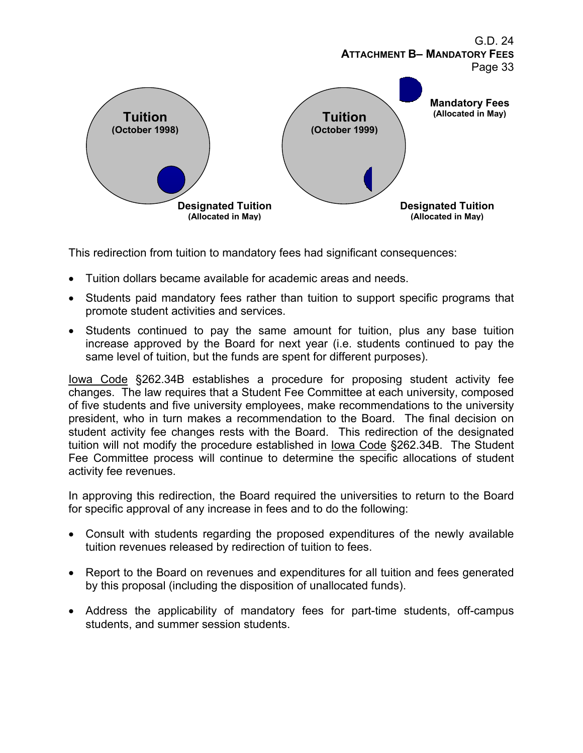Tuition
(October 1998)

Designated Tuition
(Allocated in May)

Tuition
(October 1999)

Mandatory Fees
(Allocated in May)

Designated Tuition
(Allocated in May)

This redirection from tuition to mandatory fees had significant consequences:

- Tuition dollars became available for academic areas and needs.
- Students paid mandatory fees rather than tuition to support specific programs that promote student activities and services.
- Students continued to pay the same amount for tuition, plus any base tuition increase approved by the Board for next year (i.e. students continued to pay the same level of tuition, but the funds are spent for different purposes).

Iowa Code §262.34B establishes a procedure for proposing student activity fee changes. The law requires that a Student Fee Committee at each university, composed of five students and five university employees, make recommendations to the university president, who in turn makes a recommendation to the Board. The final decision on student activity fee changes rests with the Board. This redirection of the designated tuition will not modify the procedure established in Iowa Code §262.34B. The Student Fee Committee process will continue to determine the specific allocations of student activity fee revenues.

In approving this redirection, the Board required the universities to return to the Board for specific approval of any increase in fees and to do the following:

- Consult with students regarding the proposed expenditures of the newly available tuition revenues released by redirection of tuition to fees.
- Report to the Board on revenues and expenditures for all tuition and fees generated by this proposal (including the disposition of unallocated funds).
- Address the applicability of mandatory fees for part-time students, off-campus students, and summer session students.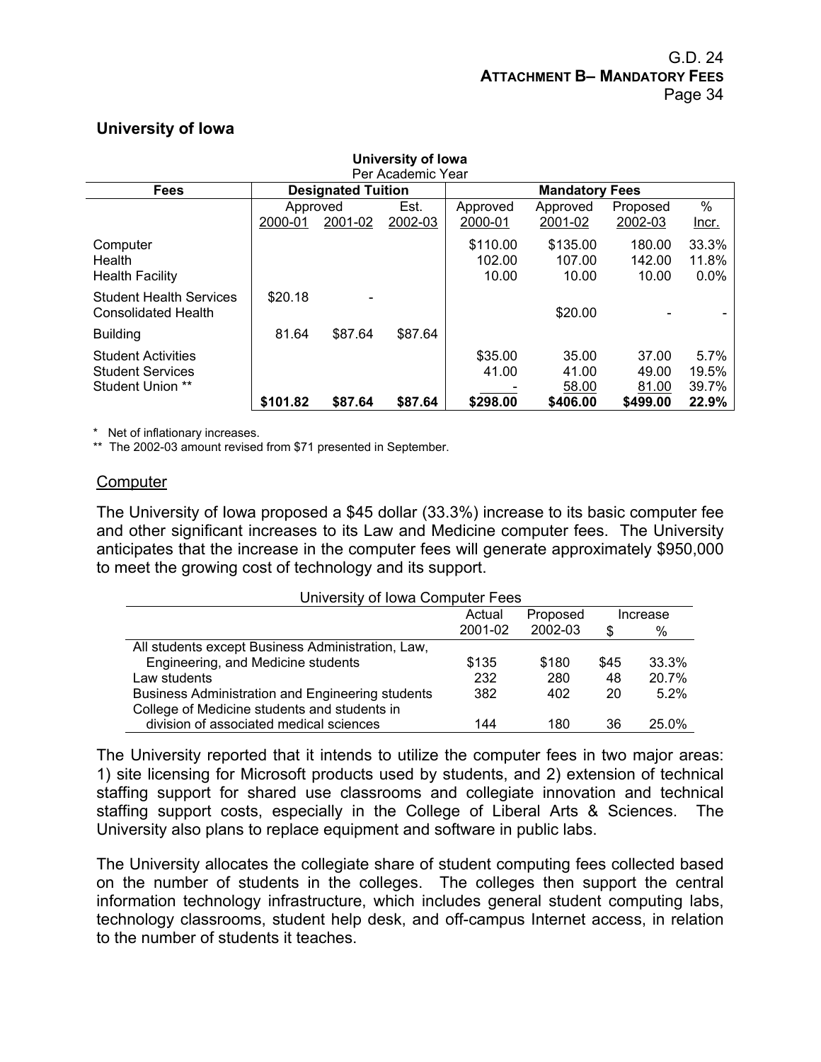## University of Iowa

**University of Iowa**
Per Academic Year

| Fees | Designated Tuition | | | Mandatory Fees | | | |
|---|---|---|---|---|---|---|---|
| | Approved 2000-01 | Approved 2001-02 | Est. 2002-03 | Approved 2000-01 | Approved 2001-02 | Proposed 2002-03 | % Incr. |
| Computer | | | | $110.00 | $135.00 | 180.00 | 33.3% |
| Health | | | | 102.00 | 107.00 | 142.00 | 11.8% |
| Health Facility | | | | 10.00 | 10.00 | 10.00 | 0.0% |
| Student Health Services | $20.18 | - | | | | | |
| Consolidated Health | | | | | $20.00 | - | - |
| Building | 81.64 | $87.64 | $87.64 | | | | |
| Student Activities | | | | $35.00 | 35.00 | 37.00 | 5.7% |
| Student Services | | | | 41.00 | 41.00 | 49.00 | 19.5% |
| Student Union ** | | | | - | 58.00 | 81.00 | 39.7% |
| | **$101.82** | **$87.64** | **$87.64** | **$298.00** | **$406.00** | **$499.00** | **22.9%** |

\* Net of inflationary increases.
\*\* The 2002-03 amount revised from $71 presented in September.

### Computer

The University of Iowa proposed a $45 dollar (33.3%) increase to its basic computer fee and other significant increases to its Law and Medicine computer fees. The University anticipates that the increase in the computer fees will generate approximately $950,000 to meet the growing cost of technology and its support.

University of Iowa Computer Fees

| | Actual 2001-02 | Proposed 2002-03 | Increase $ | Increase % |
|---|---|---|---|---|
| All students except Business Administration, Law, Engineering, and Medicine students | $135 | $180 | $45 | 33.3% |
| Law students | 232 | 280 | 48 | 20.7% |
| Business Administration and Engineering students | 382 | 402 | 20 | 5.2% |
| College of Medicine students and students in division of associated medical sciences | 144 | 180 | 36 | 25.0% |

The University reported that it intends to utilize the computer fees in two major areas: 1) site licensing for Microsoft products used by students, and 2) extension of technical staffing support for shared use classrooms and collegiate innovation and technical staffing support costs, especially in the College of Liberal Arts & Sciences. The University also plans to replace equipment and software in public labs.

The University allocates the collegiate share of student computing fees collected based on the number of students in the colleges. The colleges then support the central information technology infrastructure, which includes general student computing labs, technology classrooms, student help desk, and off-campus Internet access, in relation to the number of students it teaches.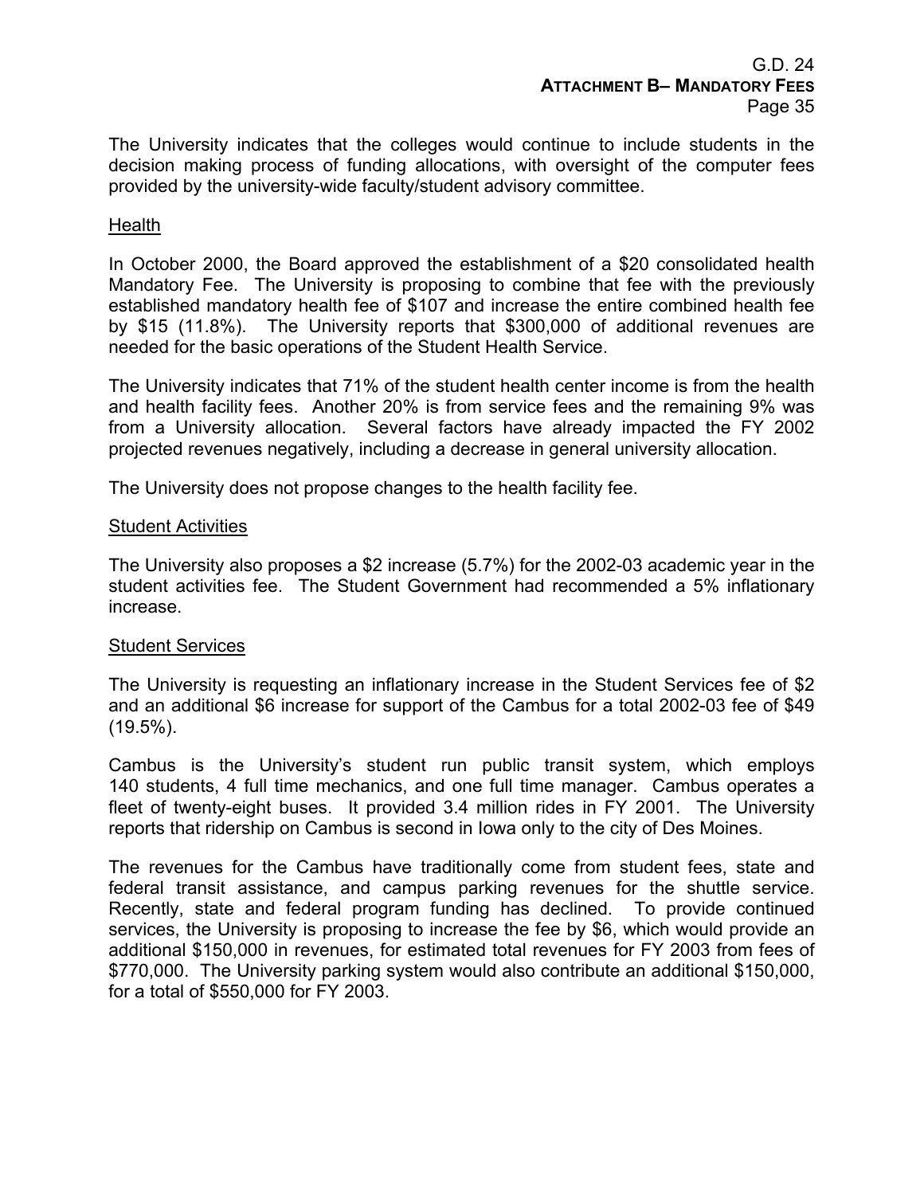The University indicates that the colleges would continue to include students in the decision making process of funding allocations, with oversight of the computer fees provided by the university-wide faculty/student advisory committee.

Health

In October 2000, the Board approved the establishment of a $20 consolidated health Mandatory Fee. The University is proposing to combine that fee with the previously established mandatory health fee of $107 and increase the entire combined health fee by $15 (11.8%). The University reports that $300,000 of additional revenues are needed for the basic operations of the Student Health Service.

The University indicates that 71% of the student health center income is from the health and health facility fees. Another 20% is from service fees and the remaining 9% was from a University allocation. Several factors have already impacted the FY 2002 projected revenues negatively, including a decrease in general university allocation.

The University does not propose changes to the health facility fee.

Student Activities

The University also proposes a $2 increase (5.7%) for the 2002-03 academic year in the student activities fee. The Student Government had recommended a 5% inflationary increase.

Student Services

The University is requesting an inflationary increase in the Student Services fee of $2 and an additional $6 increase for support of the Cambus for a total 2002-03 fee of $49 (19.5%).

Cambus is the University's student run public transit system, which employs 140 students, 4 full time mechanics, and one full time manager. Cambus operates a fleet of twenty-eight buses. It provided 3.4 million rides in FY 2001. The University reports that ridership on Cambus is second in Iowa only to the city of Des Moines.

The revenues for the Cambus have traditionally come from student fees, state and federal transit assistance, and campus parking revenues for the shuttle service. Recently, state and federal program funding has declined. To provide continued services, the University is proposing to increase the fee by $6, which would provide an additional $150,000 in revenues, for estimated total revenues for FY 2003 from fees of $770,000. The University parking system would also contribute an additional $150,000, for a total of $550,000 for FY 2003.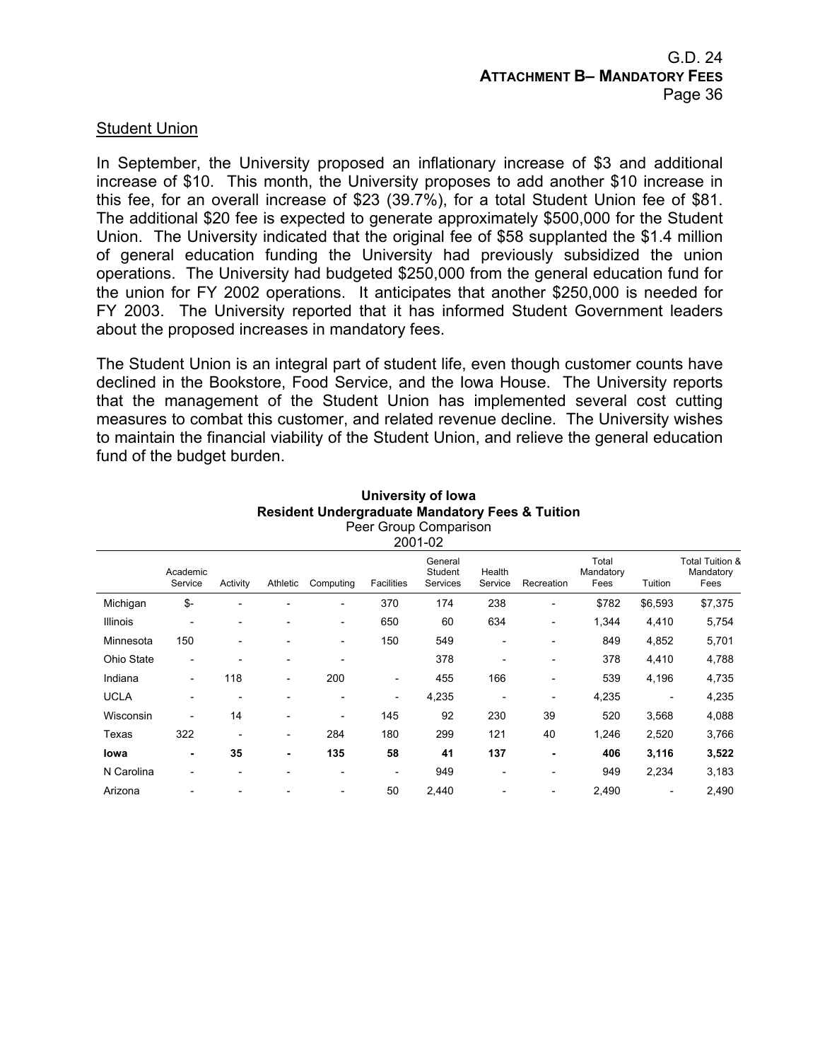## Student Union

In September, the University proposed an inflationary increase of $3 and additional increase of $10. This month, the University proposes to add another $10 increase in this fee, for an overall increase of $23 (39.7%), for a total Student Union fee of $81. The additional $20 fee is expected to generate approximately $500,000 for the Student Union. The University indicated that the original fee of $58 supplanted the $1.4 million of general education funding the University had previously subsidized the union operations. The University had budgeted $250,000 from the general education fund for the union for FY 2002 operations. It anticipates that another $250,000 is needed for FY 2003. The University reported that it has informed Student Government leaders about the proposed increases in mandatory fees.

The Student Union is an integral part of student life, even though customer counts have declined in the Bookstore, Food Service, and the Iowa House. The University reports that the management of the Student Union has implemented several cost cutting measures to combat this customer, and related revenue decline. The University wishes to maintain the financial viability of the Student Union, and relieve the general education fund of the budget burden.

**University of Iowa**
**Resident Undergraduate Mandatory Fees & Tuition**
Peer Group Comparison
2001-02

| | Academic Service | Activity | Athletic | Computing | Facilities | General Student Services | Health Service | Recreation | Total Mandatory Fees | Tuition | Total Tuition & Mandatory Fees |
|---|---|---|---|---|---|---|---|---|---|---|---|
| Michigan | $- | - | - | - | 370 | 174 | 238 | - | $782 | $6,593 | $7,375 |
| Illinois | - | - | - | - | 650 | 60 | 634 | - | 1,344 | 4,410 | 5,754 |
| Minnesota | 150 | - | - | - | 150 | 549 | - | - | 849 | 4,852 | 5,701 |
| Ohio State | - | - | - | - | | 378 | - | - | 378 | 4,410 | 4,788 |
| Indiana | - | 118 | - | 200 | - | 455 | 166 | - | 539 | 4,196 | 4,735 |
| UCLA | - | - | - | - | - | 4,235 | - | - | 4,235 | - | 4,235 |
| Wisconsin | - | 14 | - | - | 145 | 92 | 230 | 39 | 520 | 3,568 | 4,088 |
| Texas | 322 | - | - | 284 | 180 | 299 | 121 | 40 | 1,246 | 2,520 | 3,766 |
| **Iowa** | **-** | **35** | **-** | **135** | **58** | **41** | **137** | **-** | **406** | **3,116** | **3,522** |
| N Carolina | - | - | - | - | - | 949 | - | - | 949 | 2,234 | 3,183 |
| Arizona | - | - | - | - | 50 | 2,440 | - | - | 2,490 | - | 2,490 |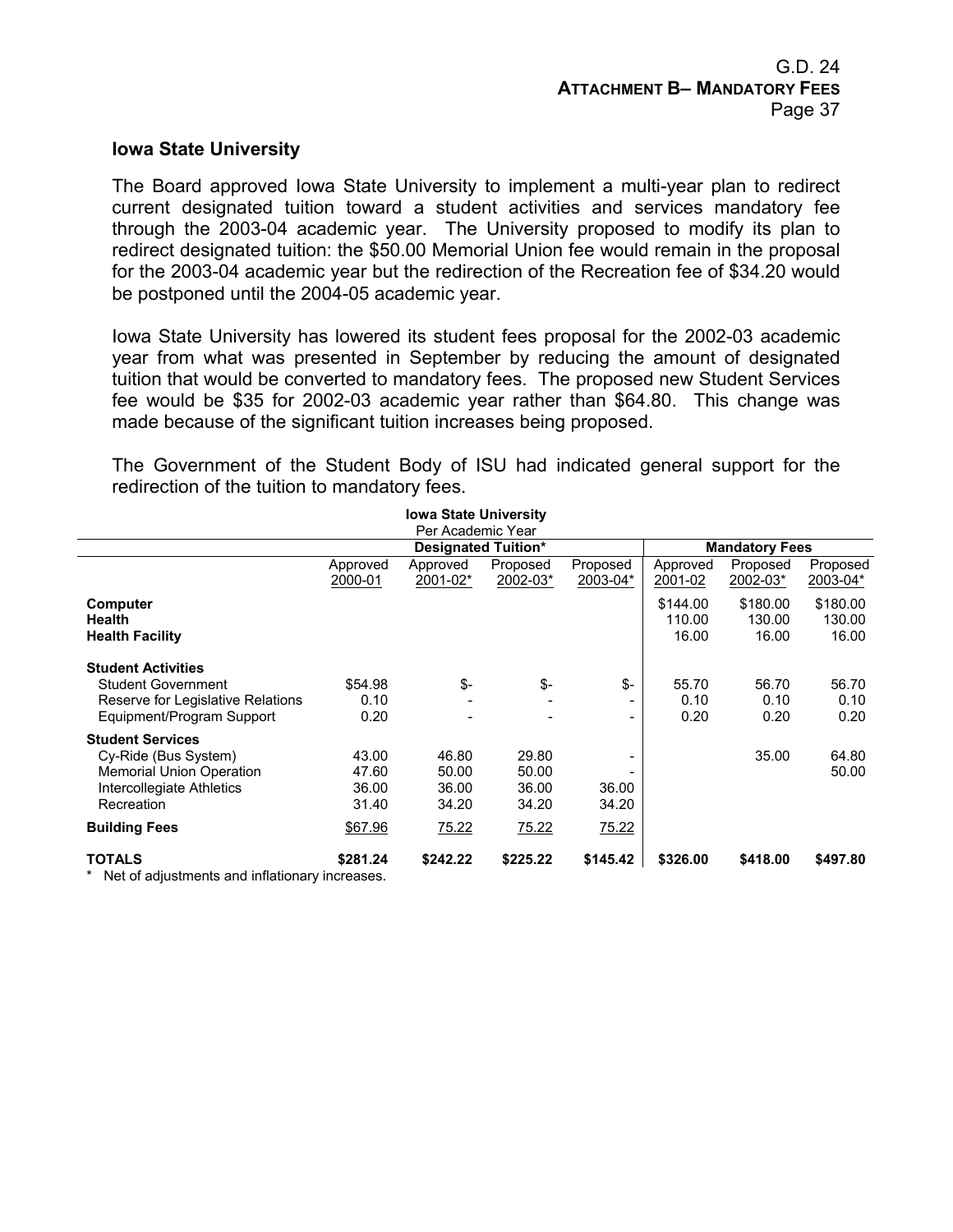## Iowa State University

The Board approved Iowa State University to implement a multi-year plan to redirect current designated tuition toward a student activities and services mandatory fee through the 2003-04 academic year. The University proposed to modify its plan to redirect designated tuition: the $50.00 Memorial Union fee would remain in the proposal for the 2003-04 academic year but the redirection of the Recreation fee of $34.20 would be postponed until the 2004-05 academic year.

Iowa State University has lowered its student fees proposal for the 2002-03 academic year from what was presented in September by reducing the amount of designated tuition that would be converted to mandatory fees. The proposed new Student Services fee would be $35 for 2002-03 academic year rather than $64.80. This change was made because of the significant tuition increases being proposed.

The Government of the Student Body of ISU had indicated general support for the redirection of the tuition to mandatory fees.

**Iowa State University**
Per Academic Year

| | Designated Tuition* | | | | Mandatory Fees | | |
|---|---|---|---|---|---|---|---|
| | Approved 2000-01 | Approved 2001-02* | Proposed 2002-03* | Proposed 2003-04* | Approved 2001-02 | Proposed 2002-03* | Proposed 2003-04* |
| **Computer** | | | | | $144.00 | $180.00 | $180.00 |
| **Health** | | | | | 110.00 | 130.00 | 130.00 |
| **Health Facility** | | | | | 16.00 | 16.00 | 16.00 |
| **Student Activities** | | | | | | | |
| Student Government | $54.98 | $- | $- | $- | 55.70 | 56.70 | 56.70 |
| Reserve for Legislative Relations | 0.10 | - | - | - | 0.10 | 0.10 | 0.10 |
| Equipment/Program Support | 0.20 | - | - | - | 0.20 | 0.20 | 0.20 |
| **Student Services** | | | | | | | |
| Cy-Ride (Bus System) | 43.00 | 46.80 | 29.80 | - | | 35.00 | 64.80 |
| Memorial Union Operation | 47.60 | 50.00 | 50.00 | - | | | 50.00 |
| Intercollegiate Athletics | 36.00 | 36.00 | 36.00 | 36.00 | | | |
| Recreation | 31.40 | 34.20 | 34.20 | 34.20 | | | |
| **Building Fees** | $67.96 | 75.22 | 75.22 | 75.22 | | | |
| **TOTALS** | **$281.24** | **$242.22** | **$225.22** | **$145.42** | **$326.00** | **$418.00** | **$497.80** |

* Net of adjustments and inflationary increases.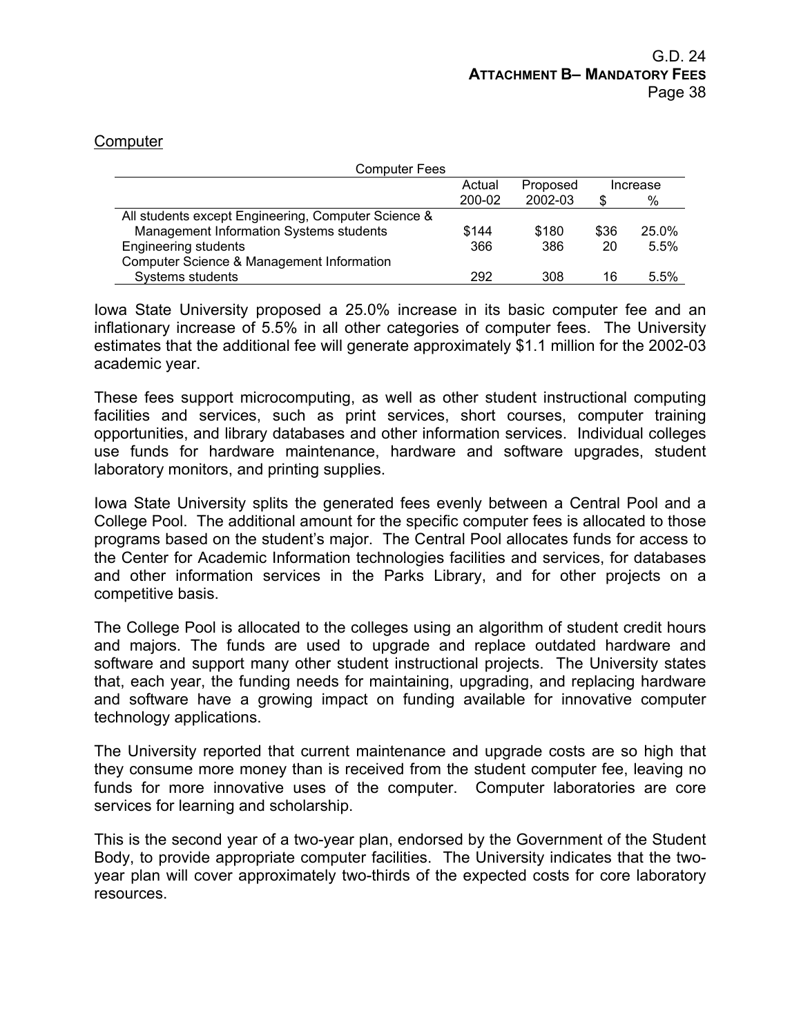Computer

| Computer Fees | Actual 200-02 | Proposed 2002-03 | Increase $ | Increase % |
|---|---|---|---|---|
| All students except Engineering, Computer Science & Management Information Systems students | $144 | $180 | $36 | 25.0% |
| Engineering students | 366 | 386 | 20 | 5.5% |
| Computer Science & Management Information Systems students | 292 | 308 | 16 | 5.5% |

Iowa State University proposed a 25.0% increase in its basic computer fee and an inflationary increase of 5.5% in all other categories of computer fees. The University estimates that the additional fee will generate approximately $1.1 million for the 2002-03 academic year.

These fees support microcomputing, as well as other student instructional computing facilities and services, such as print services, short courses, computer training opportunities, and library databases and other information services. Individual colleges use funds for hardware maintenance, hardware and software upgrades, student laboratory monitors, and printing supplies.

Iowa State University splits the generated fees evenly between a Central Pool and a College Pool. The additional amount for the specific computer fees is allocated to those programs based on the student's major. The Central Pool allocates funds for access to the Center for Academic Information technologies facilities and services, for databases and other information services in the Parks Library, and for other projects on a competitive basis.

The College Pool is allocated to the colleges using an algorithm of student credit hours and majors. The funds are used to upgrade and replace outdated hardware and software and support many other student instructional projects. The University states that, each year, the funding needs for maintaining, upgrading, and replacing hardware and software have a growing impact on funding available for innovative computer technology applications.

The University reported that current maintenance and upgrade costs are so high that they consume more money than is received from the student computer fee, leaving no funds for more innovative uses of the computer. Computer laboratories are core services for learning and scholarship.

This is the second year of a two-year plan, endorsed by the Government of the Student Body, to provide appropriate computer facilities. The University indicates that the two-year plan will cover approximately two-thirds of the expected costs for core laboratory resources.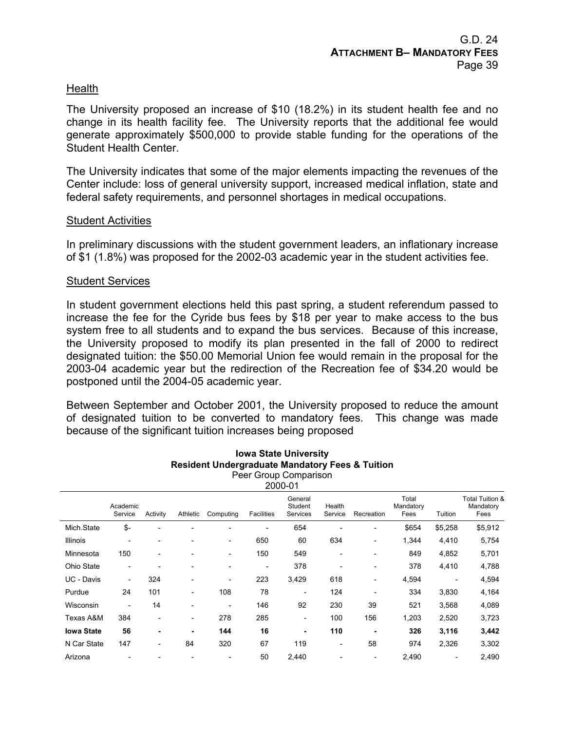## Health

The University proposed an increase of $10 (18.2%) in its student health fee and no change in its health facility fee. The University reports that the additional fee would generate approximately $500,000 to provide stable funding for the operations of the Student Health Center.

The University indicates that some of the major elements impacting the revenues of the Center include: loss of general university support, increased medical inflation, state and federal safety requirements, and personnel shortages in medical occupations.

## Student Activities

In preliminary discussions with the student government leaders, an inflationary increase of $1 (1.8%) was proposed for the 2002-03 academic year in the student activities fee.

## Student Services

In student government elections held this past spring, a student referendum passed to increase the fee for the Cyride bus fees by $18 per year to make access to the bus system free to all students and to expand the bus services. Because of this increase, the University proposed to modify its plan presented in the fall of 2000 to redirect designated tuition: the $50.00 Memorial Union fee would remain in the proposal for the 2003-04 academic year but the redirection of the Recreation fee of $34.20 would be postponed until the 2004-05 academic year.

Between September and October 2001, the University proposed to reduce the amount of designated tuition to be converted to mandatory fees. This change was made because of the significant tuition increases being proposed

**Iowa State University**
**Resident Undergraduate Mandatory Fees & Tuition**
Peer Group Comparison
2000-01

| | Academic Service | Activity | Athletic | Computing | Facilities | General Student Services | Health Service | Recreation | Total Mandatory Fees | Tuition | Total Tuition & Mandatory Fees |
|---|---|---|---|---|---|---|---|---|---|---|---|
| Mich.State | $- | - | - | - | - | 654 | - | - | $654 | $5,258 | $5,912 |
| Illinois | - | - | - | - | 650 | 60 | 634 | - | 1,344 | 4,410 | 5,754 |
| Minnesota | 150 | - | - | - | 150 | 549 | - | - | 849 | 4,852 | 5,701 |
| Ohio State | - | - | - | - | - | 378 | - | - | 378 | 4,410 | 4,788 |
| UC - Davis | - | 324 | - | - | 223 | 3,429 | 618 | - | 4,594 | - | 4,594 |
| Purdue | 24 | 101 | - | 108 | 78 | - | 124 | - | 334 | 3,830 | 4,164 |
| Wisconsin | - | 14 | - | - | 146 | 92 | 230 | 39 | 521 | 3,568 | 4,089 |
| Texas A&M | 384 | - | - | 278 | 285 | - | 100 | 156 | 1,203 | 2,520 | 3,723 |
| **Iowa State** | **56** | **-** | **-** | **144** | **16** | **-** | **110** | **-** | **326** | **3,116** | **3,442** |
| N Car State | 147 | - | 84 | 320 | 67 | 119 | - | 58 | 974 | 2,326 | 3,302 |
| Arizona | - | - | - | - | 50 | 2,440 | - | - | 2,490 | - | 2,490 |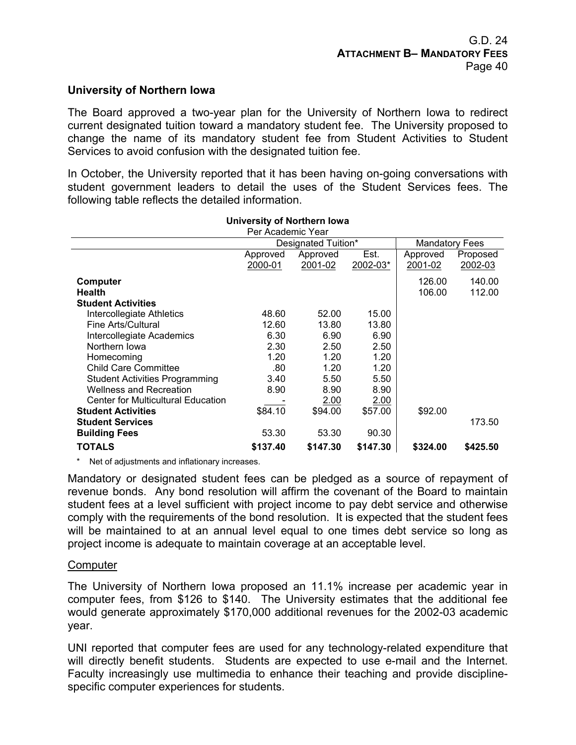## University of Northern Iowa

The Board approved a two-year plan for the University of Northern Iowa to redirect current designated tuition toward a mandatory student fee. The University proposed to change the name of its mandatory student fee from Student Activities to Student Services to avoid confusion with the designated tuition fee.

In October, the University reported that it has been having on-going conversations with student government leaders to detail the uses of the Student Services fees. The following table reflects the detailed information.

**University of Northern Iowa**
Per Academic Year

| | Designated Tuition* | | | Mandatory Fees | |
|---|---|---|---|---|---|
| | Approved 2000-01 | Approved 2001-02 | Est. 2002-03* | Approved 2001-02 | Proposed 2002-03 |
| **Computer** | | | | 126.00 | 140.00 |
| **Health** | | | | 106.00 | 112.00 |
| **Student Activities** | | | | | |
| Intercollegiate Athletics | 48.60 | 52.00 | 15.00 | | |
| Fine Arts/Cultural | 12.60 | 13.80 | 13.80 | | |
| Intercollegiate Academics | 6.30 | 6.90 | 6.90 | | |
| Northern Iowa | 2.30 | 2.50 | 2.50 | | |
| Homecoming | 1.20 | 1.20 | 1.20 | | |
| Child Care Committee | .80 | 1.20 | 1.20 | | |
| Student Activities Programming | 3.40 | 5.50 | 5.50 | | |
| Wellness and Recreation | 8.90 | 8.90 | 8.90 | | |
| Center for Multicultural Education | - | 2.00 | 2.00 | | |
| **Student Activities** | $84.10 | $94.00 | $57.00 | $92.00 | |
| **Student Services** | | | | | 173.50 |
| **Building Fees** | 53.30 | 53.30 | 90.30 | | |
| **TOTALS** | **$137.40** | **$147.30** | **$147.30** | **$324.00** | **$425.50** |

\* Net of adjustments and inflationary increases.

Mandatory or designated student fees can be pledged as a source of repayment of revenue bonds. Any bond resolution will affirm the covenant of the Board to maintain student fees at a level sufficient with project income to pay debt service and otherwise comply with the requirements of the bond resolution. It is expected that the student fees will be maintained to at an annual level equal to one times debt service so long as project income is adequate to maintain coverage at an acceptable level.

### Computer

The University of Northern Iowa proposed an 11.1% increase per academic year in computer fees, from $126 to $140. The University estimates that the additional fee would generate approximately $170,000 additional revenues for the 2002-03 academic year.

UNI reported that computer fees are used for any technology-related expenditure that will directly benefit students. Students are expected to use e-mail and the Internet. Faculty increasingly use multimedia to enhance their teaching and provide discipline-specific computer experiences for students.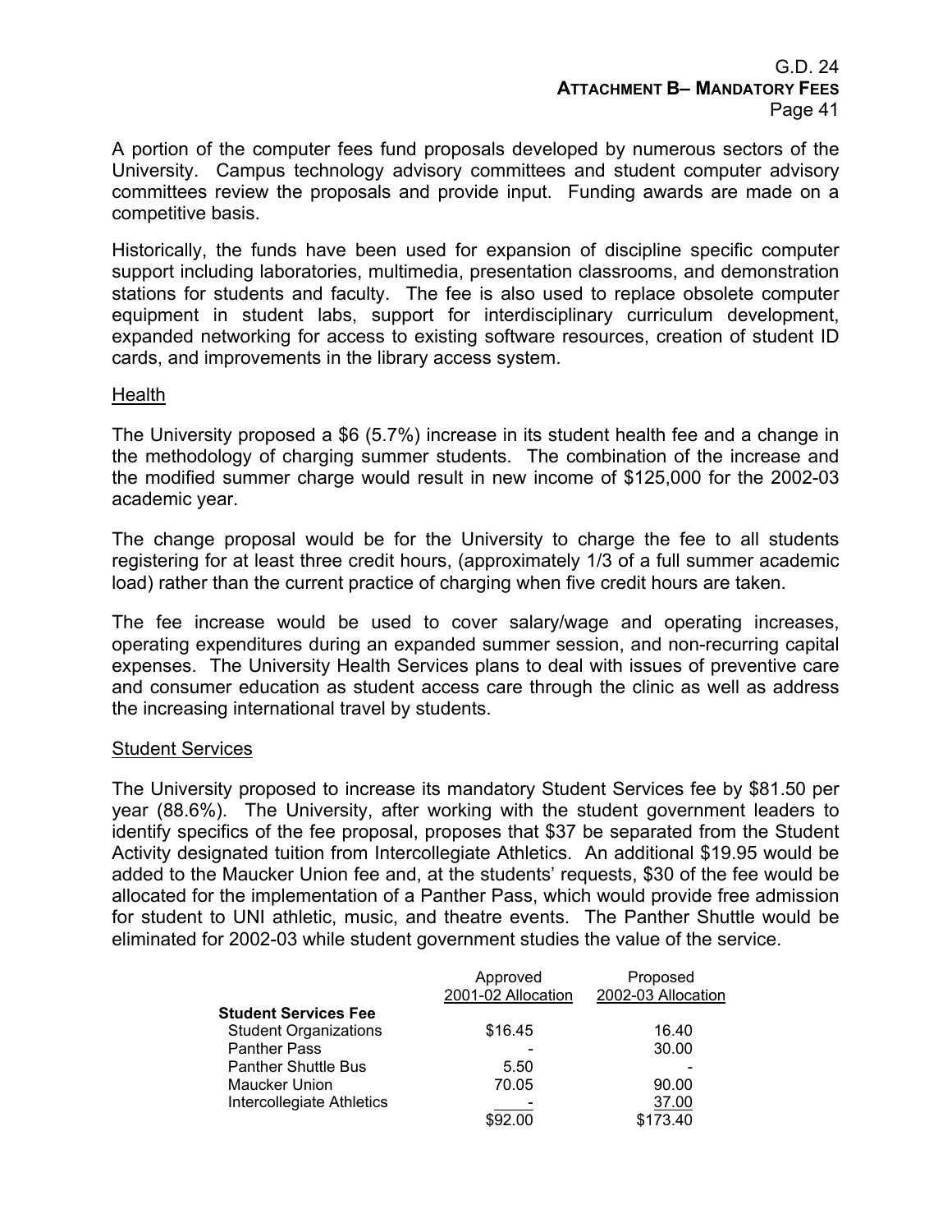A portion of the computer fees fund proposals developed by numerous sectors of the University. Campus technology advisory committees and student computer advisory committees review the proposals and provide input. Funding awards are made on a competitive basis.

Historically, the funds have been used for expansion of discipline specific computer support including laboratories, multimedia, presentation classrooms, and demonstration stations for students and faculty. The fee is also used to replace obsolete computer equipment in student labs, support for interdisciplinary curriculum development, expanded networking for access to existing software resources, creation of student ID cards, and improvements in the library access system.

<u>Health</u>

The University proposed a $6 (5.7%) increase in its student health fee and a change in the methodology of charging summer students. The combination of the increase and the modified summer charge would result in new income of $125,000 for the 2002-03 academic year.

The change proposal would be for the University to charge the fee to all students registering for at least three credit hours, (approximately 1/3 of a full summer academic load) rather than the current practice of charging when five credit hours are taken.

The fee increase would be used to cover salary/wage and operating increases, operating expenditures during an expanded summer session, and non-recurring capital expenses. The University Health Services plans to deal with issues of preventive care and consumer education as student access care through the clinic as well as address the increasing international travel by students.

<u>Student Services</u>

The University proposed to increase its mandatory Student Services fee by $81.50 per year (88.6%). The University, after working with the student government leaders to identify specifics of the fee proposal, proposes that $37 be separated from the Student Activity designated tuition from Intercollegiate Athletics. An additional $19.95 would be added to the Maucker Union fee and, at the students' requests, $30 of the fee would be allocated for the implementation of a Panther Pass, which would provide free admission for student to UNI athletic, music, and theatre events. The Panther Shuttle would be eliminated for 2002-03 while student government studies the value of the service.

| | Approved 2001-02 Allocation | Proposed 2002-03 Allocation |
|---|---|---|
| **Student Services Fee** | | |
| Student Organizations | $16.45 | 16.40 |
| Panther Pass | - | 30.00 |
| Panther Shuttle Bus | 5.50 | - |
| Maucker Union | 70.05 | 90.00 |
| Intercollegiate Athletics | - | 37.00 |
| | $92.00 | $173.40 |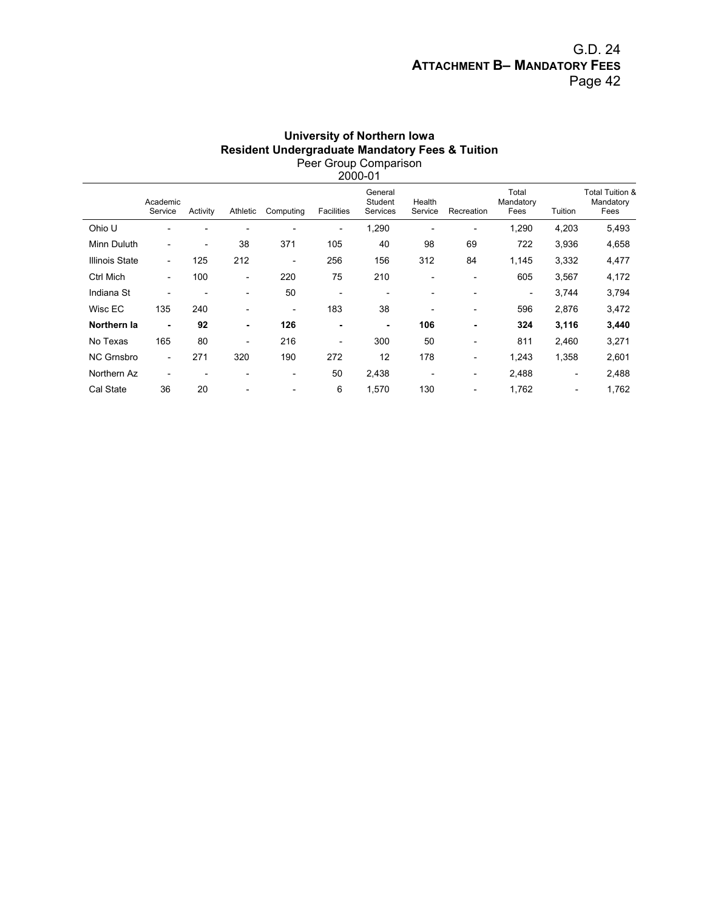## University of Northern Iowa
## Resident Undergraduate Mandatory Fees & Tuition
Peer Group Comparison
2000-01

| | Academic Service | Activity | Athletic | Computing | Facilities | General Student Services | Health Service | Recreation | Total Mandatory Fees | Tuition | Total Tuition & Mandatory Fees |
|---|---|---|---|---|---|---|---|---|---|---|---|
| Ohio U | - | - | - | - | - | 1,290 | - | - | 1,290 | 4,203 | 5,493 |
| Minn Duluth | - | - | 38 | 371 | 105 | 40 | 98 | 69 | 722 | 3,936 | 4,658 |
| Illinois State | - | 125 | 212 | - | 256 | 156 | 312 | 84 | 1,145 | 3,332 | 4,477 |
| Ctrl Mich | - | 100 | - | 220 | 75 | 210 | - | - | 605 | 3,567 | 4,172 |
| Indiana St | - | - | - | 50 | - | - | - | - | - | 3,744 | 3,794 |
| Wisc EC | 135 | 240 | - | - | 183 | 38 | - | - | 596 | 2,876 | 3,472 |
| **Northern Ia** | **-** | **92** | **-** | **126** | **-** | **-** | **106** | **-** | **324** | **3,116** | **3,440** |
| No Texas | 165 | 80 | - | 216 | - | 300 | 50 | - | 811 | 2,460 | 3,271 |
| NC Grnsbro | - | 271 | 320 | 190 | 272 | 12 | 178 | - | 1,243 | 1,358 | 2,601 |
| Northern Az | - | - | - | - | 50 | 2,438 | - | - | 2,488 | - | 2,488 |
| Cal State | 36 | 20 | - | - | 6 | 1,570 | 130 | - | 1,762 | - | 1,762 |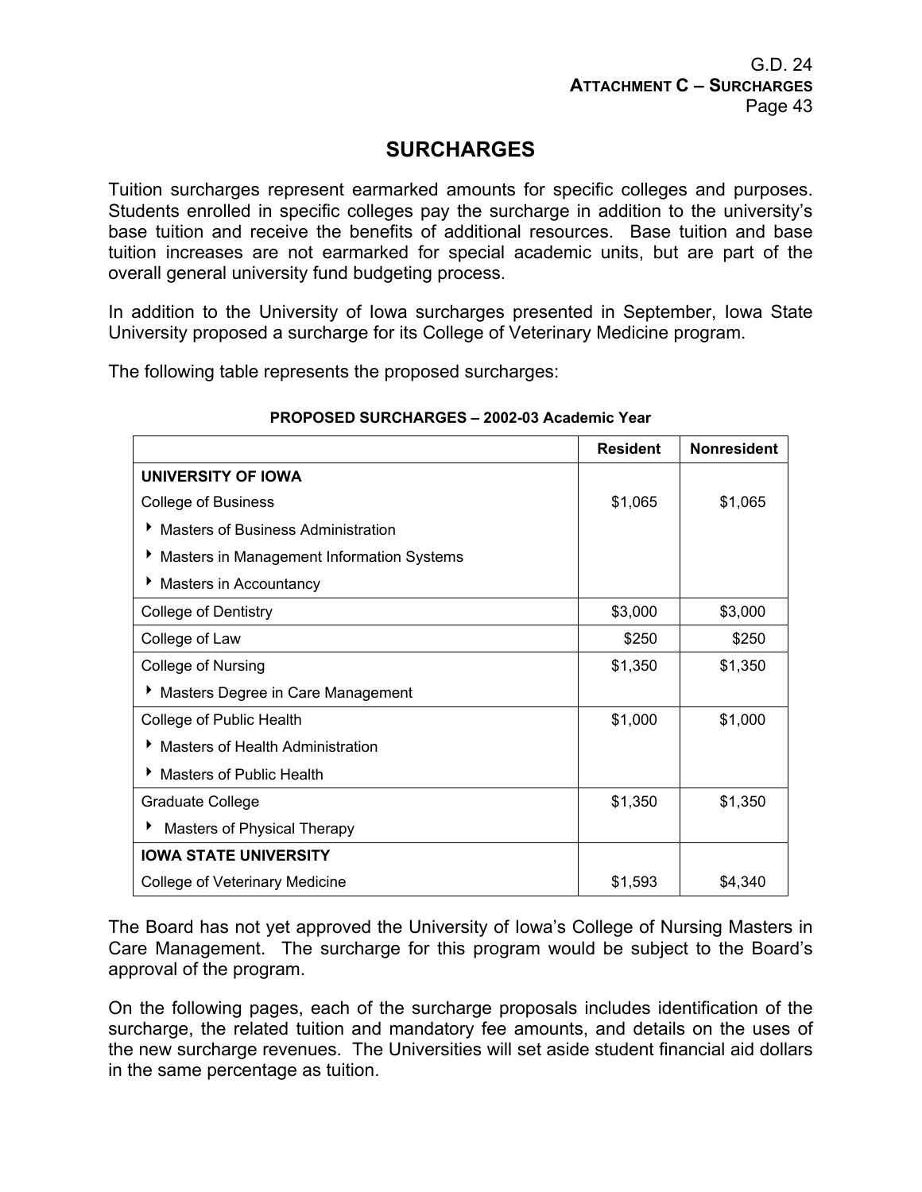# SURCHARGES

Tuition surcharges represent earmarked amounts for specific colleges and purposes. Students enrolled in specific colleges pay the surcharge in addition to the university's base tuition and receive the benefits of additional resources. Base tuition and base tuition increases are not earmarked for special academic units, but are part of the overall general university fund budgeting process.

In addition to the University of Iowa surcharges presented in September, Iowa State University proposed a surcharge for its College of Veterinary Medicine program.

The following table represents the proposed surcharges:

**PROPOSED SURCHARGES – 2002-03 Academic Year**

| | Resident | Nonresident |
|---|---|---|
| **UNIVERSITY OF IOWA** | | |
| College of Business | $1,065 | $1,065 |
| ‣ Masters of Business Administration | | |
| ‣ Masters in Management Information Systems | | |
| ‣ Masters in Accountancy | | |
| College of Dentistry | $3,000 | $3,000 |
| College of Law | $250 | $250 |
| College of Nursing | $1,350 | $1,350 |
| ‣ Masters Degree in Care Management | | |
| College of Public Health | $1,000 | $1,000 |
| ‣ Masters of Health Administration | | |
| ‣ Masters of Public Health | | |
| Graduate College | $1,350 | $1,350 |
| ‣ Masters of Physical Therapy | | |
| **IOWA STATE UNIVERSITY** | | |
| College of Veterinary Medicine | $1,593 | $4,340 |

The Board has not yet approved the University of Iowa's College of Nursing Masters in Care Management. The surcharge for this program would be subject to the Board's approval of the program.

On the following pages, each of the surcharge proposals includes identification of the surcharge, the related tuition and mandatory fee amounts, and details on the uses of the new surcharge revenues. The Universities will set aside student financial aid dollars in the same percentage as tuition.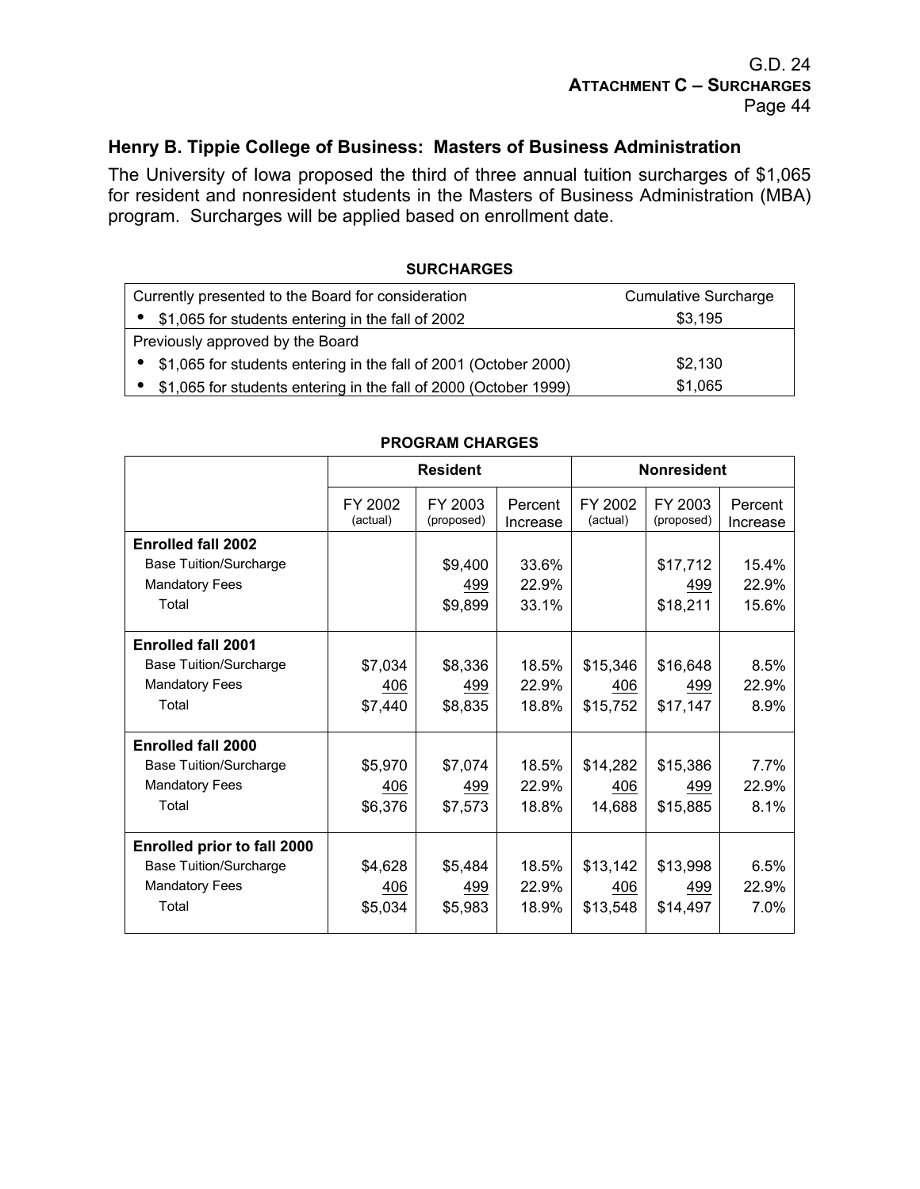## Henry B. Tippie College of Business: Masters of Business Administration

The University of Iowa proposed the third of three annual tuition surcharges of $1,065 for resident and nonresident students in the Masters of Business Administration (MBA) program. Surcharges will be applied based on enrollment date.

**SURCHARGES**

| Currently presented to the Board for consideration | Cumulative Surcharge |
|---|---|
| • $1,065 for students entering in the fall of 2002 | $3,195 |
| Previously approved by the Board | |
| • $1,065 for students entering in the fall of 2001 (October 2000) | $2,130 |
| • $1,065 for students entering in the fall of 2000 (October 1999) | $1,065 |

**PROGRAM CHARGES**

| | Resident | | | Nonresident | | |
|---|---|---|---|---|---|---|
| | FY 2002 (actual) | FY 2003 (proposed) | Percent Increase | FY 2002 (actual) | FY 2003 (proposed) | Percent Increase |
| **Enrolled fall 2002** | | | | | | |
| Base Tuition/Surcharge | | $9,400 | 33.6% | | $17,712 | 15.4% |
| Mandatory Fees | | 499 | 22.9% | | 499 | 22.9% |
| Total | | $9,899 | 33.1% | | $18,211 | 15.6% |
| **Enrolled fall 2001** | | | | | | |
| Base Tuition/Surcharge | $7,034 | $8,336 | 18.5% | $15,346 | $16,648 | 8.5% |
| Mandatory Fees | 406 | 499 | 22.9% | 406 | 499 | 22.9% |
| Total | $7,440 | $8,835 | 18.8% | $15,752 | $17,147 | 8.9% |
| **Enrolled fall 2000** | | | | | | |
| Base Tuition/Surcharge | $5,970 | $7,074 | 18.5% | $14,282 | $15,386 | 7.7% |
| Mandatory Fees | 406 | 499 | 22.9% | 406 | 499 | 22.9% |
| Total | $6,376 | $7,573 | 18.8% | 14,688 | $15,885 | 8.1% |
| **Enrolled prior to fall 2000** | | | | | | |
| Base Tuition/Surcharge | $4,628 | $5,484 | 18.5% | $13,142 | $13,998 | 6.5% |
| Mandatory Fees | 406 | 499 | 22.9% | 406 | 499 | 22.9% |
| Total | $5,034 | $5,983 | 18.9% | $13,548 | $14,497 | 7.0% |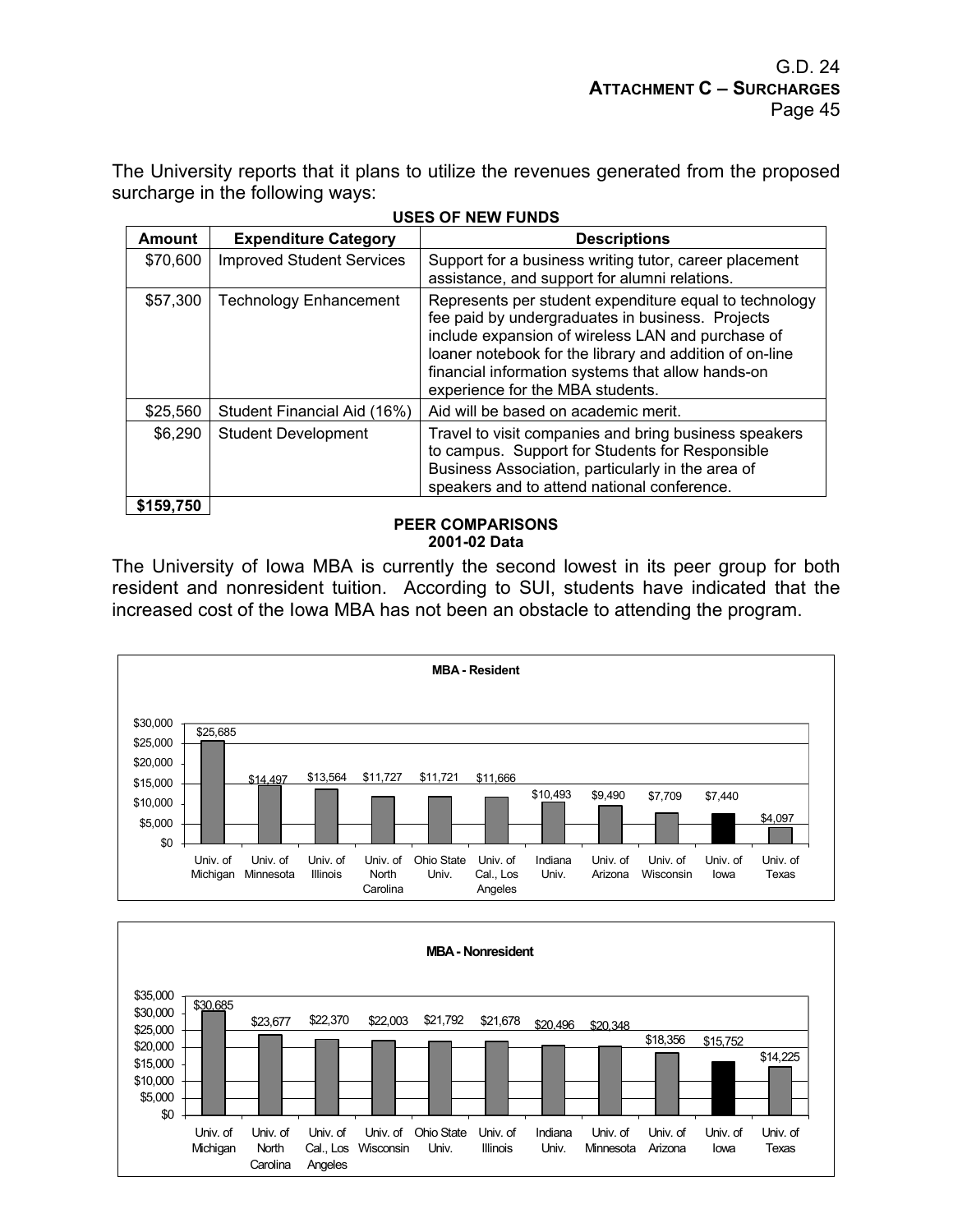The University reports that it plans to utilize the revenues generated from the proposed surcharge in the following ways:

**USES OF NEW FUNDS**

| Amount | Expenditure Category | Descriptions |
|---|---|---|
| $70,600 | Improved Student Services | Support for a business writing tutor, career placement assistance, and support for alumni relations. |
| $57,300 | Technology Enhancement | Represents per student expenditure equal to technology fee paid by undergraduates in business. Projects include expansion of wireless LAN and purchase of loaner notebook for the library and addition of on-line financial information systems that allow hands-on experience for the MBA students. |
| $25,560 | Student Financial Aid (16%) | Aid will be based on academic merit. |
| $6,290 | Student Development | Travel to visit companies and bring business speakers to campus. Support for Students for Responsible Business Association, particularly in the area of speakers and to attend national conference. |
| **$159,750** | | |

**PEER COMPARISONS**
**2001-02 Data**

The University of Iowa MBA is currently the second lowest in its peer group for both resident and nonresident tuition. According to SUI, students have indicated that the increased cost of the Iowa MBA has not been an obstacle to attending the program.

**MBA - Resident**

| Institution | Tuition |
|---|---|
| Univ. of Michigan | $25,685 |
| Univ. of Minnesota | $14,497 |
| Univ. of Illinois | $13,564 |
| Univ. of North Carolina | $11,727 |
| Ohio State Univ. | $11,721 |
| Univ. of Cal., Los Angeles | $11,666 |
| Indiana Univ. | $10,493 |
| Univ. of Arizona | $9,490 |
| Univ. of Wisconsin | $7,709 |
| Univ. of Iowa | $7,440 |
| Univ. of Texas | $4,097 |

**MBA - Nonresident**

| Institution | Tuition |
|---|---|
| Univ. of Michigan | $30,685 |
| Univ. of North Carolina | $23,677 |
| Univ. of Cal., Los Angeles | $22,370 |
| Univ. of Wisconsin | $22,003 |
| Ohio State Univ. | $21,792 |
| Univ. of Illinois | $21,678 |
| Indiana Univ. | $20,496 |
| Univ. of Minnesota | $20,348 |
| Univ. of Arizona | $18,356 |
| Univ. of Iowa | $15,752 |
| Univ. of Texas | $14,225 |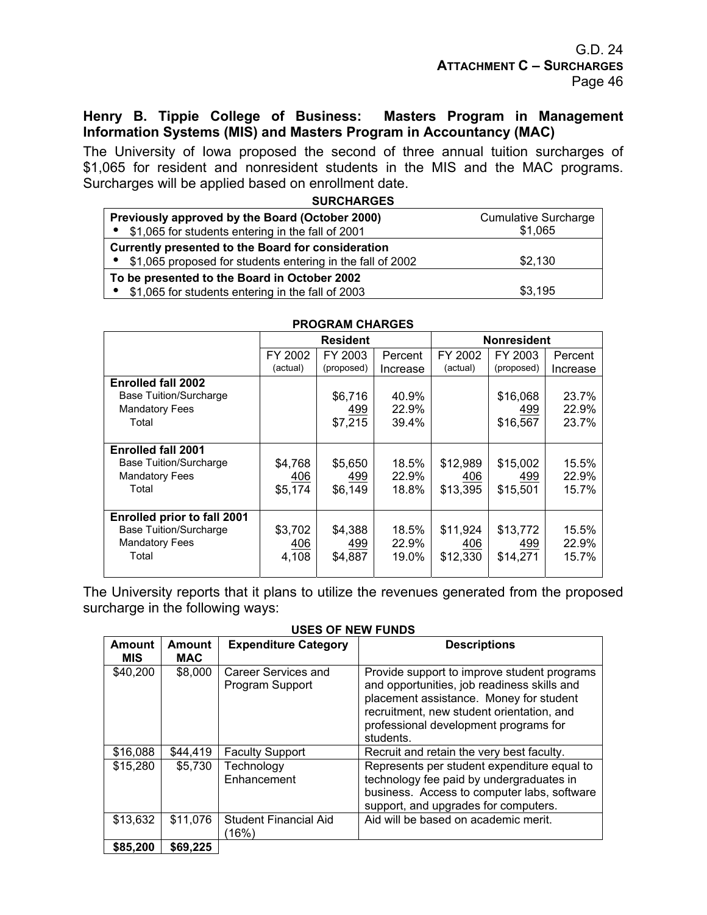## Henry B. Tippie College of Business: Masters Program in Management Information Systems (MIS) and Masters Program in Accountancy (MAC)

The University of Iowa proposed the second of three annual tuition surcharges of $1,065 for resident and nonresident students in the MIS and the MAC programs. Surcharges will be applied based on enrollment date.

**SURCHARGES**

| | Cumulative Surcharge |
|---|---|
| **Previously approved by the Board (October 2000)** | |
| • $1,065 for students entering in the fall of 2001 | $1,065 |
| **Currently presented to the Board for consideration** | |
| • $1,065 proposed for students entering in the fall of 2002 | $2,130 |
| **To be presented to the Board in October 2002** | |
| • $1,065 for students entering in the fall of 2003 | $3,195 |

**PROGRAM CHARGES**

| | Resident | | | Nonresident | | |
|---|---|---|---|---|---|---|
| | FY 2002 (actual) | FY 2003 (proposed) | Percent Increase | FY 2002 (actual) | FY 2003 (proposed) | Percent Increase |
| **Enrolled fall 2002** | | | | | | |
| Base Tuition/Surcharge | | $6,716 | 40.9% | | $16,068 | 23.7% |
| Mandatory Fees | | 499 | 22.9% | | 499 | 22.9% |
| Total | | $7,215 | 39.4% | | $16,567 | 23.7% |
| **Enrolled fall 2001** | | | | | | |
| Base Tuition/Surcharge | $4,768 | $5,650 | 18.5% | $12,989 | $15,002 | 15.5% |
| Mandatory Fees | 406 | 499 | 22.9% | 406 | 499 | 22.9% |
| Total | $5,174 | $6,149 | 18.8% | $13,395 | $15,501 | 15.7% |
| **Enrolled prior to fall 2001** | | | | | | |
| Base Tuition/Surcharge | $3,702 | $4,388 | 18.5% | $11,924 | $13,772 | 15.5% |
| Mandatory Fees | 406 | 499 | 22.9% | 406 | 499 | 22.9% |
| Total | 4,108 | $4,887 | 19.0% | $12,330 | $14,271 | 15.7% |

The University reports that it plans to utilize the revenues generated from the proposed surcharge in the following ways:

**USES OF NEW FUNDS**

| Amount MIS | Amount MAC | Expenditure Category | Descriptions |
|---|---|---|---|
| $40,200 | $8,000 | Career Services and Program Support | Provide support to improve student programs and opportunities, job readiness skills and placement assistance. Money for student recruitment, new student orientation, and professional development programs for students. |
| $16,088 | $44,419 | Faculty Support | Recruit and retain the very best faculty. |
| $15,280 | $5,730 | Technology Enhancement | Represents per student expenditure equal to technology fee paid by undergraduates in business. Access to computer labs, software support, and upgrades for computers. |
| $13,632 | $11,076 | Student Financial Aid (16%) | Aid will be based on academic merit. |
| **$85,200** | **$69,225** | | |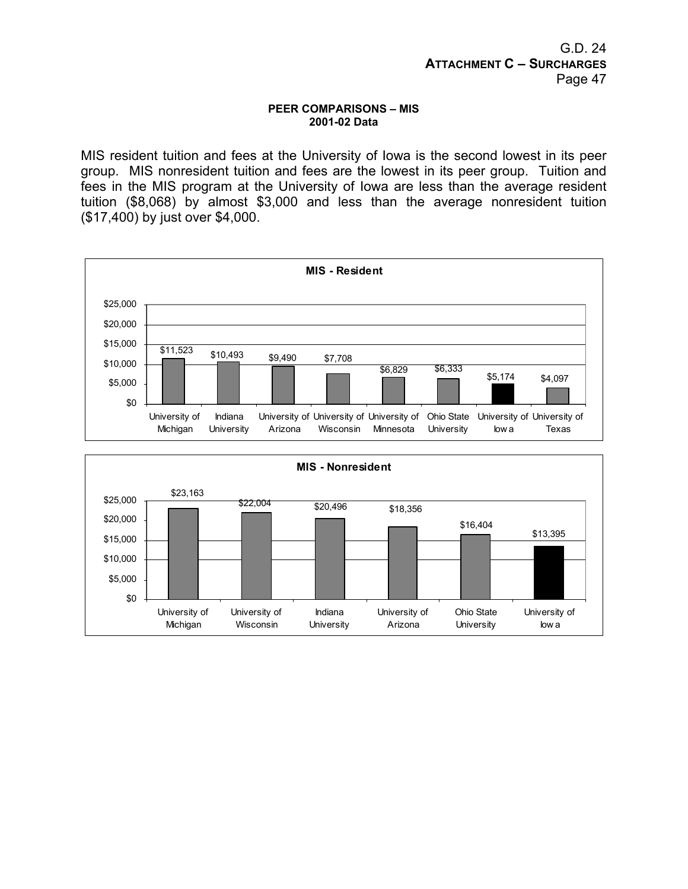# PEER COMPARISONS – MIS
## 2001-02 Data

MIS resident tuition and fees at the University of Iowa is the second lowest in its peer group. MIS nonresident tuition and fees are the lowest in its peer group. Tuition and fees in the MIS program at the University of Iowa are less than the average resident tuition ($8,068) by almost $3,000 and less than the average nonresident tuition ($17,400) by just over $4,000.

**MIS - Resident**

| Institution | Tuition and Fees |
|---|---|
| University of Michigan | $11,523 |
| Indiana University | $10,493 |
| University of Arizona | $9,490 |
| University of Wisconsin | $7,708 |
| University of Minnesota | $6,829 |
| Ohio State University | $6,333 |
| University of Iowa | $5,174 |
| University of Texas | $4,097 |

**MIS - Nonresident**

| Institution | Tuition and Fees |
|---|---|
| University of Michigan | $23,163 |
| University of Wisconsin | $22,004 |
| Indiana University | $20,496 |
| University of Arizona | $18,356 |
| Ohio State University | $16,404 |
| University of Iowa | $13,395 |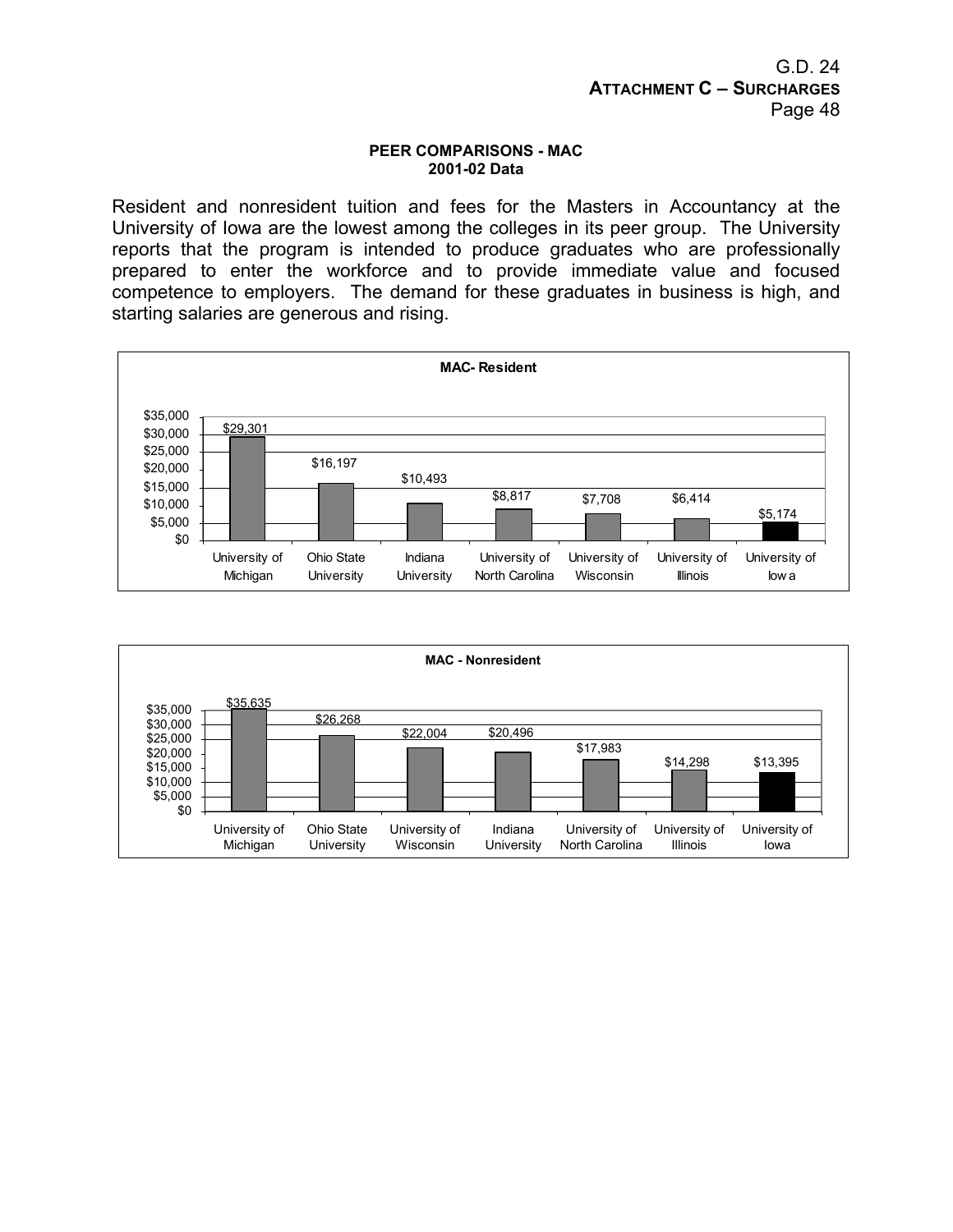**PEER COMPARISONS - MAC**
**2001-02 Data**

Resident and nonresident tuition and fees for the Masters in Accountancy at the University of Iowa are the lowest among the colleges in its peer group. The University reports that the program is intended to produce graduates who are professionally prepared to enter the workforce and to provide immediate value and focused competence to employers. The demand for these graduates in business is high, and starting salaries are generous and rising.

**MAC- Resident**

| Institution | Tuition and Fees |
|---|---|
| University of Michigan | $29,301 |
| Ohio State University | $16,197 |
| Indiana University | $10,493 |
| University of North Carolina | $8,817 |
| University of Wisconsin | $7,708 |
| University of Illinois | $6,414 |
| University of Iowa | $5,174 |

**MAC - Nonresident**

| Institution | Tuition and Fees |
|---|---|
| University of Michigan | $35,635 |
| Ohio State University | $26,268 |
| University of Wisconsin | $22,004 |
| Indiana University | $20,496 |
| University of North Carolina | $17,983 |
| University of Illinois | $14,298 |
| University of Iowa | $13,395 |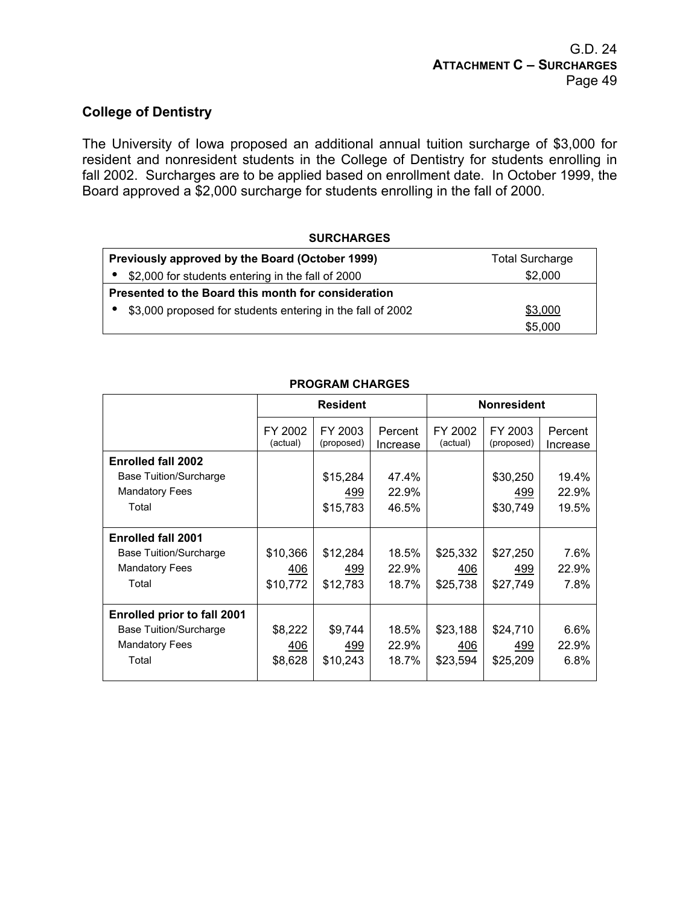## College of Dentistry

The University of Iowa proposed an additional annual tuition surcharge of $3,000 for resident and nonresident students in the College of Dentistry for students enrolling in fall 2002. Surcharges are to be applied based on enrollment date. In October 1999, the Board approved a $2,000 surcharge for students enrolling in the fall of 2000.

**SURCHARGES**

| **Previously approved by the Board (October 1999)** | Total Surcharge |
|---|---|
| • $2,000 for students entering in the fall of 2000 | $2,000 |
| **Presented to the Board this month for consideration** | |
| • $3,000 proposed for students entering in the fall of 2002 | $3,000 |
| | $5,000 |

**PROGRAM CHARGES**

| | **Resident** | | | **Nonresident** | | |
|---|---|---|---|---|---|---|
| | FY 2002 (actual) | FY 2003 (proposed) | Percent Increase | FY 2002 (actual) | FY 2003 (proposed) | Percent Increase |
| **Enrolled fall 2002** | | | | | | |
| Base Tuition/Surcharge | | $15,284 | 47.4% | | $30,250 | 19.4% |
| Mandatory Fees | | 499 | 22.9% | | 499 | 22.9% |
| Total | | $15,783 | 46.5% | | $30,749 | 19.5% |
| **Enrolled fall 2001** | | | | | | |
| Base Tuition/Surcharge | $10,366 | $12,284 | 18.5% | $25,332 | $27,250 | 7.6% |
| Mandatory Fees | 406 | 499 | 22.9% | 406 | 499 | 22.9% |
| Total | $10,772 | $12,783 | 18.7% | $25,738 | $27,749 | 7.8% |
| **Enrolled prior to fall 2001** | | | | | | |
| Base Tuition/Surcharge | $8,222 | $9,744 | 18.5% | $23,188 | $24,710 | 6.6% |
| Mandatory Fees | 406 | 499 | 22.9% | 406 | 499 | 22.9% |
| Total | $8,628 | $10,243 | 18.7% | $23,594 | $25,209 | 6.8% |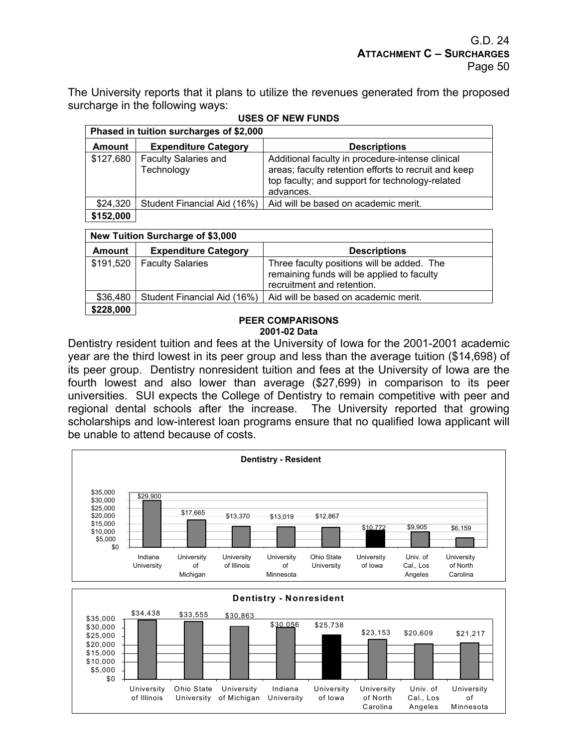The University reports that it plans to utilize the revenues generated from the proposed surcharge in the following ways:

**USES OF NEW FUNDS**

| Phased in tuition surcharges of $2,000 | | |
|---|---|---|
| **Amount** | **Expenditure Category** | **Descriptions** |
| $127,680 | Faculty Salaries and Technology | Additional faculty in procedure-intense clinical areas; faculty retention efforts to recruit and keep top faculty; and support for technology-related advances. |
| $24,320 | Student Financial Aid (16%) | Aid will be based on academic merit. |
| **$152,000** | | |

| New Tuition Surcharge of $3,000 | | |
|---|---|---|
| **Amount** | **Expenditure Category** | **Descriptions** |
| $191,520 | Faculty Salaries | Three faculty positions will be added. The remaining funds will be applied to faculty recruitment and retention. |
| $36,480 | Student Financial Aid (16%) | Aid will be based on academic merit. |
| **$228,000** | | |

**PEER COMPARISONS**
**2001-02 Data**

Dentistry resident tuition and fees at the University of Iowa for the 2001-2001 academic year are the third lowest in its peer group and less than the average tuition ($14,698) of its peer group. Dentistry nonresident tuition and fees at the University of Iowa are the fourth lowest and also lower than average ($27,699) in comparison to its peer universities. SUI expects the College of Dentistry to remain competitive with peer and regional dental schools after the increase. The University reported that growing scholarships and low-interest loan programs ensure that no qualified Iowa applicant will be unable to attend because of costs.

**Dentistry - Resident**

| Institution | Tuition and Fees |
|---|---|
| Indiana University | $29,900 |
| University of Michigan | $17,665 |
| University of Illinois | $13,370 |
| University of Minnesota | $13,019 |
| Ohio State University | $12,867 |
| University of Iowa | $10,772 |
| Univ. of Cal., Los Angeles | $9,905 |
| University of North Carolina | $6,159 |

**Dentistry - Nonresident**

| Institution | Tuition and Fees |
|---|---|
| University of Illinois | $34,438 |
| Ohio State University | $33,555 |
| University of Michigan | $30,863 |
| Indiana University | $30,056 |
| University of Iowa | $25,738 |
| University of North Carolina | $23,153 |
| Univ. of Cal., Los Angeles | $20,609 |
| University of Minnesota | $21,217 |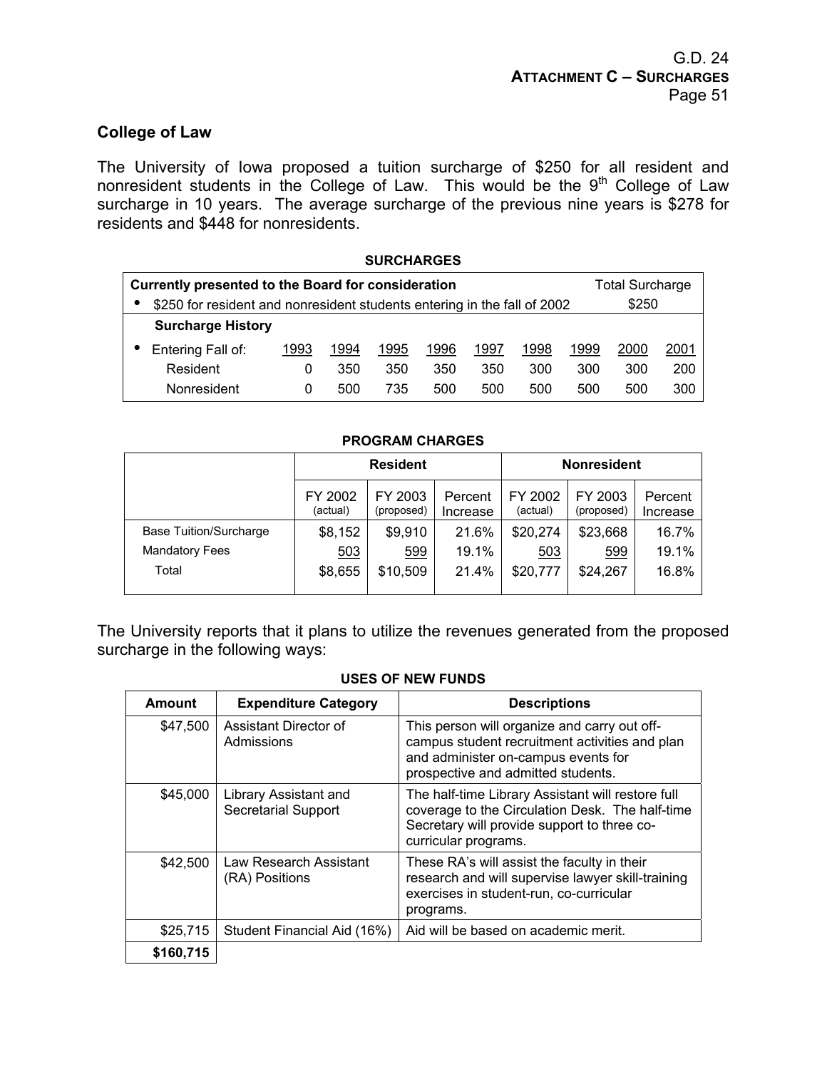## College of Law

The University of Iowa proposed a tuition surcharge of $250 for all resident and nonresident students in the College of Law. This would be the 9th College of Law surcharge in 10 years. The average surcharge of the previous nine years is $278 for residents and $448 for nonresidents.

**SURCHARGES**

| **Currently presented to the Board for consideration** | | | | | | | | | Total Surcharge |
|---|---|---|---|---|---|---|---|---|---|
| • $250 for resident and nonresident students entering in the fall of 2002 | | | | | | | | | $250 |
| **Surcharge History** | | | | | | | | | |
| • Entering Fall of: | 1993 | 1994 | 1995 | 1996 | 1997 | 1998 | 1999 | 2000 | 2001 |
| Resident | 0 | 350 | 350 | 350 | 350 | 300 | 300 | 300 | 200 |
| Nonresident | 0 | 500 | 735 | 500 | 500 | 500 | 500 | 500 | 300 |

**PROGRAM CHARGES**

| | **Resident** | | | **Nonresident** | | |
|---|---|---|---|---|---|---|
| | FY 2002 (actual) | FY 2003 (proposed) | Percent Increase | FY 2002 (actual) | FY 2003 (proposed) | Percent Increase |
| Base Tuition/Surcharge | $8,152 | $9,910 | 21.6% | $20,274 | $23,668 | 16.7% |
| Mandatory Fees | 503 | 599 | 19.1% | 503 | 599 | 19.1% |
| Total | $8,655 | $10,509 | 21.4% | $20,777 | $24,267 | 16.8% |

The University reports that it plans to utilize the revenues generated from the proposed surcharge in the following ways:

**USES OF NEW FUNDS**

| Amount | Expenditure Category | Descriptions |
|---|---|---|
| $47,500 | Assistant Director of Admissions | This person will organize and carry out off-campus student recruitment activities and plan and administer on-campus events for prospective and admitted students. |
| $45,000 | Library Assistant and Secretarial Support | The half-time Library Assistant will restore full coverage to the Circulation Desk. The half-time Secretary will provide support to three co-curricular programs. |
| $42,500 | Law Research Assistant (RA) Positions | These RA's will assist the faculty in their research and will supervise lawyer skill-training exercises in student-run, co-curricular programs. |
| $25,715 | Student Financial Aid (16%) | Aid will be based on academic merit. |
| **$160,715** | | |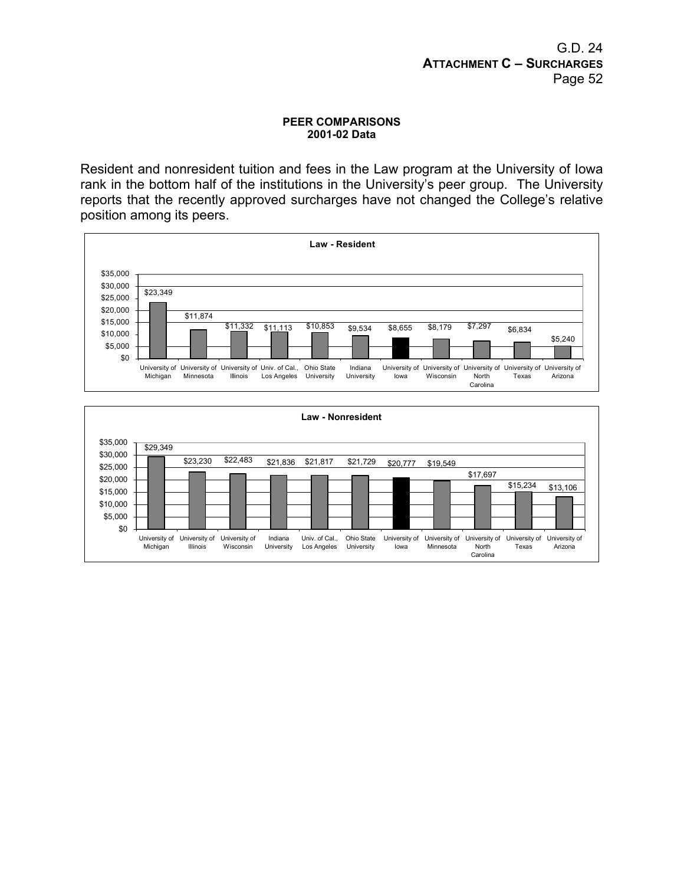## PEER COMPARISONS
### 2001-02 Data

Resident and nonresident tuition and fees in the Law program at the University of Iowa rank in the bottom half of the institutions in the University's peer group. The University reports that the recently approved surcharges have not changed the College's relative position among its peers.

**Law - Resident**

| Institution | Tuition and Fees |
|---|---|
| University of Michigan | $23,349 |
| University of Minnesota | $11,874 |
| University of Illinois | $11,332 |
| Univ. of Cal., Los Angeles | $11,113 |
| Ohio State University | $10,853 |
| Indiana University | $9,534 |
| University of Iowa | $8,655 |
| University of Wisconsin | $8,179 |
| University of North Carolina | $7,297 |
| University of Texas | $6,834 |
| University of Arizona | $5,240 |

**Law - Nonresident**

| Institution | Tuition and Fees |
|---|---|
| University of Michigan | $29,349 |
| University of Illinois | $23,230 |
| University of Wisconsin | $22,483 |
| Indiana University | $21,836 |
| Univ. of Cal., Los Angeles | $21,817 |
| Ohio State University | $21,729 |
| University of Iowa | $20,777 |
| University of Minnesota | $19,549 |
| University of North Carolina | $17,697 |
| University of Texas | $15,234 |
| University of Arizona | $13,106 |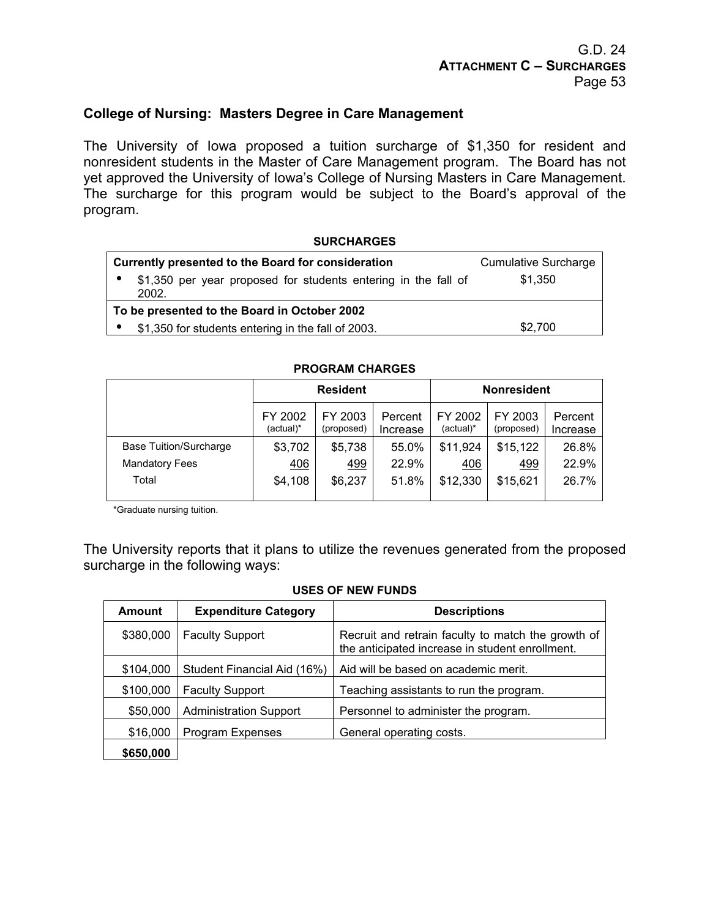## College of Nursing: Masters Degree in Care Management

The University of Iowa proposed a tuition surcharge of $1,350 for resident and nonresident students in the Master of Care Management program. The Board has not yet approved the University of Iowa's College of Nursing Masters in Care Management. The surcharge for this program would be subject to the Board's approval of the program.

**SURCHARGES**

| **Currently presented to the Board for consideration** | Cumulative Surcharge |
|---|---|
| • $1,350 per year proposed for students entering in the fall of 2002. | $1,350 |
| **To be presented to the Board in October 2002** | |
| • $1,350 for students entering in the fall of 2003. | $2,700 |

**PROGRAM CHARGES**

| | **Resident** | | | **Nonresident** | | |
|---|---|---|---|---|---|---|
| | FY 2002 (actual)* | FY 2003 (proposed) | Percent Increase | FY 2002 (actual)* | FY 2003 (proposed) | Percent Increase |
| Base Tuition/Surcharge | $3,702 | $5,738 | 55.0% | $11,924 | $15,122 | 26.8% |
| Mandatory Fees | 406 | 499 | 22.9% | 406 | 499 | 22.9% |
| Total | $4,108 | $6,237 | 51.8% | $12,330 | $15,621 | 26.7% |

*Graduate nursing tuition.

The University reports that it plans to utilize the revenues generated from the proposed surcharge in the following ways:

**USES OF NEW FUNDS**

| Amount | Expenditure Category | Descriptions |
|---|---|---|
| $380,000 | Faculty Support | Recruit and retrain faculty to match the growth of the anticipated increase in student enrollment. |
| $104,000 | Student Financial Aid (16%) | Aid will be based on academic merit. |
| $100,000 | Faculty Support | Teaching assistants to run the program. |
| $50,000 | Administration Support | Personnel to administer the program. |
| $16,000 | Program Expenses | General operating costs. |
| **$650,000** | | |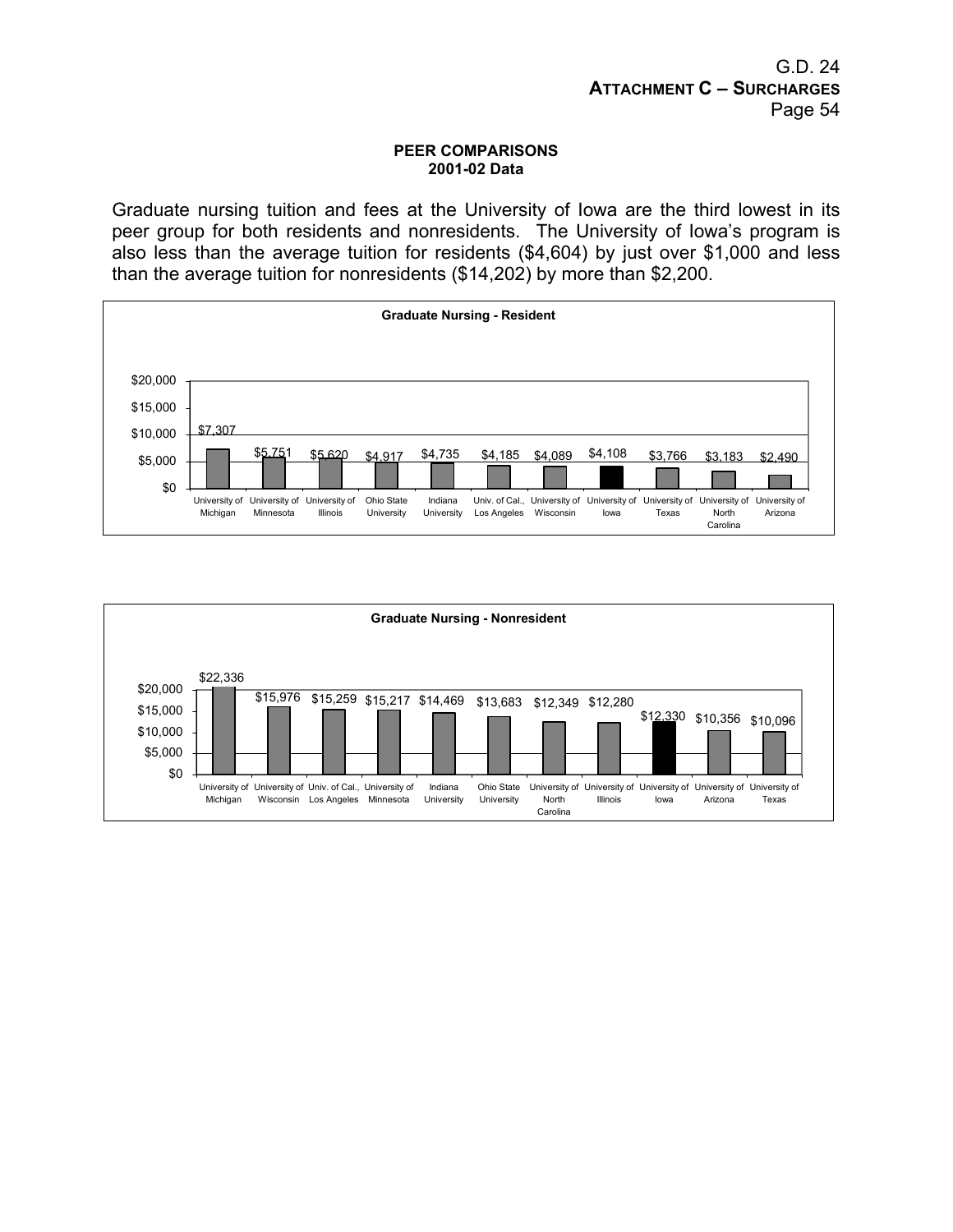**PEER COMPARISONS**
**2001-02 Data**

Graduate nursing tuition and fees at the University of Iowa are the third lowest in its peer group for both residents and nonresidents. The University of Iowa's program is also less than the average tuition for residents ($4,604) by just over $1,000 and less than the average tuition for nonresidents ($14,202) by more than $2,200.

**Graduate Nursing - Resident**

| Institution | Tuition and Fees |
| --- | --- |
| University of Michigan | $7,307 |
| University of Minnesota | $5,751 |
| University of Illinois | $5,620 |
| Ohio State University | $4,917 |
| Indiana University | $4,735 |
| Univ. of Cal., Los Angeles | $4,185 |
| University of Wisconsin | $4,089 |
| University of Iowa | $4,108 |
| University of Texas | $3,766 |
| University of North Carolina | $3,183 |
| University of Arizona | $2,490 |

**Graduate Nursing - Nonresident**

| Institution | Tuition and Fees |
| --- | --- |
| University of Michigan | $22,336 |
| University of Wisconsin | $15,976 |
| Univ. of Cal., Los Angeles | $15,259 |
| University of Minnesota | $15,217 |
| Indiana University | $14,469 |
| Ohio State University | $13,683 |
| University of North Carolina | $12,349 |
| University of Illinois | $12,280 |
| University of Iowa | $12,330 |
| University of Arizona | $10,356 |
| University of Texas | $10,096 |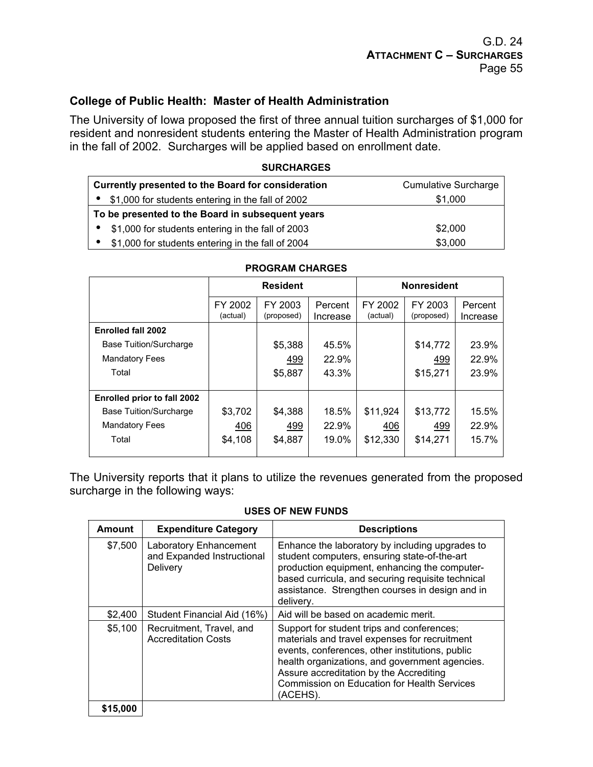## College of Public Health: Master of Health Administration

The University of Iowa proposed the first of three annual tuition surcharges of $1,000 for resident and nonresident students entering the Master of Health Administration program in the fall of 2002. Surcharges will be applied based on enrollment date.

**SURCHARGES**

| **Currently presented to the Board for consideration** | Cumulative Surcharge |
|---|---|
| • $1,000 for students entering in the fall of 2002 | $1,000 |
| **To be presented to the Board in subsequent years** | |
| • $1,000 for students entering in the fall of 2003 | $2,000 |
| • $1,000 for students entering in the fall of 2004 | $3,000 |

**PROGRAM CHARGES**

| | Resident | | | Nonresident | | |
|---|---|---|---|---|---|---|
| | FY 2002 (actual) | FY 2003 (proposed) | Percent Increase | FY 2002 (actual) | FY 2003 (proposed) | Percent Increase |
| **Enrolled fall 2002** | | | | | | |
| Base Tuition/Surcharge | | $5,388 | 45.5% | | $14,772 | 23.9% |
| Mandatory Fees | | 499 | 22.9% | | 499 | 22.9% |
| Total | | $5,887 | 43.3% | | $15,271 | 23.9% |
| **Enrolled prior to fall 2002** | | | | | | |
| Base Tuition/Surcharge | $3,702 | $4,388 | 18.5% | $11,924 | $13,772 | 15.5% |
| Mandatory Fees | 406 | 499 | 22.9% | 406 | 499 | 22.9% |
| Total | $4,108 | $4,887 | 19.0% | $12,330 | $14,271 | 15.7% |

The University reports that it plans to utilize the revenues generated from the proposed surcharge in the following ways:

**USES OF NEW FUNDS**

| Amount | Expenditure Category | Descriptions |
|---|---|---|
| $7,500 | Laboratory Enhancement and Expanded Instructional Delivery | Enhance the laboratory by including upgrades to student computers, ensuring state-of-the-art production equipment, enhancing the computer-based curricula, and securing requisite technical assistance. Strengthen courses in design and in delivery. |
| $2,400 | Student Financial Aid (16%) | Aid will be based on academic merit. |
| $5,100 | Recruitment, Travel, and Accreditation Costs | Support for student trips and conferences; materials and travel expenses for recruitment events, conferences, other institutions, public health organizations, and government agencies. Assure accreditation by the Accrediting Commission on Education for Health Services (ACEHS). |
| **$15,000** | | |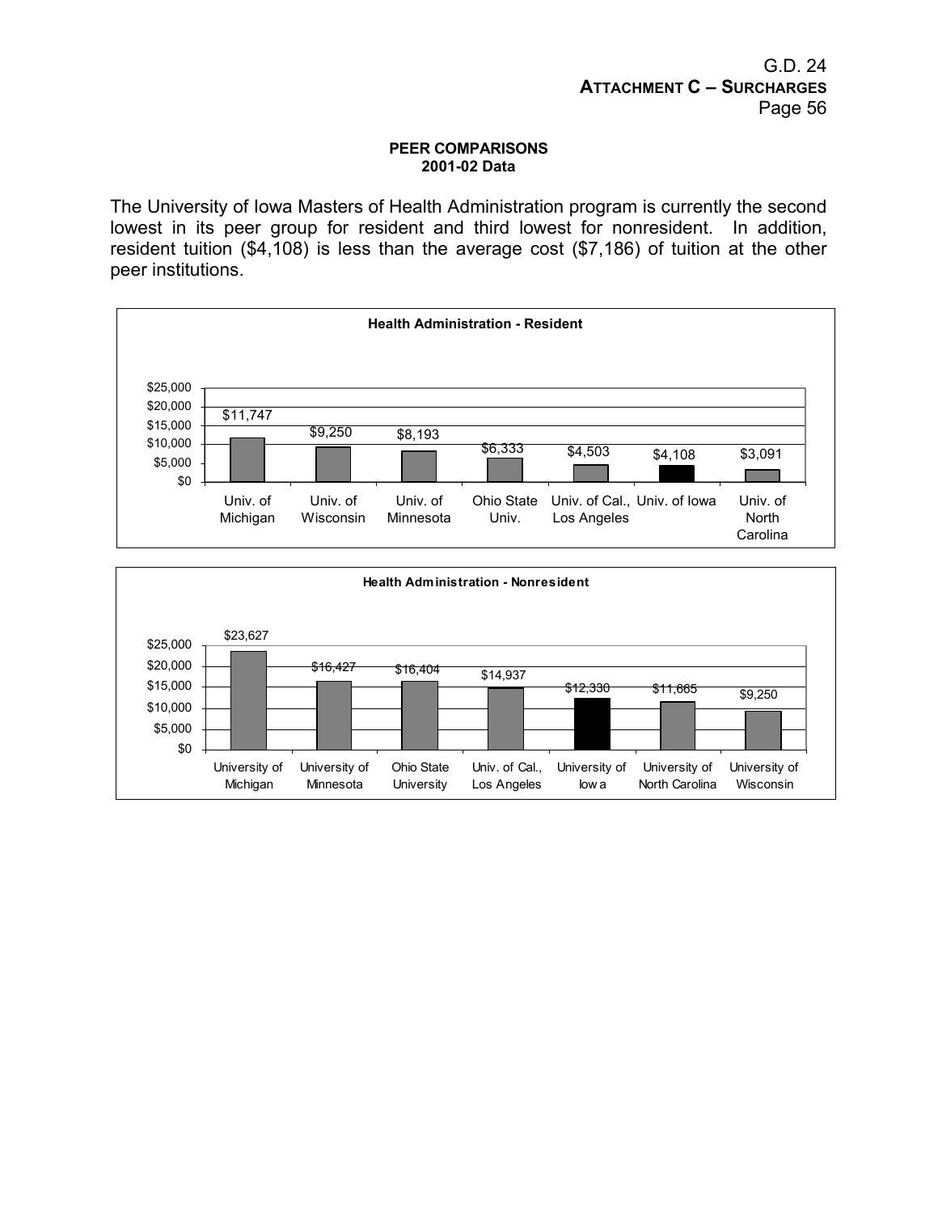G.D. 24
**ATTACHMENT C – SURCHARGES**

**PEER COMPARISONS**
**2001-02 Data**

The University of Iowa Masters of Health Administration program is currently the second lowest in its peer group for resident and third lowest for nonresident. In addition, resident tuition ($4,108) is less than the average cost ($7,186) of tuition at the other peer institutions.

**Health Administration - Resident**

| Institution | Tuition |
|---|---|
| Univ. of Michigan | $11,747 |
| Univ. of Wisconsin | $9,250 |
| Univ. of Minnesota | $8,193 |
| Ohio State Univ. | $6,333 |
| Univ. of Cal., Los Angeles | $4,503 |
| Univ. of Iowa | $4,108 |
| Univ. of North Carolina | $3,091 |

**Health Administration - Nonresident**

| Institution | Tuition |
|---|---|
| University of Michigan | $23,627 |
| University of Minnesota | $16,427 |
| Ohio State University | $16,404 |
| Univ. of Cal., Los Angeles | $14,937 |
| University of Iowa | $12,330 |
| University of North Carolina | $11,665 |
| University of Wisconsin | $9,250 |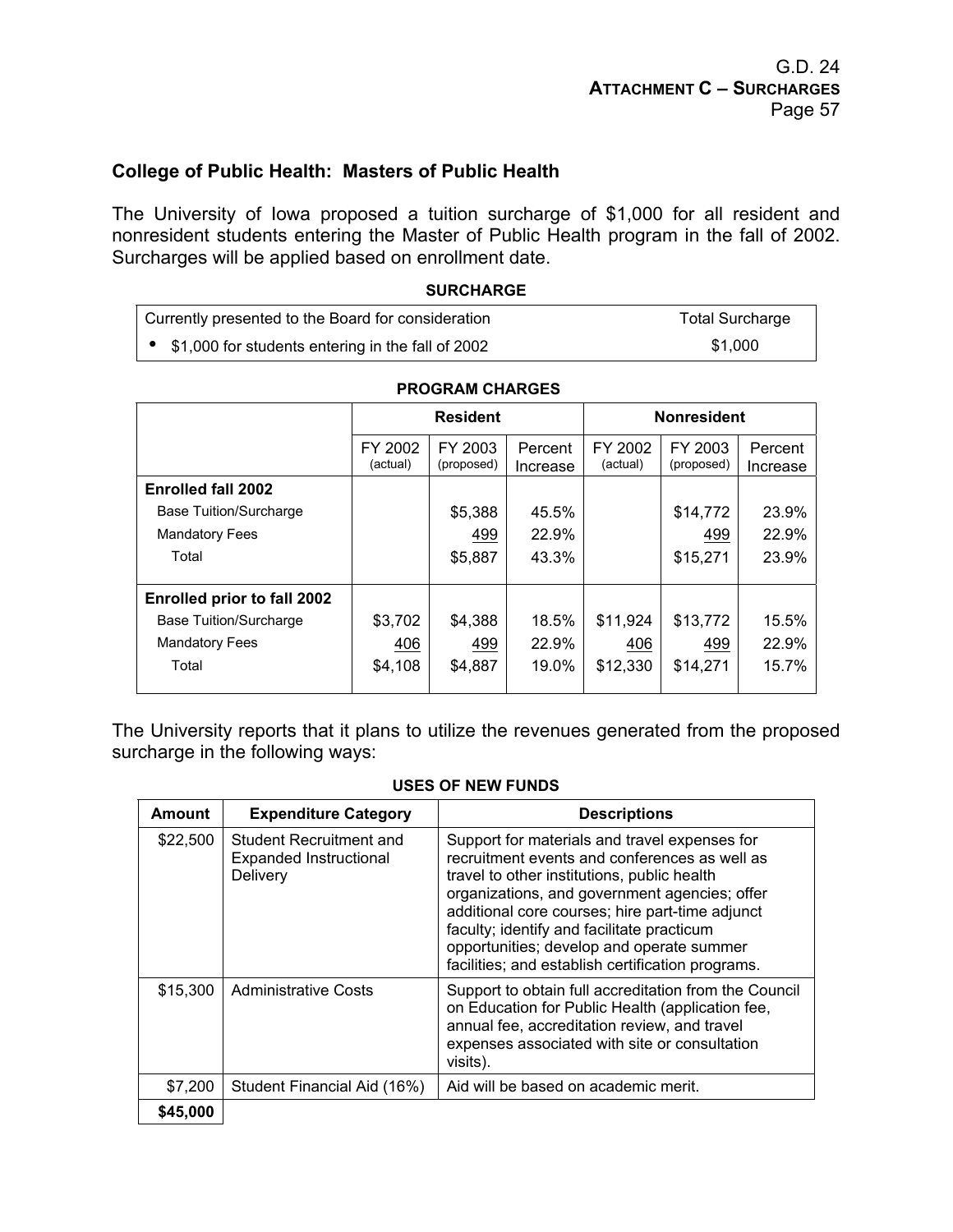## College of Public Health: Masters of Public Health

The University of Iowa proposed a tuition surcharge of $1,000 for all resident and nonresident students entering the Master of Public Health program in the fall of 2002. Surcharges will be applied based on enrollment date.

**SURCHARGE**

| Currently presented to the Board for consideration | Total Surcharge |
|---|---|
| • $1,000 for students entering in the fall of 2002 | $1,000 |

**PROGRAM CHARGES**

| | Resident | | | Nonresident | | |
|---|---|---|---|---|---|---|
| | FY 2002 (actual) | FY 2003 (proposed) | Percent Increase | FY 2002 (actual) | FY 2003 (proposed) | Percent Increase |
| **Enrolled fall 2002** | | | | | | |
| Base Tuition/Surcharge | | $5,388 | 45.5% | | $14,772 | 23.9% |
| Mandatory Fees | | 499 | 22.9% | | 499 | 22.9% |
| Total | | $5,887 | 43.3% | | $15,271 | 23.9% |
| **Enrolled prior to fall 2002** | | | | | | |
| Base Tuition/Surcharge | $3,702 | $4,388 | 18.5% | $11,924 | $13,772 | 15.5% |
| Mandatory Fees | 406 | 499 | 22.9% | 406 | 499 | 22.9% |
| Total | $4,108 | $4,887 | 19.0% | $12,330 | $14,271 | 15.7% |

The University reports that it plans to utilize the revenues generated from the proposed surcharge in the following ways:

**USES OF NEW FUNDS**

| Amount | Expenditure Category | Descriptions |
|---|---|---|
| $22,500 | Student Recruitment and Expanded Instructional Delivery | Support for materials and travel expenses for recruitment events and conferences as well as travel to other institutions, public health organizations, and government agencies; offer additional core courses; hire part-time adjunct faculty; identify and facilitate practicum opportunities; develop and operate summer facilities; and establish certification programs. |
| $15,300 | Administrative Costs | Support to obtain full accreditation from the Council on Education for Public Health (application fee, annual fee, accreditation review, and travel expenses associated with site or consultation visits). |
| $7,200 | Student Financial Aid (16%) | Aid will be based on academic merit. |
| **$45,000** | | |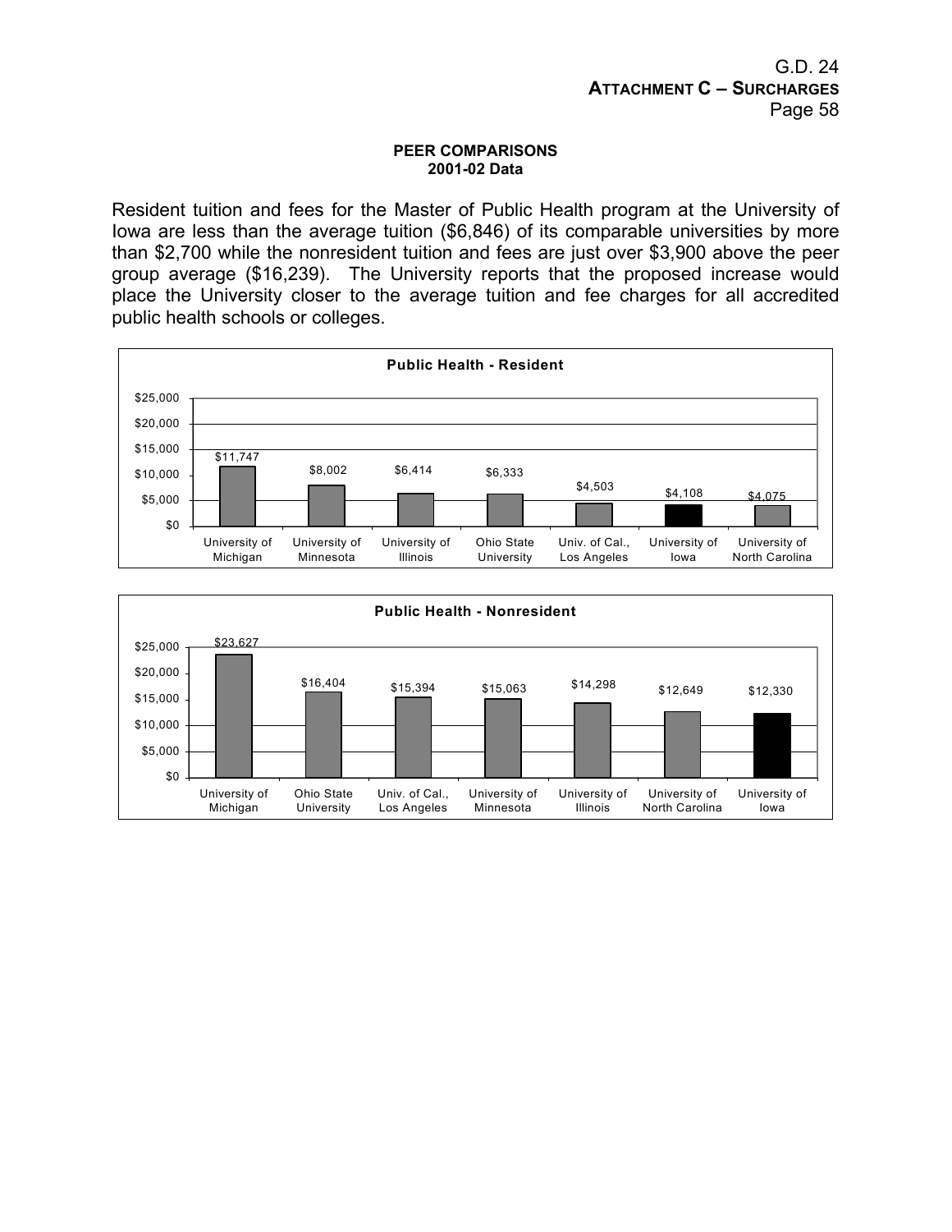**PEER COMPARISONS**
**2001-02 Data**

Resident tuition and fees for the Master of Public Health program at the University of Iowa are less than the average tuition ($6,846) of its comparable universities by more than $2,700 while the nonresident tuition and fees are just over $3,900 above the peer group average ($16,239). The University reports that the proposed increase would place the University closer to the average tuition and fee charges for all accredited public health schools or colleges.

**Public Health - Resident**

| Institution | Tuition and Fees |
|---|---|
| University of Michigan | $11,747 |
| University of Minnesota | $8,002 |
| University of Illinois | $6,414 |
| Ohio State University | $6,333 |
| Univ. of Cal., Los Angeles | $4,503 |
| University of Iowa | $4,108 |
| University of North Carolina | $4,075 |

**Public Health - Nonresident**

| Institution | Tuition and Fees |
|---|---|
| University of Michigan | $23,627 |
| Ohio State University | $16,404 |
| Univ. of Cal., Los Angeles | $15,394 |
| University of Minnesota | $15,063 |
| University of Illinois | $14,298 |
| University of North Carolina | $12,649 |
| University of Iowa | $12,330 |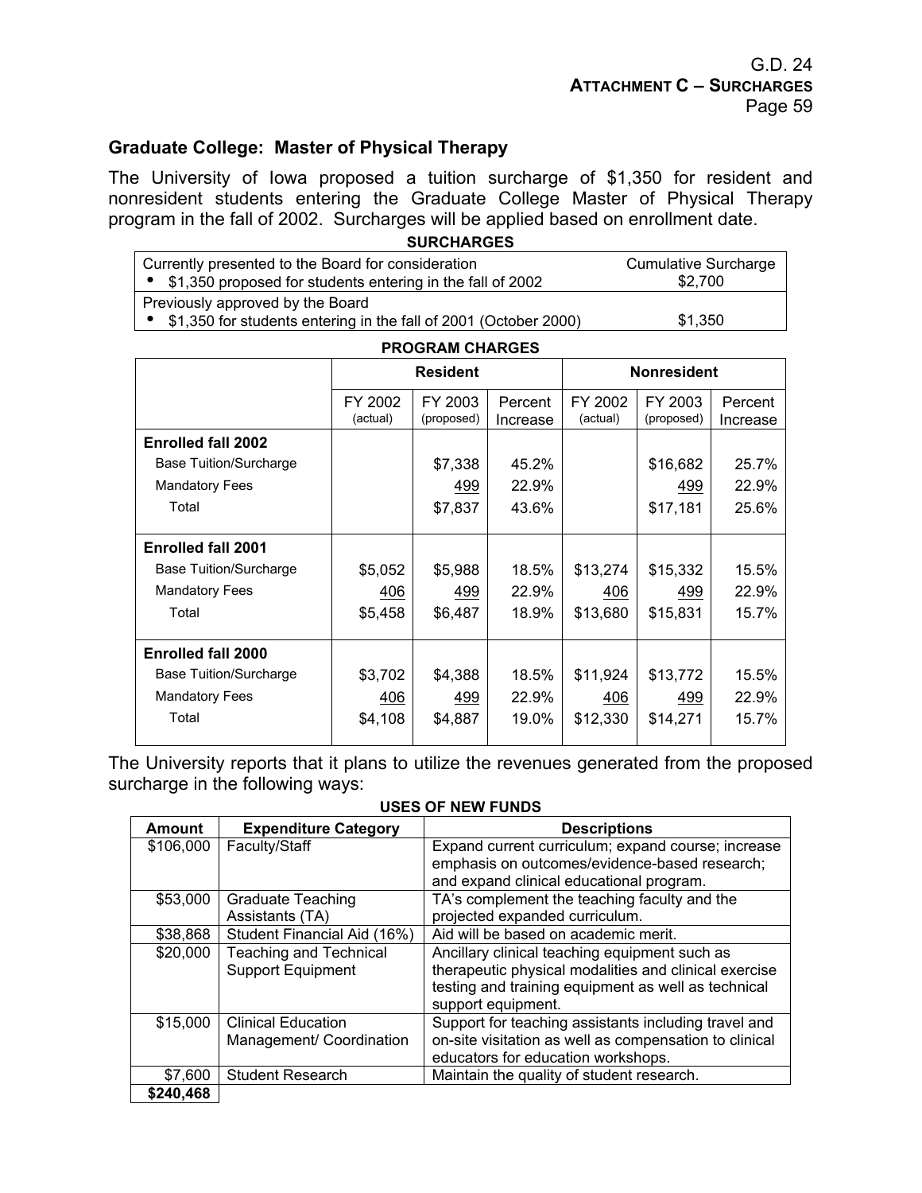## Graduate College: Master of Physical Therapy

The University of Iowa proposed a tuition surcharge of $1,350 for resident and nonresident students entering the Graduate College Master of Physical Therapy program in the fall of 2002. Surcharges will be applied based on enrollment date.

**SURCHARGES**

| | Cumulative Surcharge |
|---|---|
| Currently presented to the Board for consideration | |
| • $1,350 proposed for students entering in the fall of 2002 | $2,700 |
| Previously approved by the Board | |
| • $1,350 for students entering in the fall of 2001 (October 2000) | $1,350 |

**PROGRAM CHARGES**

| | Resident | | | Nonresident | | |
|---|---|---|---|---|---|---|
| | FY 2002 (actual) | FY 2003 (proposed) | Percent Increase | FY 2002 (actual) | FY 2003 (proposed) | Percent Increase |
| **Enrolled fall 2002** | | | | | | |
| Base Tuition/Surcharge | | $7,338 | 45.2% | | $16,682 | 25.7% |
| Mandatory Fees | | 499 | 22.9% | | 499 | 22.9% |
| Total | | $7,837 | 43.6% | | $17,181 | 25.6% |
| **Enrolled fall 2001** | | | | | | |
| Base Tuition/Surcharge | $5,052 | $5,988 | 18.5% | $13,274 | $15,332 | 15.5% |
| Mandatory Fees | 406 | 499 | 22.9% | 406 | 499 | 22.9% |
| Total | $5,458 | $6,487 | 18.9% | $13,680 | $15,831 | 15.7% |
| **Enrolled fall 2000** | | | | | | |
| Base Tuition/Surcharge | $3,702 | $4,388 | 18.5% | $11,924 | $13,772 | 15.5% |
| Mandatory Fees | 406 | 499 | 22.9% | 406 | 499 | 22.9% |
| Total | $4,108 | $4,887 | 19.0% | $12,330 | $14,271 | 15.7% |

The University reports that it plans to utilize the revenues generated from the proposed surcharge in the following ways:

**USES OF NEW FUNDS**

| Amount | Expenditure Category | Descriptions |
|---|---|---|
| $106,000 | Faculty/Staff | Expand current curriculum; expand course; increase emphasis on outcomes/evidence-based research; and expand clinical educational program. |
| $53,000 | Graduate Teaching Assistants (TA) | TA's complement the teaching faculty and the projected expanded curriculum. |
| $38,868 | Student Financial Aid (16%) | Aid will be based on academic merit. |
| $20,000 | Teaching and Technical Support Equipment | Ancillary clinical teaching equipment such as therapeutic physical modalities and clinical exercise testing and training equipment as well as technical support equipment. |
| $15,000 | Clinical Education Management/ Coordination | Support for teaching assistants including travel and on-site visitation as well as compensation to clinical educators for education workshops. |
| $7,600 | Student Research | Maintain the quality of student research. |
| **$240,468** | | |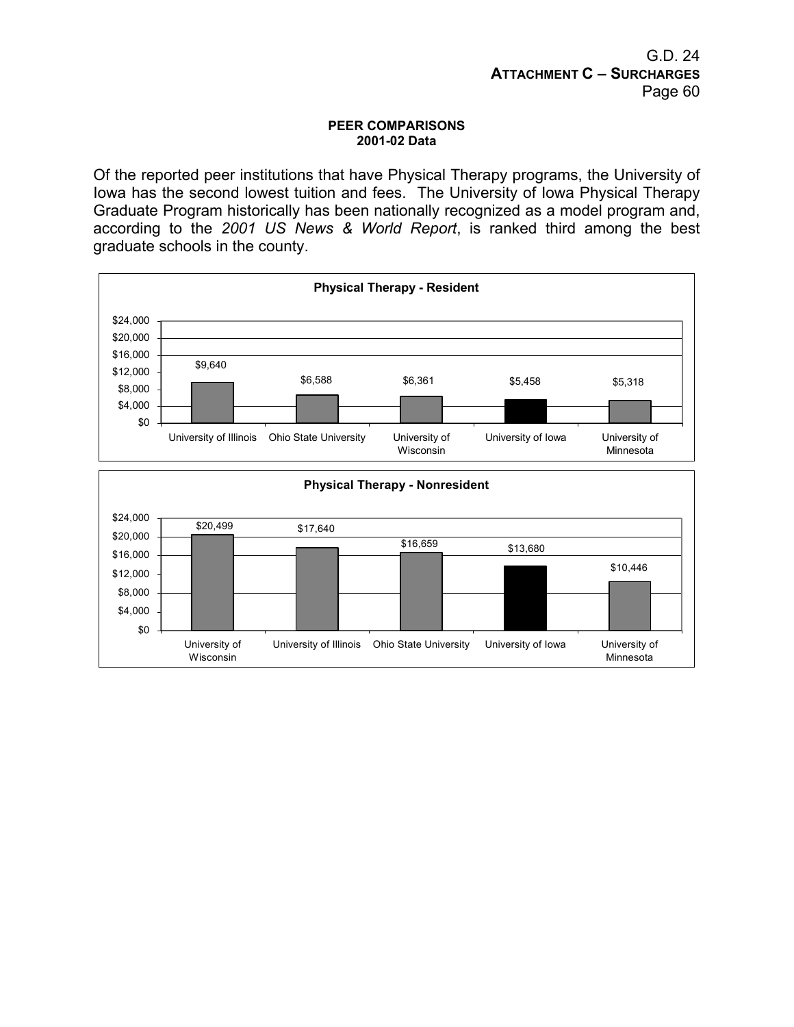**PEER COMPARISONS**
**2001-02 Data**

Of the reported peer institutions that have Physical Therapy programs, the University of Iowa has the second lowest tuition and fees. The University of Iowa Physical Therapy Graduate Program historically has been nationally recognized as a model program and, according to the *2001 US News & World Report*, is ranked third among the best graduate schools in the county.

**Physical Therapy - Resident**

| Institution | Tuition and Fees |
|---|---|
| University of Illinois | $9,640 |
| Ohio State University | $6,588 |
| University of Wisconsin | $6,361 |
| University of Iowa | $5,458 |
| University of Minnesota | $5,318 |

**Physical Therapy - Nonresident**

| Institution | Tuition and Fees |
|---|---|
| University of Wisconsin | $20,499 |
| University of Illinois | $17,640 |
| Ohio State University | $16,659 |
| University of Iowa | $13,680 |
| University of Minnesota | $10,446 |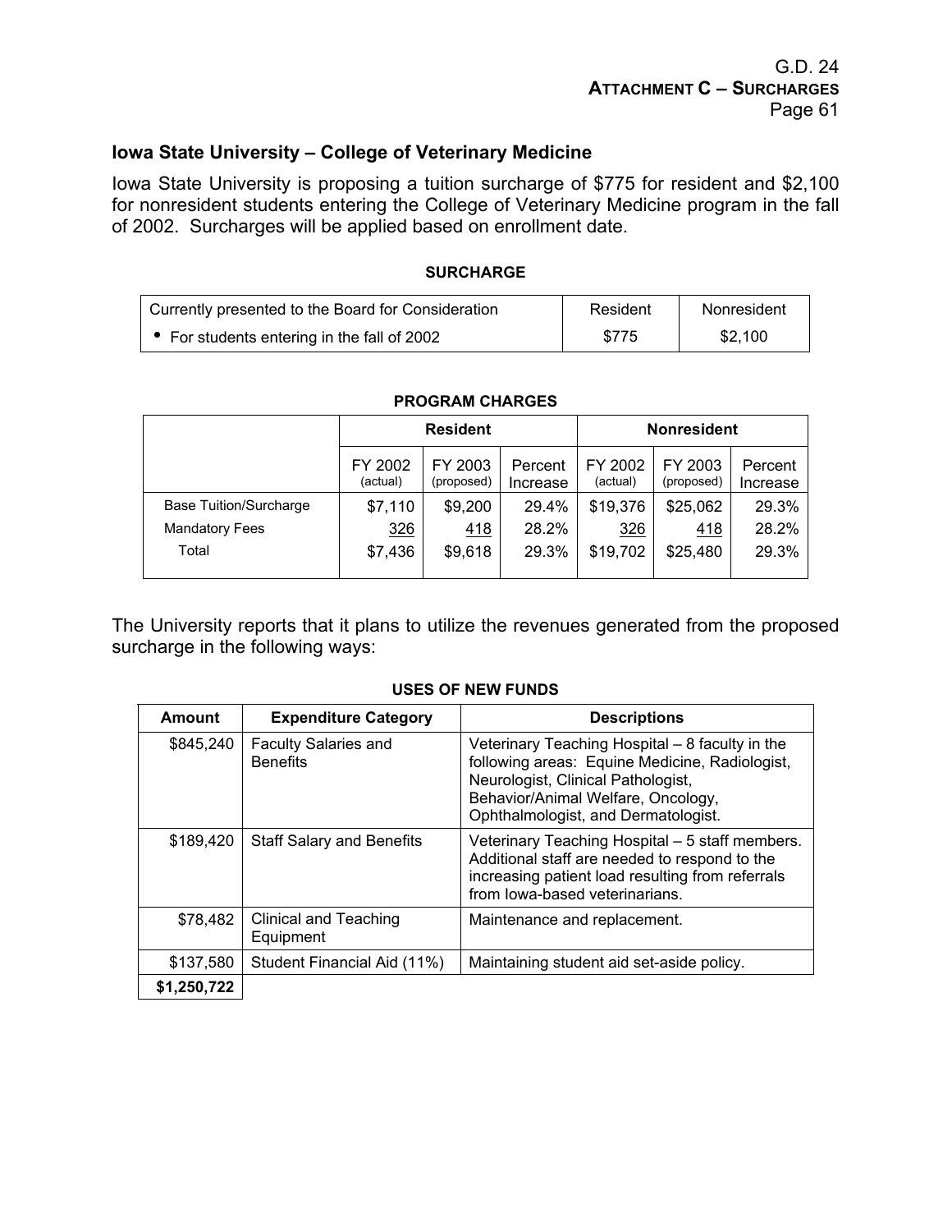## Iowa State University – College of Veterinary Medicine

Iowa State University is proposing a tuition surcharge of $775 for resident and $2,100 for nonresident students entering the College of Veterinary Medicine program in the fall of 2002. Surcharges will be applied based on enrollment date.

**SURCHARGE**

| Currently presented to the Board for Consideration | Resident | Nonresident |
|---|---|---|
| • For students entering in the fall of 2002 | $775 | $2,100 |

**PROGRAM CHARGES**

| | Resident | | | Nonresident | | |
|---|---|---|---|---|---|---|
| | FY 2002 (actual) | FY 2003 (proposed) | Percent Increase | FY 2002 (actual) | FY 2003 (proposed) | Percent Increase |
| Base Tuition/Surcharge | $7,110 | $9,200 | 29.4% | $19,376 | $25,062 | 29.3% |
| Mandatory Fees | 326 | 418 | 28.2% | 326 | 418 | 28.2% |
| Total | $7,436 | $9,618 | 29.3% | $19,702 | $25,480 | 29.3% |

The University reports that it plans to utilize the revenues generated from the proposed surcharge in the following ways:

**USES OF NEW FUNDS**

| Amount | Expenditure Category | Descriptions |
|---|---|---|
| $845,240 | Faculty Salaries and Benefits | Veterinary Teaching Hospital – 8 faculty in the following areas: Equine Medicine, Radiologist, Neurologist, Clinical Pathologist, Behavior/Animal Welfare, Oncology, Ophthalmologist, and Dermatologist. |
| $189,420 | Staff Salary and Benefits | Veterinary Teaching Hospital – 5 staff members. Additional staff are needed to respond to the increasing patient load resulting from referrals from Iowa-based veterinarians. |
| $78,482 | Clinical and Teaching Equipment | Maintenance and replacement. |
| $137,580 | Student Financial Aid (11%) | Maintaining student aid set-aside policy. |
| **$1,250,722** | | |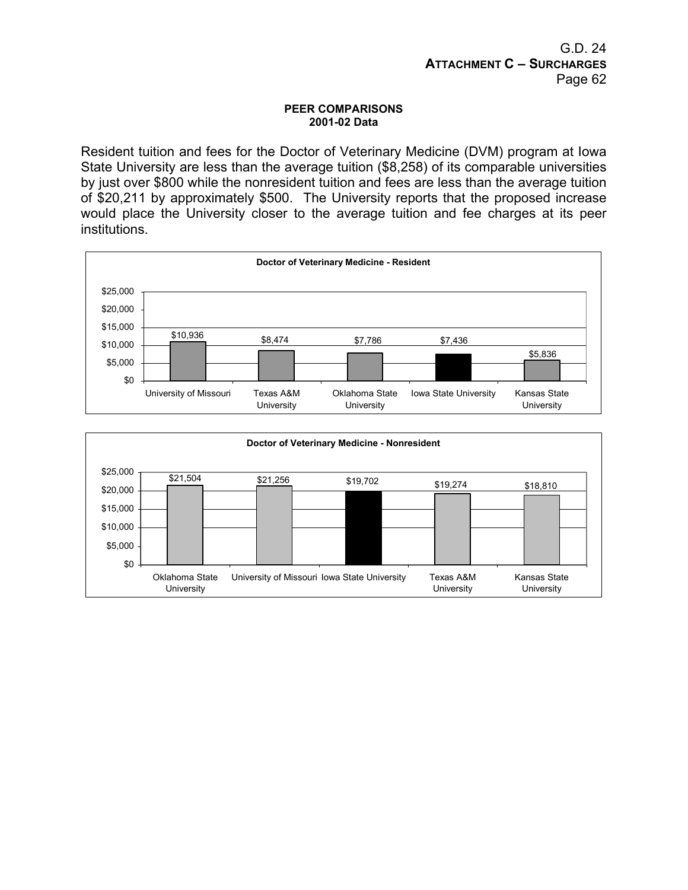**PEER COMPARISONS**
**2001-02 Data**

Resident tuition and fees for the Doctor of Veterinary Medicine (DVM) program at Iowa State University are less than the average tuition ($8,258) of its comparable universities by just over $800 while the nonresident tuition and fees are less than the average tuition of $20,211 by approximately $500. The University reports that the proposed increase would place the University closer to the average tuition and fee charges at its peer institutions.

**Doctor of Veterinary Medicine - Resident**

| Institution | Tuition and Fees |
|---|---|
| University of Missouri | $10,936 |
| Texas A&M University | $8,474 |
| Oklahoma State University | $7,786 |
| Iowa State University | $7,436 |
| Kansas State University | $5,836 |

**Doctor of Veterinary Medicine - Nonresident**

| Institution | Tuition and Fees |
|---|---|
| Oklahoma State University | $21,504 |
| University of Missouri | $21,256 |
| Iowa State University | $19,702 |
| Texas A&M University | $19,274 |
| Kansas State University | $18,810 |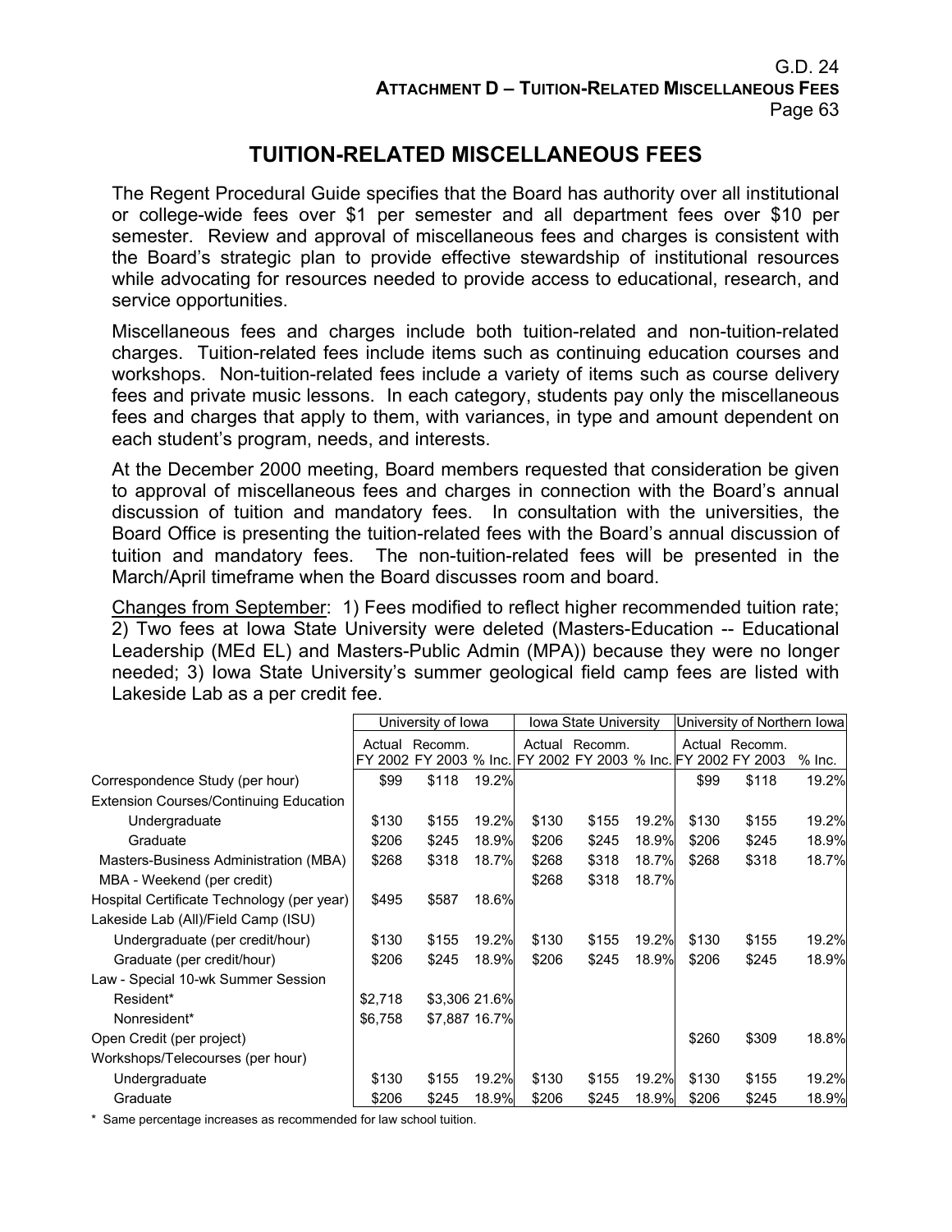# TUITION-RELATED MISCELLANEOUS FEES

The Regent Procedural Guide specifies that the Board has authority over all institutional or college-wide fees over $1 per semester and all department fees over $10 per semester. Review and approval of miscellaneous fees and charges is consistent with the Board's strategic plan to provide effective stewardship of institutional resources while advocating for resources needed to provide access to educational, research, and service opportunities.

Miscellaneous fees and charges include both tuition-related and non-tuition-related charges. Tuition-related fees include items such as continuing education courses and workshops. Non-tuition-related fees include a variety of items such as course delivery fees and private music lessons. In each category, students pay only the miscellaneous fees and charges that apply to them, with variances, in type and amount dependent on each student's program, needs, and interests.

At the December 2000 meeting, Board members requested that consideration be given to approval of miscellaneous fees and charges in connection with the Board's annual discussion of tuition and mandatory fees. In consultation with the universities, the Board Office is presenting the tuition-related fees with the Board's annual discussion of tuition and mandatory fees. The non-tuition-related fees will be presented in the March/April timeframe when the Board discusses room and board.

<u>Changes from September</u>: 1) Fees modified to reflect higher recommended tuition rate; 2) Two fees at Iowa State University were deleted (Masters-Education -- Educational Leadership (MEd EL) and Masters-Public Admin (MPA)) because they were no longer needed; 3) Iowa State University's summer geological field camp fees are listed with Lakeside Lab as a per credit fee.

| | University of Iowa | | | Iowa State University | | | University of Northern Iowa | | |
|---|---|---|---|---|---|---|---|---|---|
| | Actual FY 2002 | Recomm. FY 2003 | % Inc. | Actual FY 2002 | Recomm. FY 2003 | % Inc. | Actual FY 2002 | Recomm. FY 2003 | % Inc. |
| Correspondence Study (per hour) | $99 | $118 | 19.2% | | | | $99 | $118 | 19.2% |
| Extension Courses/Continuing Education | | | | | | | | | |
| Undergraduate | $130 | $155 | 19.2% | $130 | $155 | 19.2% | $130 | $155 | 19.2% |
| Graduate | $206 | $245 | 18.9% | $206 | $245 | 18.9% | $206 | $245 | 18.9% |
| Masters-Business Administration (MBA) | $268 | $318 | 18.7% | $268 | $318 | 18.7% | $268 | $318 | 18.7% |
| MBA - Weekend (per credit) | | | | $268 | $318 | 18.7% | | | |
| Hospital Certificate Technology (per year) | $495 | $587 | 18.6% | | | | | | |
| Lakeside Lab (All)/Field Camp (ISU) | | | | | | | | | |
| Undergraduate (per credit/hour) | $130 | $155 | 19.2% | $130 | $155 | 19.2% | $130 | $155 | 19.2% |
| Graduate (per credit/hour) | $206 | $245 | 18.9% | $206 | $245 | 18.9% | $206 | $245 | 18.9% |
| Law - Special 10-wk Summer Session | | | | | | | | | |
| Resident* | $2,718 | $3,306 | 21.6% | | | | | | |
| Nonresident* | $6,758 | $7,887 | 16.7% | | | | | | |
| Open Credit (per project) | | | | | | | $260 | $309 | 18.8% |
| Workshops/Telecourses (per hour) | | | | | | | | | |
| Undergraduate | $130 | $155 | 19.2% | $130 | $155 | 19.2% | $130 | $155 | 19.2% |
| Graduate | $206 | $245 | 18.9% | $206 | $245 | 18.9% | $206 | $245 | 18.9% |

\* Same percentage increases as recommended for law school tuition.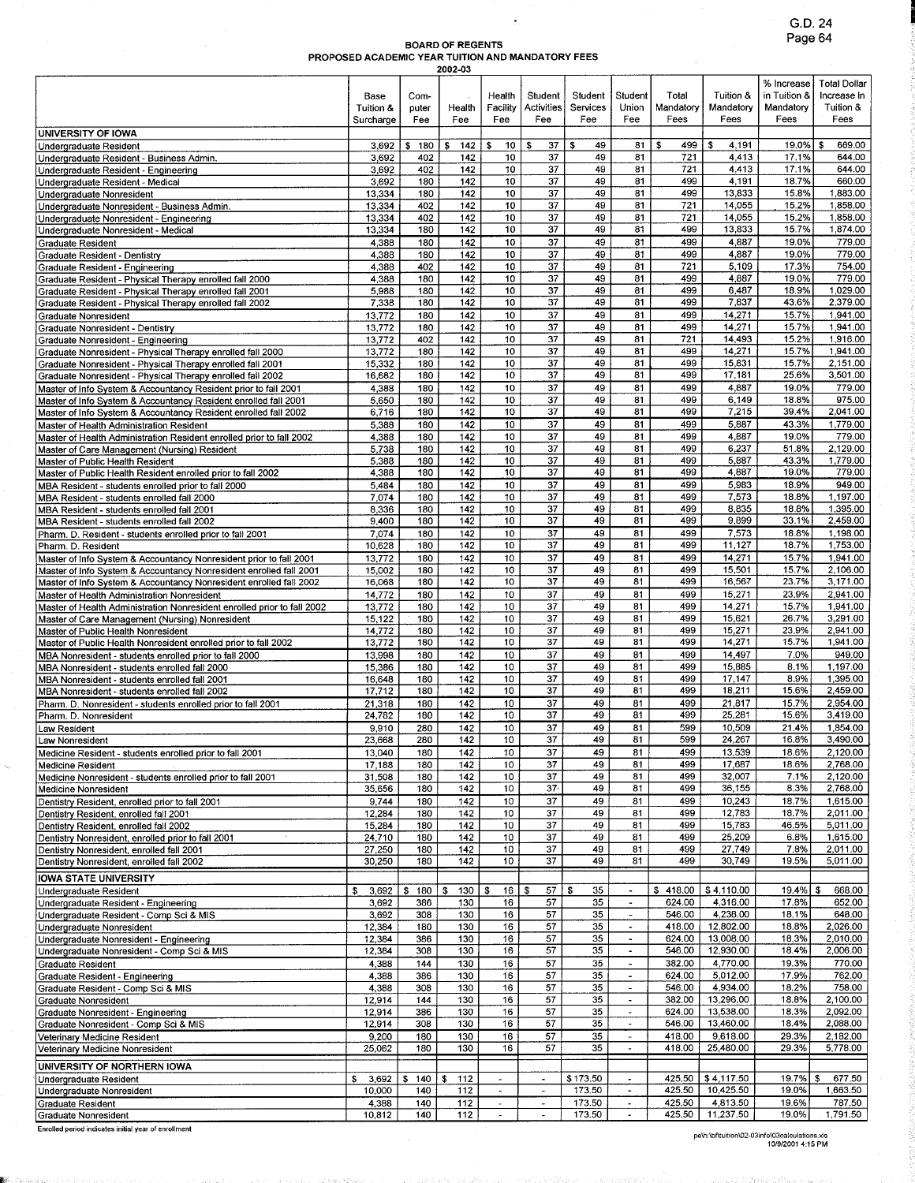**BOARD OF REGENTS**
**PROPOSED ACADEMIC YEAR TUITION AND MANDATORY FEES**
**2002-03**

| | Base Tuition & Surcharge | Com-puter Fee | Health Fee | Health Facility Fee | Student Activities Fee | Student Services Fee | Student Union Fee | Total Mandatory Fees | Tuition & Mandatory Fees | % Increase in Tuition & Mandatory Fees | Total Dollar Increase In Tuition & Fees |
|---|---|---|---|---|---|---|---|---|---|---|---|
| **UNIVERSITY OF IOWA** | | | | | | | | | | | |
| Undergraduate Resident | 3,692 | $ 180 | $ 142 | $ 10 | $ 37 | $ 49 | 81 | $ 499 | $ 4,191 | 19.0% | $ 669.00 |
| Undergraduate Resident - Business Admin. | 3,692 | 402 | 142 | 10 | 37 | 49 | 81 | 721 | 4,413 | 17.1% | 644.00 |
| Undergraduate Resident - Engineering | 3,692 | 402 | 142 | 10 | 37 | 49 | 81 | 721 | 4,413 | 17.1% | 644.00 |
| Undergraduate Resident - Medical | 3,692 | 180 | 142 | 10 | 37 | 49 | 81 | 499 | 4,191 | 18.7% | 660.00 |
| Undergraduate Nonresident | 13,334 | 180 | 142 | 10 | 37 | 49 | 81 | 499 | 13,833 | 15.8% | 1,883.00 |
| Undergraduate Nonresident - Business Admin. | 13,334 | 402 | 142 | 10 | 37 | 49 | 81 | 721 | 14,055 | 15.2% | 1,858.00 |
| Undergraduate Nonresident - Engineering | 13,334 | 402 | 142 | 10 | 37 | 49 | 81 | 721 | 14,055 | 15.2% | 1,858.00 |
| Undergraduate Nonresident - Medical | 13,334 | 180 | 142 | 10 | 37 | 49 | 81 | 499 | 13,833 | 15.7% | 1,874.00 |
| Graduate Resident | 4,388 | 180 | 142 | 10 | 37 | 49 | 81 | 499 | 4,887 | 19.0% | 779.00 |
| Graduate Resident - Dentistry | 4,388 | 180 | 142 | 10 | 37 | 49 | 81 | 499 | 4,887 | 19.0% | 779.00 |
| Graduate Resident - Engineering | 4,388 | 402 | 142 | 10 | 37 | 49 | 81 | 721 | 5,109 | 17.3% | 754.00 |
| Graduate Resident - Physical Therapy enrolled fall 2000 | 4,388 | 180 | 142 | 10 | 37 | 49 | 81 | 499 | 4,887 | 19.0% | 779.00 |
| Graduate Resident - Physical Therapy enrolled fall 2001 | 5,988 | 180 | 142 | 10 | 37 | 49 | 81 | 499 | 6,487 | 18.9% | 1,029.00 |
| Graduate Resident - Physical Therapy enrolled fall 2002 | 7,338 | 180 | 142 | 10 | 37 | 49 | 81 | 499 | 7,837 | 43.6% | 2,379.00 |
| Graduate Nonresident | 13,772 | 180 | 142 | 10 | 37 | 49 | 81 | 499 | 14,271 | 15.7% | 1,941.00 |
| Graduate Nonresident - Dentistry | 13,772 | 180 | 142 | 10 | 37 | 49 | 81 | 499 | 14,271 | 15.7% | 1,941.00 |
| Graduate Nonresident - Engineering | 13,772 | 402 | 142 | 10 | 37 | 49 | 81 | 721 | 14,493 | 15.2% | 1,916.00 |
| Graduate Nonresident - Physical Therapy enrolled fall 2000 | 13,772 | 180 | 142 | 10 | 37 | 49 | 81 | 499 | 14,271 | 15.7% | 1,941.00 |
| Graduate Nonresident - Physical Therapy enrolled fall 2001 | 15,332 | 180 | 142 | 10 | 37 | 49 | 81 | 499 | 15,831 | 15.7% | 2,151.00 |
| Graduate Nonresident - Physical Therapy enrolled fall 2002 | 16,682 | 180 | 142 | 10 | 37 | 49 | 81 | 499 | 17,181 | 25.6% | 3,501.00 |
| Master of Info System & Accountancy Resident prior to fall 2001 | 4,388 | 180 | 142 | 10 | 37 | 49 | 81 | 499 | 4,887 | 19.0% | 779.00 |
| Master of Info System & Accountancy Resident enrolled fall 2001 | 5,650 | 180 | 142 | 10 | 37 | 49 | 81 | 499 | 6,149 | 18.8% | 975.00 |
| Master of Info System & Accountancy Resident enrolled fall 2002 | 6,716 | 180 | 142 | 10 | 37 | 49 | 81 | 499 | 7,215 | 39.4% | 2,041.00 |
| Master of Health Administration Resident | 5,388 | 180 | 142 | 10 | 37 | 49 | 81 | 499 | 5,887 | 43.3% | 1,779.00 |
| Master of Health Administration Resident enrolled prior to fall 2002 | 4,388 | 180 | 142 | 10 | 37 | 49 | 81 | 499 | 4,887 | 19.0% | 779.00 |
| Master of Care Management (Nursing) Resident | 5,738 | 180 | 142 | 10 | 37 | 49 | 81 | 499 | 6,237 | 51.8% | 2,129.00 |
| Master of Public Health Resident | 5,388 | 180 | 142 | 10 | 37 | 49 | 81 | 499 | 5,887 | 43.3% | 1,779.00 |
| Master of Public Health Resident enrolled prior to fall 2002 | 4,388 | 180 | 142 | 10 | 37 | 49 | 81 | 499 | 4,887 | 19.0% | 779.00 |
| MBA Resident - students enrolled prior to fall 2000 | 5,484 | 180 | 142 | 10 | 37 | 49 | 81 | 499 | 5,983 | 18.9% | 949.00 |
| MBA Resident - students enrolled fall 2000 | 7,074 | 180 | 142 | 10 | 37 | 49 | 81 | 499 | 7,573 | 18.8% | 1,197.00 |
| MBA Resident - students enrolled fall 2001 | 8,336 | 180 | 142 | 10 | 37 | 49 | 81 | 499 | 8,835 | 18.8% | 1,395.00 |
| MBA Resident - students enrolled fall 2002 | 9,400 | 180 | 142 | 10 | 37 | 49 | 81 | 499 | 9,899 | 33.1% | 2,459.00 |
| Pharm. D. Resident - students enrolled prior to fall 2001 | 7,074 | 180 | 142 | 10 | 37 | 49 | 81 | 499 | 7,573 | 18.8% | 1,198.00 |
| Pharm. D. Resident | 10,628 | 180 | 142 | 10 | 37 | 49 | 81 | 499 | 11,127 | 18.7% | 1,753.00 |
| Master of Info System & Accountancy Nonresident prior to fall 2001 | 13,772 | 180 | 142 | 10 | 37 | 49 | 81 | 499 | 14,271 | 15.7% | 1,941.00 |
| Master of Info System & Accountancy Nonresident enrolled fall 2001 | 15,002 | 180 | 142 | 10 | 37 | 49 | 81 | 499 | 15,501 | 15.7% | 2,106.00 |
| Master of Info System & Accountancy Nonresident enrolled fall 2002 | 16,068 | 180 | 142 | 10 | 37 | 49 | 81 | 499 | 16,567 | 23.7% | 3,171.00 |
| Master of Health Administration Nonresident | 14,772 | 180 | 142 | 10 | 37 | 49 | 81 | 499 | 15,271 | 23.9% | 2,941.00 |
| Master of Health Administration Nonresident enrolled prior to fall 2002 | 13,772 | 180 | 142 | 10 | 37 | 49 | 81 | 499 | 14,271 | 15.7% | 1,941.00 |
| Master of Care Management (Nursing) Nonresident | 15,122 | 180 | 142 | 10 | 37 | 49 | 81 | 499 | 15,621 | 26.7% | 3,291.00 |
| Master of Public Health Nonresident | 14,772 | 180 | 142 | 10 | 37 | 49 | 81 | 499 | 15,271 | 23.9% | 2,941.00 |
| Master of Public Health Nonresident enrolled prior to fall 2002 | 13,772 | 180 | 142 | 10 | 37 | 49 | 81 | 499 | 14,271 | 15.7% | 1,941.00 |
| MBA Nonresident - students enrolled prior to fall 2000 | 13,998 | 180 | 142 | 10 | 37 | 49 | 81 | 499 | 14,497 | 7.0% | 949.00 |
| MBA Nonresident - students enrolled fall 2000 | 15,386 | 180 | 142 | 10 | 37 | 49 | 81 | 499 | 15,885 | 8.1% | 1,197.00 |
| MBA Nonresident - students enrolled fall 2001 | 16,648 | 180 | 142 | 10 | 37 | 49 | 81 | 499 | 17,147 | 8.9% | 1,395.00 |
| MBA Nonresident - students enrolled fall 2002 | 17,712 | 180 | 142 | 10 | 37 | 49 | 81 | 499 | 18,211 | 15.6% | 2,459.00 |
| Pharm. D. Nonresident - students enrolled prior to fall 2001 | 21,318 | 180 | 142 | 10 | 37 | 49 | 81 | 499 | 21,817 | 15.7% | 2,954.00 |
| Pharm. D. Nonresident | 24,782 | 180 | 142 | 10 | 37 | 49 | 81 | 499 | 25,281 | 15.6% | 3,419.00 |
| Law Resident | 9,910 | 280 | 142 | 10 | 37 | 49 | 81 | 599 | 10,509 | 21.4% | 1,854.00 |
| Law Nonresident | 23,668 | 280 | 142 | 10 | 37 | 49 | 81 | 599 | 24,267 | 16.8% | 3,490.00 |
| Medicine Resident - students enrolled prior to fall 2001 | 13,040 | 180 | 142 | 10 | 37 | 49 | 81 | 499 | 13,539 | 18.6% | 2,120.00 |
| Medicine Resident | 17,188 | 180 | 142 | 10 | 37 | 49 | 81 | 499 | 17,687 | 18.6% | 2,768.00 |
| Medicine Nonresident - students enrolled prior to fall 2001 | 31,508 | 180 | 142 | 10 | 37 | 49 | 81 | 499 | 32,007 | 7.1% | 2,120.00 |
| Medicine Nonresident | 35,656 | 180 | 142 | 10 | 37 | 49 | 81 | 499 | 36,155 | 8.3% | 2,768.00 |
| Dentistry Resident, enrolled prior to fall 2001 | 9,744 | 180 | 142 | 10 | 37 | 49 | 81 | 499 | 10,243 | 18.7% | 1,615.00 |
| Dentistry Resident, enrolled fall 2001 | 12,284 | 180 | 142 | 10 | 37 | 49 | 81 | 499 | 12,783 | 18.7% | 2,011.00 |
| Dentistry Resident, enrolled fall 2002 | 15,284 | 180 | 142 | 10 | 37 | 49 | 81 | 499 | 15,783 | 46.5% | 5,011.00 |
| Dentistry Nonresident, enrolled prior to fall 2001 | 24,710 | 180 | 142 | 10 | 37 | 49 | 81 | 499 | 25,209 | 6.8% | 1,615.00 |
| Dentistry Nonresident, enrolled fall 2001 | 27,250 | 180 | 142 | 10 | 37 | 49 | 81 | 499 | 27,749 | 7.8% | 2,011.00 |
| Dentistry Nonresident, enrolled fall 2002 | 30,250 | 180 | 142 | 10 | 37 | 49 | 81 | 499 | 30,749 | 19.5% | 5,011.00 |
| **IOWA STATE UNIVERSITY** | | | | | | | | | | | |
| Undergraduate Resident | $ 3,692 | $ 180 | $ 130 | $ 16 | $ 57 | $ 35 | - | $ 418.00 | $ 4,110.00 | 19.4% | $ 668.00 |
| Undergraduate Resident - Engineering | 3,692 | 386 | 130 | 16 | 57 | 35 | - | 624.00 | 4,316.00 | 17.8% | 652.00 |
| Undergraduate Resident - Comp Sci & MIS | 3,692 | 308 | 130 | 16 | 57 | 35 | - | 546.00 | 4,238.00 | 18.1% | 648.00 |
| Undergraduate Nonresident | 12,384 | 180 | 130 | 16 | 57 | 35 | - | 418.00 | 12,802.00 | 18.8% | 2,026.00 |
| Undergraduate Nonresident - Engineering | 12,384 | 386 | 130 | 16 | 57 | 35 | - | 624.00 | 13,008.00 | 18.3% | 2,010.00 |
| Undergraduate Nonresident - Comp Sci & MIS | 12,384 | 308 | 130 | 16 | 57 | 35 | - | 546.00 | 12,930.00 | 18.4% | 2,006.00 |
| Graduate Resident | 4,388 | 144 | 130 | 16 | 57 | 35 | - | 382.00 | 4,770.00 | 19.3% | 770.00 |
| Graduate Resident - Engineering | 4,388 | 386 | 130 | 16 | 57 | 35 | - | 624.00 | 5,012.00 | 17.9% | 762.00 |
| Graduate Resident - Comp Sci & MIS | 4,388 | 308 | 130 | 16 | 57 | 35 | - | 546.00 | 4,934.00 | 18.2% | 758.00 |
| Graduate Nonresident | 12,914 | 144 | 130 | 16 | 57 | 35 | - | 382.00 | 13,296.00 | 18.8% | 2,100.00 |
| Graduate Nonresident - Engineering | 12,914 | 386 | 130 | 16 | 57 | 35 | - | 624.00 | 13,538.00 | 18.3% | 2,092.00 |
| Graduate Nonresident - Comp Sci & MIS | 12,914 | 308 | 130 | 16 | 57 | 35 | - | 546.00 | 13,460.00 | 18.4% | 2,088.00 |
| Veterinary Medicine Resident | 9,200 | 180 | 130 | 16 | 57 | 35 | - | 418.00 | 9,618.00 | 29.3% | 2,182.00 |
| Veterinary Medicine Nonresident | 25,062 | 180 | 130 | 16 | 57 | 35 | - | 418.00 | 25,480.00 | 29.3% | 5,778.00 |
| **UNIVERSITY OF NORTHERN IOWA** | | | | | | | | | | | |
| Undergraduate Resident | $ 3,692 | $ 140 | $ 112 | - | - | $ 173.50 | - | 425.50 | $ 4,117.50 | 19.7% | $ 677.50 |
| Undergraduate Nonresident | 10,000 | 140 | 112 | - | - | 173.50 | - | 425.50 | 10,425.50 | 19.0% | 1,663.50 |
| Graduate Resident | 4,388 | 140 | 112 | - | - | 173.50 | - | 425.50 | 4,813.50 | 19.6% | 787.50 |
| Graduate Nonresident | 10,812 | 140 | 112 | - | - | 173.50 | - | 425.50 | 11,237.50 | 19.0% | 1,791.50 |

Enrolled period indicates initial year of enrollment

pel\r:\bf\tuition\02-03info\03calculations.xls
10/9/2001 4:15 PM